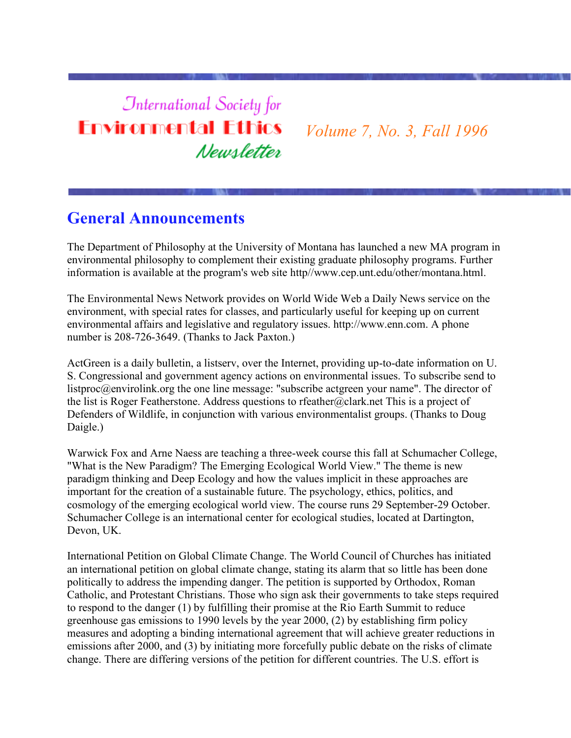# International Society for Environmental Ethics Newsletter

*Volume 7, No. 3, Fall 1996*

## General Announcements

The Department of Philosophy at the University of Montana has launched a new MA program in environmental philosophy to complement their existing graduate philosophy programs. Further information is available at the program's web site http//www.cep.unt.edu/other/montana.html.

The Environmental News Network provides on World Wide Web a Daily News service on the environment, with special rates for classes, and particularly useful for keeping up on current environmental affairs and legislative and regulatory issues. http://www.enn.com. A phone number is 208-726-3649. (Thanks to Jack Paxton.)

ActGreen is a daily bulletin, a listserv, over the Internet, providing up-to-date information on U. S. Congressional and government agency actions on environmental issues. To subscribe send to listproc@envirolink.org the one line message: "subscribe actgreen your name". The director of the list is Roger Featherstone. Address questions to rfeather@clark.net This is a project of Defenders of Wildlife, in conjunction with various environmentalist groups. (Thanks to Doug Daigle.)

Warwick Fox and Arne Naess are teaching a three-week course this fall at Schumacher College, "What is the New Paradigm? The Emerging Ecological World View." The theme is new paradigm thinking and Deep Ecology and how the values implicit in these approaches are important for the creation of a sustainable future. The psychology, ethics, politics, and cosmology of the emerging ecological world view. The course runs 29 September-29 October. Schumacher College is an international center for ecological studies, located at Dartington, Devon, UK.

International Petition on Global Climate Change. The World Council of Churches has initiated an international petition on global climate change, stating its alarm that so little has been done politically to address the impending danger. The petition is supported by Orthodox, Roman Catholic, and Protestant Christians. Those who sign ask their governments to take steps required to respond to the danger (1) by fulfilling their promise at the Rio Earth Summit to reduce greenhouse gas emissions to 1990 levels by the year 2000, (2) by establishing firm policy measures and adopting a binding international agreement that will achieve greater reductions in emissions after 2000, and (3) by initiating more forcefully public debate on the risks of climate change. There are differing versions of the petition for different countries. The U.S. effort is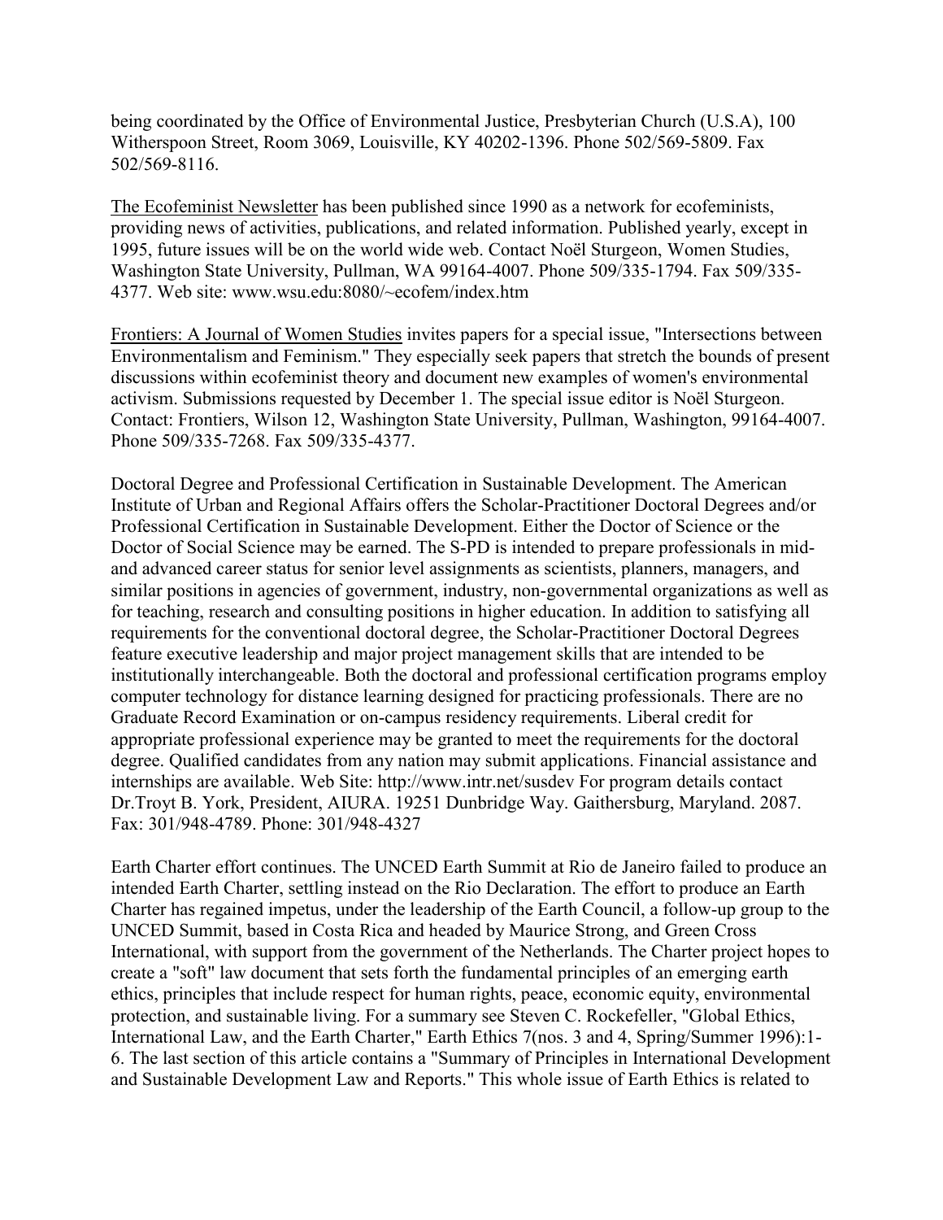being coordinated by the Office of Environmental Justice, Presbyterian Church (U.S.A), 100 Witherspoon Street, Room 3069, Louisville, KY 40202-1396. Phone 502/569-5809. Fax 502/569-8116.

The Ecofeminist Newsletter has been published since 1990 as a network for ecofeminists, providing news of activities, publications, and related information. Published yearly, except in 1995, future issues will be on the world wide web. Contact Noël Sturgeon, Women Studies, Washington State University, Pullman, WA 99164-4007. Phone 509/335-1794. Fax 509/335-4377. Web site: www.wsu.edu:8080/~ecofem/index.htm

Frontiers: A Journal of Women Studies invites papers for a special issue, "Intersections between Environmentalism and Feminism." They especially seek papers that stretch the bounds of present discussions within ecofeminist theory and document new examples of women's environmental activism. Submissions requested by December 1. The special issue editor is Noël Sturgeon. Contact: Frontiers, Wilson 12, Washington State University, Pullman, Washington, 99164-4007. Phone 509/335-7268. Fax 509/335-4377.

Doctoral Degree and Professional Certification in Sustainable Development. The American Institute of Urban and Regional Affairs offers the Scholar-Practitioner Doctoral Degrees and/or Professional Certification in Sustainable Development. Either the Doctor of Science or the Doctor of Social Science may be earned. The S-PD is intended to prepare professionals in mid- and advanced career status for senior level assignments as scientists, planners, managers, and similar positions in agencies of government, industry, non-governmental organizations as well as for teaching, research and consulting positions in higher education. In addition to satisfying all requirements for the conventional doctoral degree, the Scholar-Practitioner Doctoral Degrees feature executive leadership and major project management skills that are intended to be institutionally interchangeable. Both the doctoral and professional certification programs employ computer technology for distance learning designed for practicing professionals. There are no Graduate Record Examination or on-campus residency requirements. Liberal credit for appropriate professional experience may be granted to meet the requirements for the doctoral degree. Qualified candidates from any nation may submit applications. Financial assistance and internships are available. Web Site: http://www.intr.net/susdev For program details contact Dr.Troyt B. York, President, AIURA. 19251 Dunbridge Way. Gaithersburg, Maryland. 2087. Fax: 301/948-4789. Phone: 301/948-4327

Earth Charter effort continues. The UNCED Earth Summit at Rio de Janeiro failed to produce an intended Earth Charter, settling instead on the Rio Declaration. The effort to produce an Earth Charter has regained impetus, under the leadership of the Earth Council, a follow-up group to the UNCED Summit, based in Costa Rica and headed by Maurice Strong, and Green Cross International, with support from the government of the Netherlands. The Charter project hopes to create a "soft" law document that sets forth the fundamental principles of an emerging earth ethics, principles that include respect for human rights, peace, economic equity, environmental protection, and sustainable living. For a summary see Steven C. Rockefeller, "Global Ethics, International Law, and the Earth Charter," Earth Ethics 7(nos. 3 and 4, Spring/Summer 1996):1-6. The last section of this article contains a "Summary of Principles in International Development and Sustainable Development Law and Reports." This whole issue of Earth Ethics is related to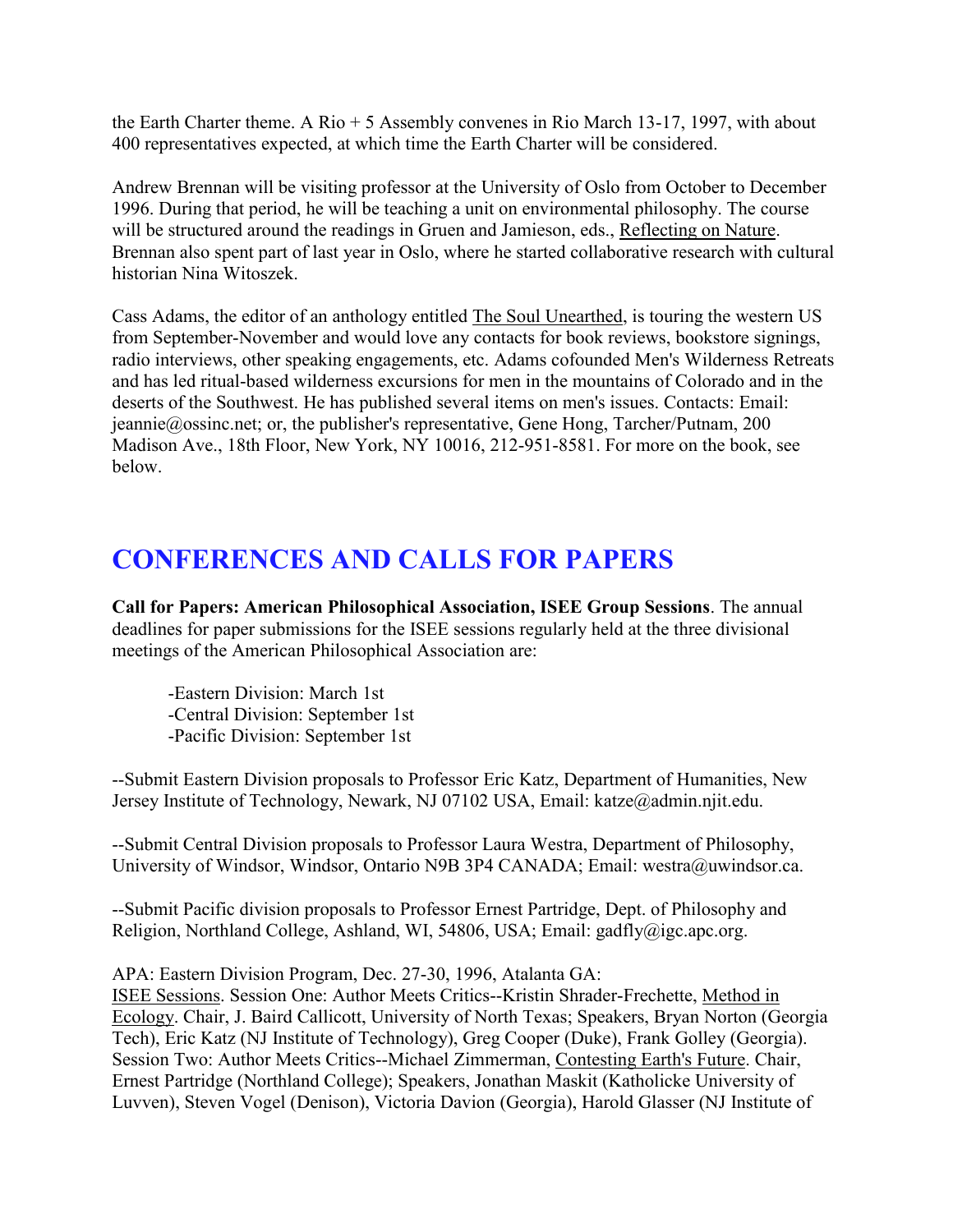the Earth Charter theme. A Rio + 5 Assembly convenes in Rio March 13-17, 1997, with about 400 representatives expected, at which time the Earth Charter will be considered.

Andrew Brennan will be visiting professor at the University of Oslo from October to December 1996. During that period, he will be teaching a unit on environmental philosophy. The course will be structured around the readings in Gruen and Jamieson, eds., Reflecting on Nature. Brennan also spent part of last year in Oslo, where he started collaborative research with cultural historian Nina Witoszek.

Cass Adams, the editor of an anthology entitled The Soul Unearthed, is touring the western US from September-November and would love any contacts for book reviews, bookstore signings, radio interviews, other speaking engagements, etc. Adams cofounded Men's Wilderness Retreats and has led ritual-based wilderness excursions for men in the mountains of Colorado and in the deserts of the Southwest. He has published several items on men's issues. Contacts: Email: jeannie@ossinc.net; or, the publisher's representative, Gene Hong, Tarcher/Putnam, 200 Madison Ave., 18th Floor, New York, NY 10016, 212-951-8581. For more on the book, see below.

# CONFERENCES AND CALLS FOR PAPERS

**Call for Papers: American Philosophical Association, ISEE Group Sessions**. The annual deadlines for paper submissions for the ISEE sessions regularly held at the three divisional meetings of the American Philosophical Association are:

-Eastern Division: March 1st
-Central Division: September 1st
-Pacific Division: September 1st

--Submit Eastern Division proposals to Professor Eric Katz, Department of Humanities, New Jersey Institute of Technology, Newark, NJ 07102 USA, Email: katze@admin.njit.edu.

--Submit Central Division proposals to Professor Laura Westra, Department of Philosophy, University of Windsor, Windsor, Ontario N9B 3P4 CANADA; Email: westra@uwindsor.ca.

--Submit Pacific division proposals to Professor Ernest Partridge, Dept. of Philosophy and Religion, Northland College, Ashland, WI, 54806, USA; Email: gadfly@igc.apc.org.

APA: Eastern Division Program, Dec. 27-30, 1996, Atalanta GA:
ISEE Sessions. Session One: Author Meets Critics--Kristin Shrader-Frechette, Method in Ecology. Chair, J. Baird Callicott, University of North Texas; Speakers, Bryan Norton (Georgia Tech), Eric Katz (NJ Institute of Technology), Greg Cooper (Duke), Frank Golley (Georgia). Session Two: Author Meets Critics--Michael Zimmerman, Contesting Earth's Future. Chair, Ernest Partridge (Northland College); Speakers, Jonathan Maskit (Katholicke University of Luvven), Steven Vogel (Denison), Victoria Davion (Georgia), Harold Glasser (NJ Institute of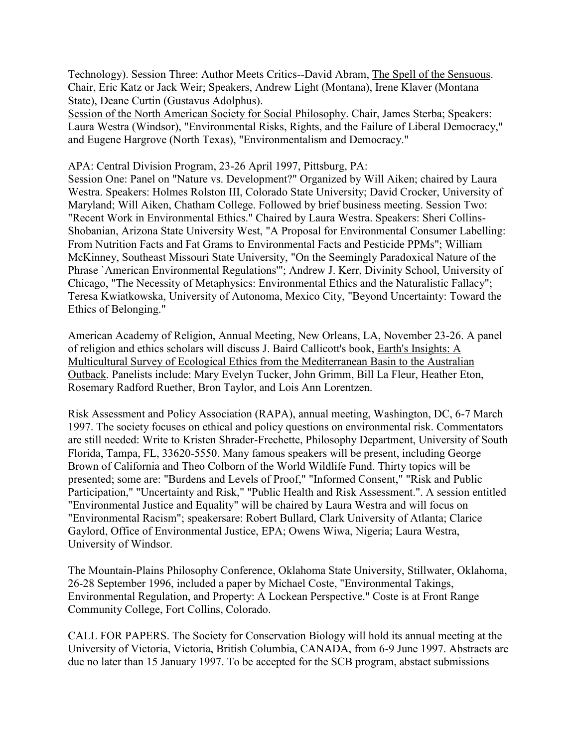Technology). Session Three: Author Meets Critics--David Abram, The Spell of the Sensuous. Chair, Eric Katz or Jack Weir; Speakers, Andrew Light (Montana), Irene Klaver (Montana State), Deane Curtin (Gustavus Adolphus).

Session of the North American Society for Social Philosophy. Chair, James Sterba; Speakers: Laura Westra (Windsor), "Environmental Risks, Rights, and the Failure of Liberal Democracy," and Eugene Hargrove (North Texas), "Environmentalism and Democracy."

APA: Central Division Program, 23-26 April 1997, Pittsburg, PA:
Session One: Panel on "Nature vs. Development?" Organized by Will Aiken; chaired by Laura Westra. Speakers: Holmes Rolston III, Colorado State University; David Crocker, University of Maryland; Will Aiken, Chatham College. Followed by brief business meeting. Session Two: "Recent Work in Environmental Ethics." Chaired by Laura Westra. Speakers: Sheri Collins-Shobanian, Arizona State University West, "A Proposal for Environmental Consumer Labelling: From Nutrition Facts and Fat Grams to Environmental Facts and Pesticide PPMs"; William McKinney, Southeast Missouri State University, "On the Seemingly Paradoxical Nature of the Phrase `American Environmental Regulations'"; Andrew J. Kerr, Divinity School, University of Chicago, "The Necessity of Metaphysics: Environmental Ethics and the Naturalistic Fallacy"; Teresa Kwiatkowska, University of Autonoma, Mexico City, "Beyond Uncertainty: Toward the Ethics of Belonging."

American Academy of Religion, Annual Meeting, New Orleans, LA, November 23-26. A panel of religion and ethics scholars will discuss J. Baird Callicott's book, Earth's Insights: A Multicultural Survey of Ecological Ethics from the Mediterranean Basin to the Australian Outback. Panelists include: Mary Evelyn Tucker, John Grimm, Bill La Fleur, Heather Eton, Rosemary Radford Ruether, Bron Taylor, and Lois Ann Lorentzen.

Risk Assessment and Policy Association (RAPA), annual meeting, Washington, DC, 6-7 March 1997. The society focuses on ethical and policy questions on environmental risk. Commentators are still needed: Write to Kristen Shrader-Frechette, Philosophy Department, University of South Florida, Tampa, FL, 33620-5550. Many famous speakers will be present, including George Brown of California and Theo Colborn of the World Wildlife Fund. Thirty topics will be presented; some are: "Burdens and Levels of Proof," "Informed Consent," "Risk and Public Participation," "Uncertainty and Risk," "Public Health and Risk Assessment.". A session entitled "Environmental Justice and Equality" will be chaired by Laura Westra and will focus on "Environmental Racism"; speakersare: Robert Bullard, Clark University of Atlanta; Clarice Gaylord, Office of Environmental Justice, EPA; Owens Wiwa, Nigeria; Laura Westra, University of Windsor.

The Mountain-Plains Philosophy Conference, Oklahoma State University, Stillwater, Oklahoma, 26-28 September 1996, included a paper by Michael Coste, "Environmental Takings, Environmental Regulation, and Property: A Lockean Perspective." Coste is at Front Range Community College, Fort Collins, Colorado.

CALL FOR PAPERS. The Society for Conservation Biology will hold its annual meeting at the University of Victoria, Victoria, British Columbia, CANADA, from 6-9 June 1997. Abstracts are due no later than 15 January 1997. To be accepted for the SCB program, abstact submissions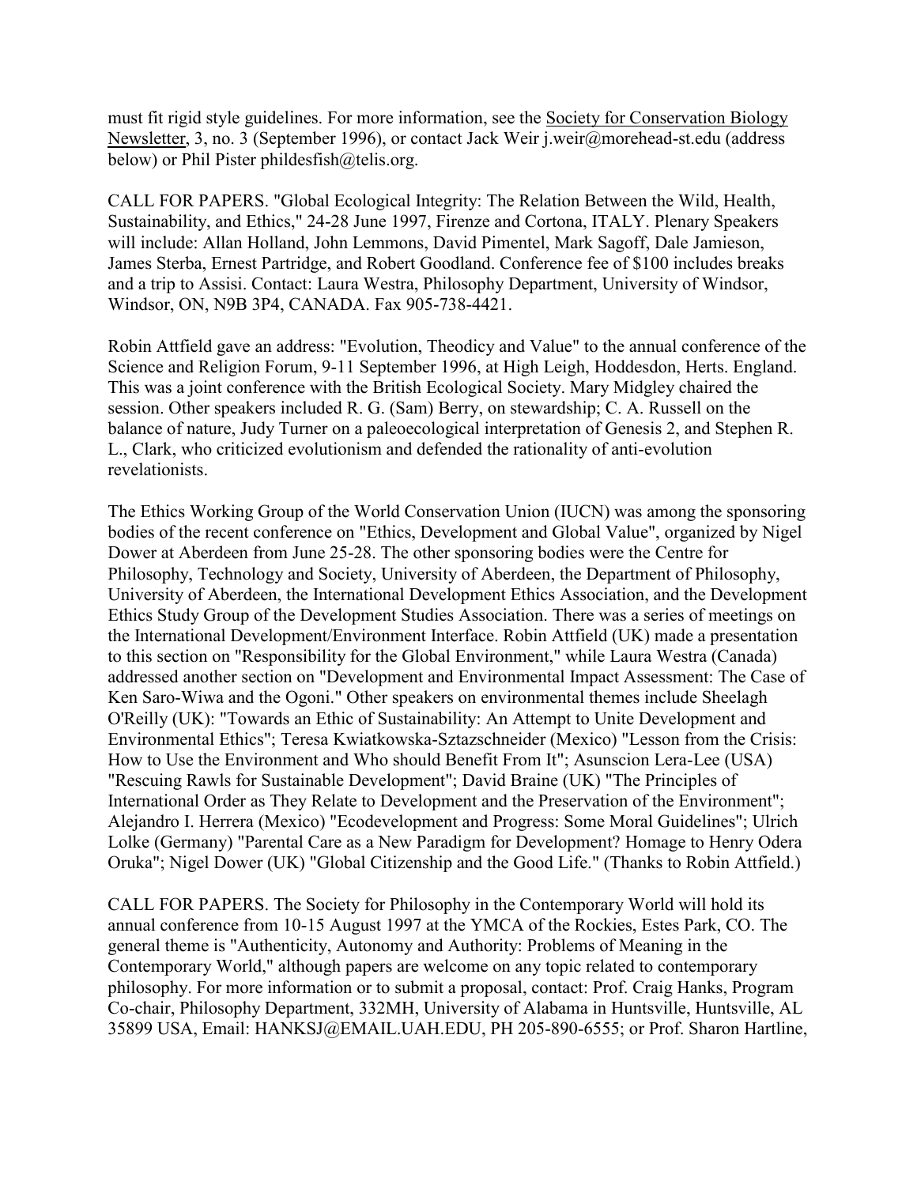must fit rigid style guidelines. For more information, see the Society for Conservation Biology Newsletter, 3, no. 3 (September 1996), or contact Jack Weir j.weir@morehead-st.edu (address below) or Phil Pister phildesfish@telis.org.

CALL FOR PAPERS. "Global Ecological Integrity: The Relation Between the Wild, Health, Sustainability, and Ethics," 24-28 June 1997, Firenze and Cortona, ITALY. Plenary Speakers will include: Allan Holland, John Lemmons, David Pimentel, Mark Sagoff, Dale Jamieson, James Sterba, Ernest Partridge, and Robert Goodland. Conference fee of $100 includes breaks and a trip to Assisi. Contact: Laura Westra, Philosophy Department, University of Windsor, Windsor, ON, N9B 3P4, CANADA. Fax 905-738-4421.

Robin Attfield gave an address: "Evolution, Theodicy and Value" to the annual conference of the Science and Religion Forum, 9-11 September 1996, at High Leigh, Hoddesdon, Herts. England. This was a joint conference with the British Ecological Society. Mary Midgley chaired the session. Other speakers included R. G. (Sam) Berry, on stewardship; C. A. Russell on the balance of nature, Judy Turner on a paleoecological interpretation of Genesis 2, and Stephen R. L., Clark, who criticized evolutionism and defended the rationality of anti-evolution revelationists.

The Ethics Working Group of the World Conservation Union (IUCN) was among the sponsoring bodies of the recent conference on "Ethics, Development and Global Value", organized by Nigel Dower at Aberdeen from June 25-28. The other sponsoring bodies were the Centre for Philosophy, Technology and Society, University of Aberdeen, the Department of Philosophy, University of Aberdeen, the International Development Ethics Association, and the Development Ethics Study Group of the Development Studies Association. There was a series of meetings on the International Development/Environment Interface. Robin Attfield (UK) made a presentation to this section on "Responsibility for the Global Environment," while Laura Westra (Canada) addressed another section on "Development and Environmental Impact Assessment: The Case of Ken Saro-Wiwa and the Ogoni." Other speakers on environmental themes include Sheelagh O'Reilly (UK): "Towards an Ethic of Sustainability: An Attempt to Unite Development and Environmental Ethics"; Teresa Kwiatkowska-Sztazschneider (Mexico) "Lesson from the Crisis: How to Use the Environment and Who should Benefit From It"; Asunscion Lera-Lee (USA) "Rescuing Rawls for Sustainable Development"; David Braine (UK) "The Principles of International Order as They Relate to Development and the Preservation of the Environment"; Alejandro I. Herrera (Mexico) "Ecodevelopment and Progress: Some Moral Guidelines"; Ulrich Lolke (Germany) "Parental Care as a New Paradigm for Development? Homage to Henry Odera Oruka"; Nigel Dower (UK) "Global Citizenship and the Good Life." (Thanks to Robin Attfield.)

CALL FOR PAPERS. The Society for Philosophy in the Contemporary World will hold its annual conference from 10-15 August 1997 at the YMCA of the Rockies, Estes Park, CO. The general theme is "Authenticity, Autonomy and Authority: Problems of Meaning in the Contemporary World," although papers are welcome on any topic related to contemporary philosophy. For more information or to submit a proposal, contact: Prof. Craig Hanks, Program Co-chair, Philosophy Department, 332MH, University of Alabama in Huntsville, Huntsville, AL 35899 USA, Email: HANKSJ@EMAIL.UAH.EDU, PH 205-890-6555; or Prof. Sharon Hartline,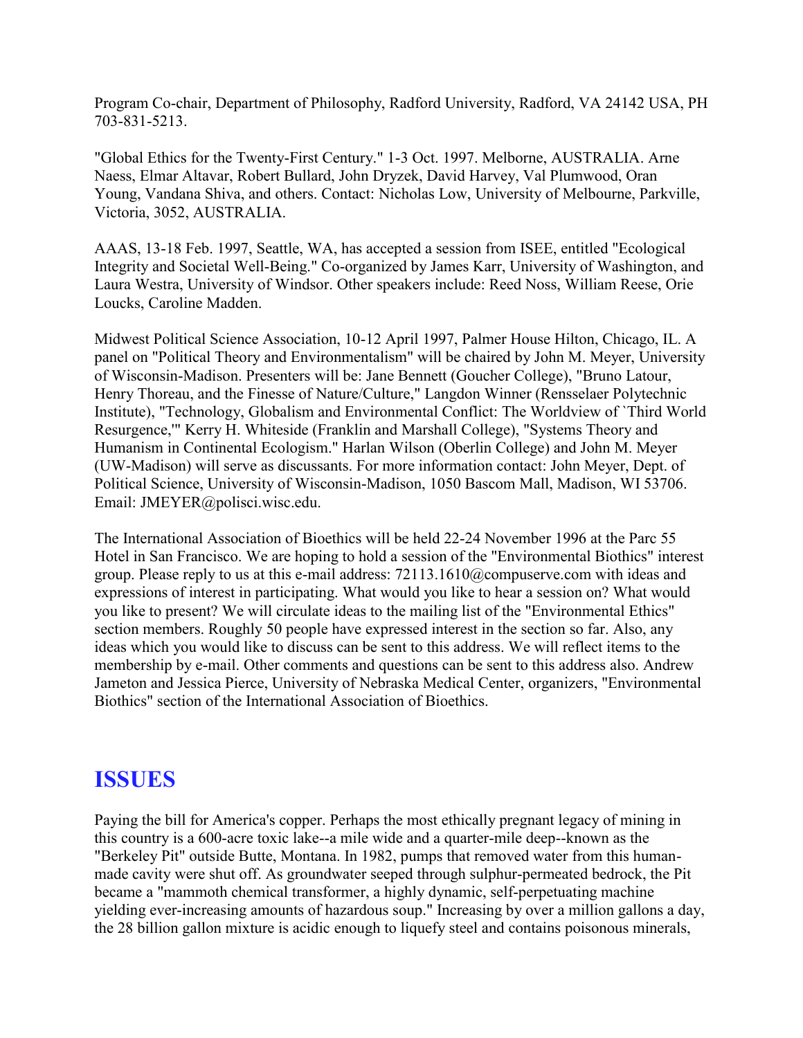Program Co-chair, Department of Philosophy, Radford University, Radford, VA 24142 USA, PH 703-831-5213.

"Global Ethics for the Twenty-First Century." 1-3 Oct. 1997. Melborne, AUSTRALIA. Arne Naess, Elmar Altavar, Robert Bullard, John Dryzek, David Harvey, Val Plumwood, Oran Young, Vandana Shiva, and others. Contact: Nicholas Low, University of Melbourne, Parkville, Victoria, 3052, AUSTRALIA.

AAAS, 13-18 Feb. 1997, Seattle, WA, has accepted a session from ISEE, entitled "Ecological Integrity and Societal Well-Being." Co-organized by James Karr, University of Washington, and Laura Westra, University of Windsor. Other speakers include: Reed Noss, William Reese, Orie Loucks, Caroline Madden.

Midwest Political Science Association, 10-12 April 1997, Palmer House Hilton, Chicago, IL. A panel on "Political Theory and Environmentalism" will be chaired by John M. Meyer, University of Wisconsin-Madison. Presenters will be: Jane Bennett (Goucher College), "Bruno Latour, Henry Thoreau, and the Finesse of Nature/Culture," Langdon Winner (Rensselaer Polytechnic Institute), "Technology, Globalism and Environmental Conflict: The Worldview of `Third World Resurgence,'" Kerry H. Whiteside (Franklin and Marshall College), "Systems Theory and Humanism in Continental Ecologism." Harlan Wilson (Oberlin College) and John M. Meyer (UW-Madison) will serve as discussants. For more information contact: John Meyer, Dept. of Political Science, University of Wisconsin-Madison, 1050 Bascom Mall, Madison, WI 53706. Email: JMEYER@polisci.wisc.edu.

The International Association of Bioethics will be held 22-24 November 1996 at the Parc 55 Hotel in San Francisco. We are hoping to hold a session of the "Environmental Biothics" interest group. Please reply to us at this e-mail address: 72113.1610@compuserve.com with ideas and expressions of interest in participating. What would you like to hear a session on? What would you like to present? We will circulate ideas to the mailing list of the "Environmental Ethics" section members. Roughly 50 people have expressed interest in the section so far. Also, any ideas which you would like to discuss can be sent to this address. We will reflect items to the membership by e-mail. Other comments and questions can be sent to this address also. Andrew Jameton and Jessica Pierce, University of Nebraska Medical Center, organizers, "Environmental Biothics" section of the International Association of Bioethics.

## ISSUES

Paying the bill for America's copper. Perhaps the most ethically pregnant legacy of mining in this country is a 600-acre toxic lake--a mile wide and a quarter-mile deep--known as the "Berkeley Pit" outside Butte, Montana. In 1982, pumps that removed water from this human-made cavity were shut off. As groundwater seeped through sulphur-permeated bedrock, the Pit became a "mammoth chemical transformer, a highly dynamic, self-perpetuating machine yielding ever-increasing amounts of hazardous soup." Increasing by over a million gallons a day, the 28 billion gallon mixture is acidic enough to liquefy steel and contains poisonous minerals,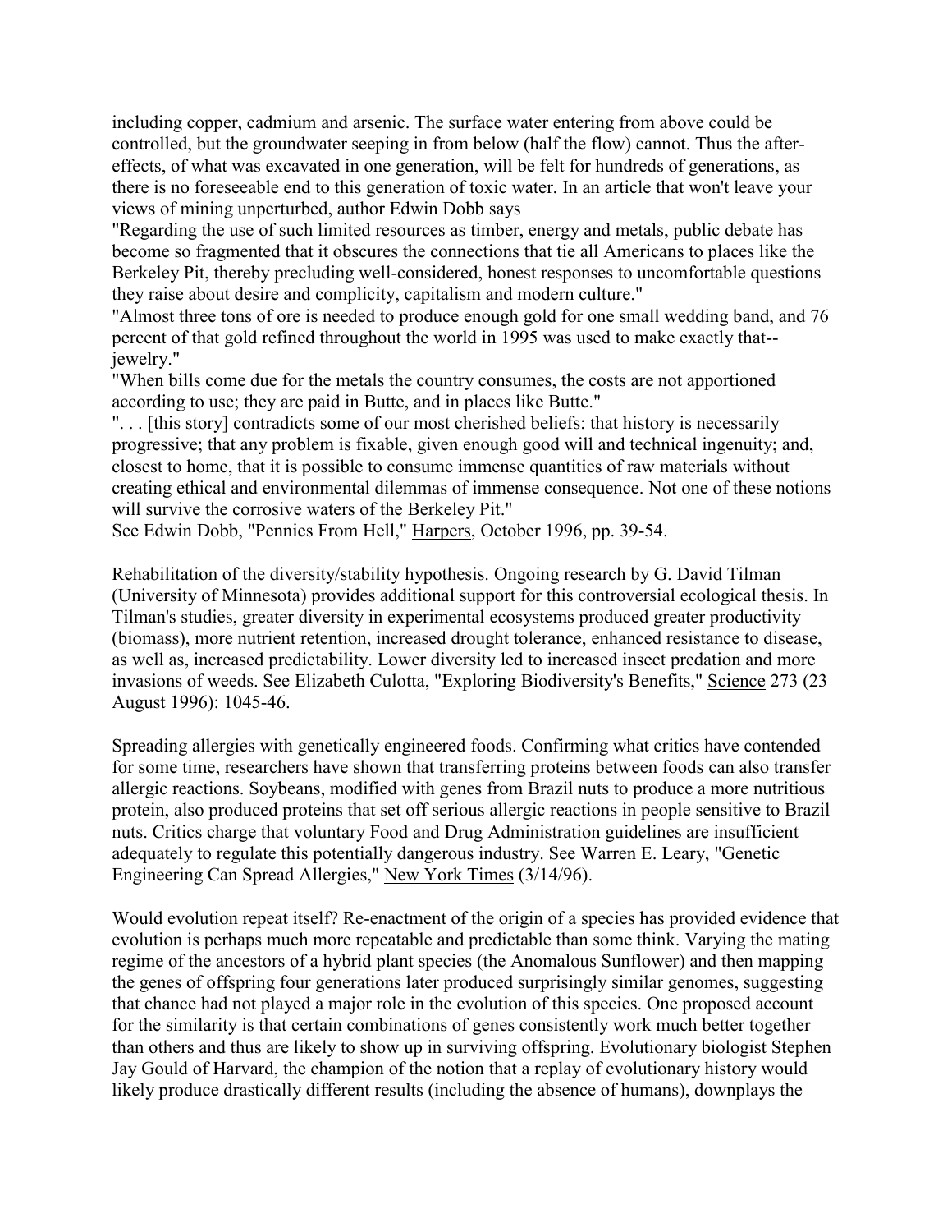including copper, cadmium and arsenic. The surface water entering from above could be controlled, but the groundwater seeping in from below (half the flow) cannot. Thus the after-effects, of what was excavated in one generation, will be felt for hundreds of generations, as there is no foreseeable end to this generation of toxic water. In an article that won't leave your views of mining unperturbed, author Edwin Dobb says

"Regarding the use of such limited resources as timber, energy and metals, public debate has become so fragmented that it obscures the connections that tie all Americans to places like the Berkeley Pit, thereby precluding well-considered, honest responses to uncomfortable questions they raise about desire and complicity, capitalism and modern culture."

"Almost three tons of ore is needed to produce enough gold for one small wedding band, and 76 percent of that gold refined throughout the world in 1995 was used to make exactly that--jewelry."

"When bills come due for the metals the country consumes, the costs are not apportioned according to use; they are paid in Butte, and in places like Butte."

". . . [this story] contradicts some of our most cherished beliefs: that history is necessarily progressive; that any problem is fixable, given enough good will and technical ingenuity; and, closest to home, that it is possible to consume immense quantities of raw materials without creating ethical and environmental dilemmas of immense consequence. Not one of these notions will survive the corrosive waters of the Berkeley Pit."

See Edwin Dobb, "Pennies From Hell," Harpers, October 1996, pp. 39-54.

Rehabilitation of the diversity/stability hypothesis. Ongoing research by G. David Tilman (University of Minnesota) provides additional support for this controversial ecological thesis. In Tilman's studies, greater diversity in experimental ecosystems produced greater productivity (biomass), more nutrient retention, increased drought tolerance, enhanced resistance to disease, as well as, increased predictability. Lower diversity led to increased insect predation and more invasions of weeds. See Elizabeth Culotta, "Exploring Biodiversity's Benefits," Science 273 (23 August 1996): 1045-46.

Spreading allergies with genetically engineered foods. Confirming what critics have contended for some time, researchers have shown that transferring proteins between foods can also transfer allergic reactions. Soybeans, modified with genes from Brazil nuts to produce a more nutritious protein, also produced proteins that set off serious allergic reactions in people sensitive to Brazil nuts. Critics charge that voluntary Food and Drug Administration guidelines are insufficient adequately to regulate this potentially dangerous industry. See Warren E. Leary, "Genetic Engineering Can Spread Allergies," New York Times (3/14/96).

Would evolution repeat itself? Re-enactment of the origin of a species has provided evidence that evolution is perhaps much more repeatable and predictable than some think. Varying the mating regime of the ancestors of a hybrid plant species (the Anomalous Sunflower) and then mapping the genes of offspring four generations later produced surprisingly similar genomes, suggesting that chance had not played a major role in the evolution of this species. One proposed account for the similarity is that certain combinations of genes consistently work much better together than others and thus are likely to show up in surviving offspring. Evolutionary biologist Stephen Jay Gould of Harvard, the champion of the notion that a replay of evolutionary history would likely produce drastically different results (including the absence of humans), downplays the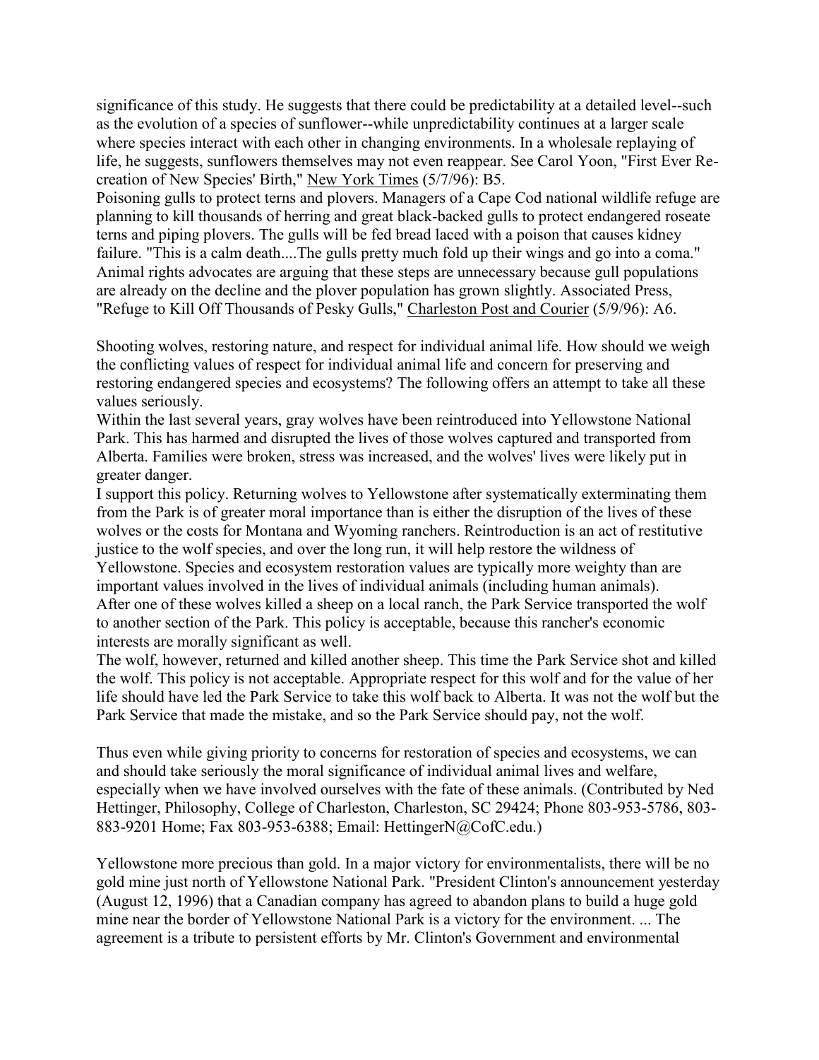significance of this study. He suggests that there could be predictability at a detailed level--such as the evolution of a species of sunflower--while unpredictability continues at a larger scale where species interact with each other in changing environments. In a wholesale replaying of life, he suggests, sunflowers themselves may not even reappear. See Carol Yoon, "First Ever Re-creation of New Species' Birth," New York Times (5/7/96): B5.

Poisoning gulls to protect terns and plovers. Managers of a Cape Cod national wildlife refuge are planning to kill thousands of herring and great black-backed gulls to protect endangered roseate terns and piping plovers. The gulls will be fed bread laced with a poison that causes kidney failure. "This is a calm death....The gulls pretty much fold up their wings and go into a coma." Animal rights advocates are arguing that these steps are unnecessary because gull populations are already on the decline and the plover population has grown slightly. Associated Press, "Refuge to Kill Off Thousands of Pesky Gulls," Charleston Post and Courier (5/9/96): A6.

Shooting wolves, restoring nature, and respect for individual animal life. How should we weigh the conflicting values of respect for individual animal life and concern for preserving and restoring endangered species and ecosystems? The following offers an attempt to take all these values seriously.

Within the last several years, gray wolves have been reintroduced into Yellowstone National Park. This has harmed and disrupted the lives of those wolves captured and transported from Alberta. Families were broken, stress was increased, and the wolves' lives were likely put in greater danger.

I support this policy. Returning wolves to Yellowstone after systematically exterminating them from the Park is of greater moral importance than is either the disruption of the lives of these wolves or the costs for Montana and Wyoming ranchers. Reintroduction is an act of restitutive justice to the wolf species, and over the long run, it will help restore the wildness of Yellowstone. Species and ecosystem restoration values are typically more weighty than are important values involved in the lives of individual animals (including human animals).

After one of these wolves killed a sheep on a local ranch, the Park Service transported the wolf to another section of the Park. This policy is acceptable, because this rancher's economic interests are morally significant as well.

The wolf, however, returned and killed another sheep. This time the Park Service shot and killed the wolf. This policy is not acceptable. Appropriate respect for this wolf and for the value of her life should have led the Park Service to take this wolf back to Alberta. It was not the wolf but the Park Service that made the mistake, and so the Park Service should pay, not the wolf.

Thus even while giving priority to concerns for restoration of species and ecosystems, we can and should take seriously the moral significance of individual animal lives and welfare, especially when we have involved ourselves with the fate of these animals. (Contributed by Ned Hettinger, Philosophy, College of Charleston, Charleston, SC 29424; Phone 803-953-5786, 803-883-9201 Home; Fax 803-953-6388; Email: HettingerN@CofC.edu.)

Yellowstone more precious than gold. In a major victory for environmentalists, there will be no gold mine just north of Yellowstone National Park. "President Clinton's announcement yesterday (August 12, 1996) that a Canadian company has agreed to abandon plans to build a huge gold mine near the border of Yellowstone National Park is a victory for the environment. ... The agreement is a tribute to persistent efforts by Mr. Clinton's Government and environmental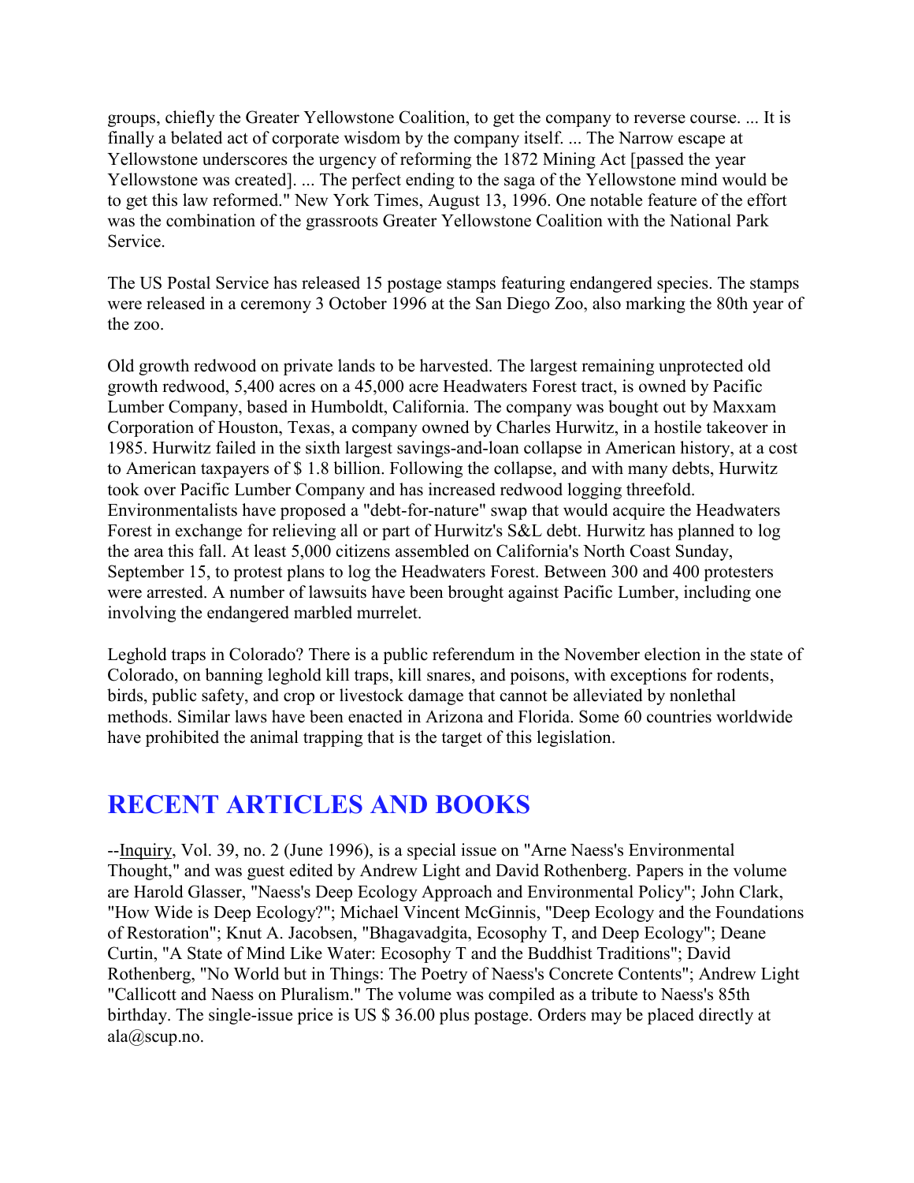groups, chiefly the Greater Yellowstone Coalition, to get the company to reverse course. ... It is finally a belated act of corporate wisdom by the company itself. ... The Narrow escape at Yellowstone underscores the urgency of reforming the 1872 Mining Act [passed the year Yellowstone was created]. ... The perfect ending to the saga of the Yellowstone mind would be to get this law reformed." New York Times, August 13, 1996. One notable feature of the effort was the combination of the grassroots Greater Yellowstone Coalition with the National Park Service.

The US Postal Service has released 15 postage stamps featuring endangered species. The stamps were released in a ceremony 3 October 1996 at the San Diego Zoo, also marking the 80th year of the zoo.

Old growth redwood on private lands to be harvested. The largest remaining unprotected old growth redwood, 5,400 acres on a 45,000 acre Headwaters Forest tract, is owned by Pacific Lumber Company, based in Humboldt, California. The company was bought out by Maxxam Corporation of Houston, Texas, a company owned by Charles Hurwitz, in a hostile takeover in 1985. Hurwitz failed in the sixth largest savings-and-loan collapse in American history, at a cost to American taxpayers of $ 1.8 billion. Following the collapse, and with many debts, Hurwitz took over Pacific Lumber Company and has increased redwood logging threefold. Environmentalists have proposed a "debt-for-nature" swap that would acquire the Headwaters Forest in exchange for relieving all or part of Hurwitz's S&L debt. Hurwitz has planned to log the area this fall. At least 5,000 citizens assembled on California's North Coast Sunday, September 15, to protest plans to log the Headwaters Forest. Between 300 and 400 protesters were arrested. A number of lawsuits have been brought against Pacific Lumber, including one involving the endangered marbled murrelet.

Leghold traps in Colorado? There is a public referendum in the November election in the state of Colorado, on banning leghold kill traps, kill snares, and poisons, with exceptions for rodents, birds, public safety, and crop or livestock damage that cannot be alleviated by nonlethal methods. Similar laws have been enacted in Arizona and Florida. Some 60 countries worldwide have prohibited the animal trapping that is the target of this legislation.

## RECENT ARTICLES AND BOOKS

--Inquiry, Vol. 39, no. 2 (June 1996), is a special issue on "Arne Naess's Environmental Thought," and was guest edited by Andrew Light and David Rothenberg. Papers in the volume are Harold Glasser, "Naess's Deep Ecology Approach and Environmental Policy"; John Clark, "How Wide is Deep Ecology?"; Michael Vincent McGinnis, "Deep Ecology and the Foundations of Restoration"; Knut A. Jacobsen, "Bhagavadgita, Ecosophy T, and Deep Ecology"; Deane Curtin, "A State of Mind Like Water: Ecosophy T and the Buddhist Traditions"; David Rothenberg, "No World but in Things: The Poetry of Naess's Concrete Contents"; Andrew Light "Callicott and Naess on Pluralism." The volume was compiled as a tribute to Naess's 85th birthday. The single-issue price is US $ 36.00 plus postage. Orders may be placed directly at ala@scup.no.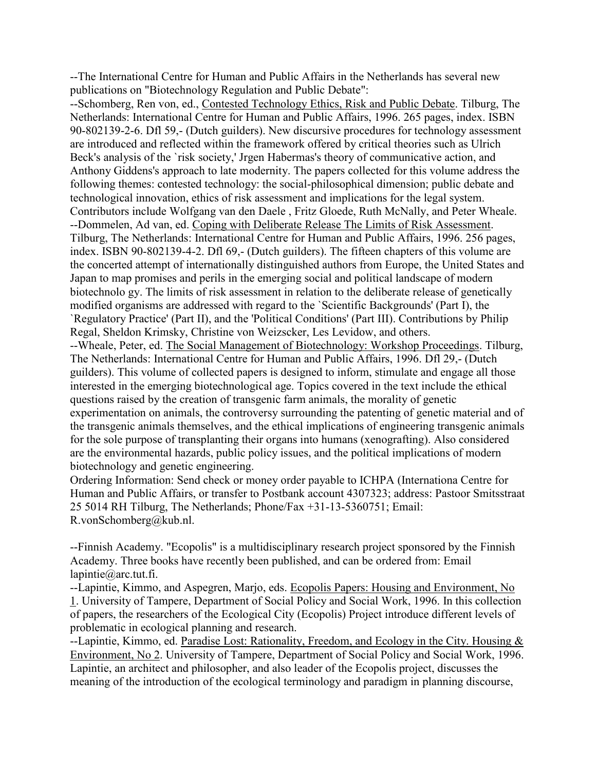--The International Centre for Human and Public Affairs in the Netherlands has several new publications on "Biotechnology Regulation and Public Debate":

--Schomberg, Ren von, ed., Contested Technology Ethics, Risk and Public Debate. Tilburg, The Netherlands: International Centre for Human and Public Affairs, 1996. 265 pages, index. ISBN 90-802139-2-6. Dfl 59,- (Dutch guilders). New discursive procedures for technology assessment are introduced and reflected within the framework offered by critical theories such as Ulrich Beck's analysis of the `risk society,' Jrgen Habermas's theory of communicative action, and Anthony Giddens's approach to late modernity. The papers collected for this volume address the following themes: contested technology: the social-philosophical dimension; public debate and technological innovation, ethics of risk assessment and implications for the legal system. Contributors include Wolfgang van den Daele , Fritz Gloede, Ruth McNally, and Peter Wheale.

--Dommelen, Ad van, ed. Coping with Deliberate Release The Limits of Risk Assessment. Tilburg, The Netherlands: International Centre for Human and Public Affairs, 1996. 256 pages, index. ISBN 90-802139-4-2. Dfl 69,- (Dutch guilders). The fifteen chapters of this volume are the concerted attempt of internationally distinguished authors from Europe, the United States and Japan to map promises and perils in the emerging social and political landscape of modern biotechnolo gy. The limits of risk assessment in relation to the deliberate release of genetically modified organisms are addressed with regard to the `Scientific Backgrounds' (Part I), the `Regulatory Practice' (Part II), and the 'Political Conditions' (Part III). Contributions by Philip Regal, Sheldon Krimsky, Christine von Weizscker, Les Levidow, and others.

--Wheale, Peter, ed. The Social Management of Biotechnology: Workshop Proceedings. Tilburg, The Netherlands: International Centre for Human and Public Affairs, 1996. Dfl 29,- (Dutch guilders). This volume of collected papers is designed to inform, stimulate and engage all those interested in the emerging biotechnological age. Topics covered in the text include the ethical questions raised by the creation of transgenic farm animals, the morality of genetic experimentation on animals, the controversy surrounding the patenting of genetic material and of the transgenic animals themselves, and the ethical implications of engineering transgenic animals for the sole purpose of transplanting their organs into humans (xenografting). Also considered are the environmental hazards, public policy issues, and the political implications of modern biotechnology and genetic engineering.

Ordering Information: Send check or money order payable to ICHPA (Internationa Centre for Human and Public Affairs, or transfer to Postbank account 4307323; address: Pastoor Smitsstraat 25 5014 RH Tilburg, The Netherlands; Phone/Fax +31-13-5360751; Email: R.vonSchomberg@kub.nl.

--Finnish Academy. "Ecopolis" is a multidisciplinary research project sponsored by the Finnish Academy. Three books have recently been published, and can be ordered from: Email lapintie@arc.tut.fi.

--Lapintie, Kimmo, and Aspegren, Marjo, eds. Ecopolis Papers: Housing and Environment, No 1. University of Tampere, Department of Social Policy and Social Work, 1996. In this collection of papers, the researchers of the Ecological City (Ecopolis) Project introduce different levels of problematic in ecological planning and research.

--Lapintie, Kimmo, ed. Paradise Lost: Rationality, Freedom, and Ecology in the City. Housing & Environment, No 2. University of Tampere, Department of Social Policy and Social Work, 1996. Lapintie, an architect and philosopher, and also leader of the Ecopolis project, discusses the meaning of the introduction of the ecological terminology and paradigm in planning discourse,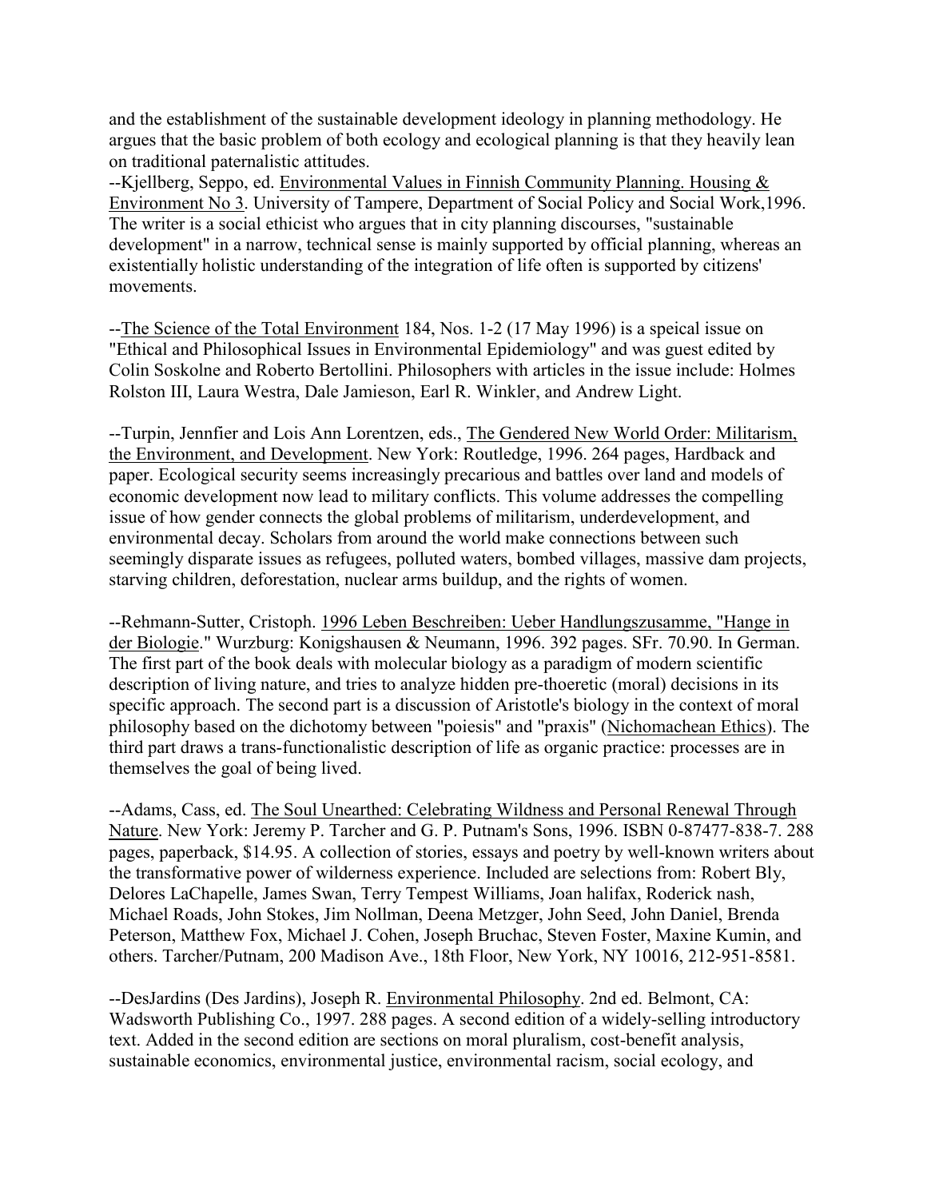and the establishment of the sustainable development ideology in planning methodology. He argues that the basic problem of both ecology and ecological planning is that they heavily lean on traditional paternalistic attitudes.

--Kjellberg, Seppo, ed. Environmental Values in Finnish Community Planning. Housing & Environment No 3. University of Tampere, Department of Social Policy and Social Work,1996. The writer is a social ethicist who argues that in city planning discourses, "sustainable development" in a narrow, technical sense is mainly supported by official planning, whereas an existentially holistic understanding of the integration of life often is supported by citizens' movements.

--The Science of the Total Environment 184, Nos. 1-2 (17 May 1996) is a speical issue on "Ethical and Philosophical Issues in Environmental Epidemiology" and was guest edited by Colin Soskolne and Roberto Bertollini. Philosophers with articles in the issue include: Holmes Rolston III, Laura Westra, Dale Jamieson, Earl R. Winkler, and Andrew Light.

--Turpin, Jennfier and Lois Ann Lorentzen, eds., The Gendered New World Order: Militarism, the Environment, and Development. New York: Routledge, 1996. 264 pages, Hardback and paper. Ecological security seems increasingly precarious and battles over land and models of economic development now lead to military conflicts. This volume addresses the compelling issue of how gender connects the global problems of militarism, underdevelopment, and environmental decay. Scholars from around the world make connections between such seemingly disparate issues as refugees, polluted waters, bombed villages, massive dam projects, starving children, deforestation, nuclear arms buildup, and the rights of women.

--Rehmann-Sutter, Cristoph. 1996 Leben Beschreiben: Ueber Handlungszusamme, "Hange in der Biologie." Wurzburg: Konigshausen & Neumann, 1996. 392 pages. SFr. 70.90. In German. The first part of the book deals with molecular biology as a paradigm of modern scientific description of living nature, and tries to analyze hidden pre-thoeretic (moral) decisions in its specific approach. The second part is a discussion of Aristotle's biology in the context of moral philosophy based on the dichotomy between "poiesis" and "praxis" (Nichomachean Ethics). The third part draws a trans-functionalistic description of life as organic practice: processes are in themselves the goal of being lived.

--Adams, Cass, ed. The Soul Unearthed: Celebrating Wildness and Personal Renewal Through Nature. New York: Jeremy P. Tarcher and G. P. Putnam's Sons, 1996. ISBN 0-87477-838-7. 288 pages, paperback, $14.95. A collection of stories, essays and poetry by well-known writers about the transformative power of wilderness experience. Included are selections from: Robert Bly, Delores LaChapelle, James Swan, Terry Tempest Williams, Joan halifax, Roderick nash, Michael Roads, John Stokes, Jim Nollman, Deena Metzger, John Seed, John Daniel, Brenda Peterson, Matthew Fox, Michael J. Cohen, Joseph Bruchac, Steven Foster, Maxine Kumin, and others. Tarcher/Putnam, 200 Madison Ave., 18th Floor, New York, NY 10016, 212-951-8581.

--DesJardins (Des Jardins), Joseph R. Environmental Philosophy. 2nd ed. Belmont, CA: Wadsworth Publishing Co., 1997. 288 pages. A second edition of a widely-selling introductory text. Added in the second edition are sections on moral pluralism, cost-benefit analysis, sustainable economics, environmental justice, environmental racism, social ecology, and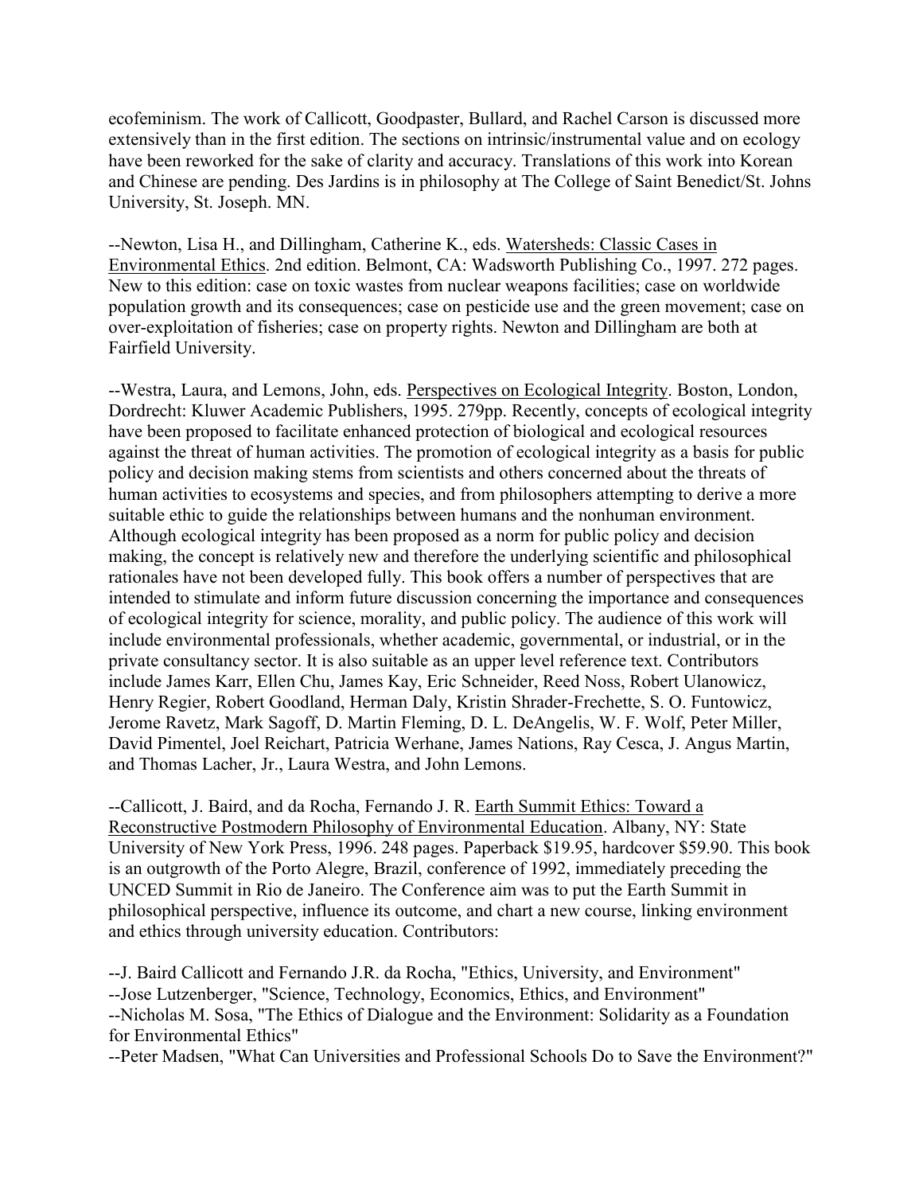ecofeminism. The work of Callicott, Goodpaster, Bullard, and Rachel Carson is discussed more extensively than in the first edition. The sections on intrinsic/instrumental value and on ecology have been reworked for the sake of clarity and accuracy. Translations of this work into Korean and Chinese are pending. Des Jardins is in philosophy at The College of Saint Benedict/St. Johns University, St. Joseph. MN.

--Newton, Lisa H., and Dillingham, Catherine K., eds. Watersheds: Classic Cases in Environmental Ethics. 2nd edition. Belmont, CA: Wadsworth Publishing Co., 1997. 272 pages. New to this edition: case on toxic wastes from nuclear weapons facilities; case on worldwide population growth and its consequences; case on pesticide use and the green movement; case on over-exploitation of fisheries; case on property rights. Newton and Dillingham are both at Fairfield University.

--Westra, Laura, and Lemons, John, eds. Perspectives on Ecological Integrity. Boston, London, Dordrecht: Kluwer Academic Publishers, 1995. 279pp. Recently, concepts of ecological integrity have been proposed to facilitate enhanced protection of biological and ecological resources against the threat of human activities. The promotion of ecological integrity as a basis for public policy and decision making stems from scientists and others concerned about the threats of human activities to ecosystems and species, and from philosophers attempting to derive a more suitable ethic to guide the relationships between humans and the nonhuman environment. Although ecological integrity has been proposed as a norm for public policy and decision making, the concept is relatively new and therefore the underlying scientific and philosophical rationales have not been developed fully. This book offers a number of perspectives that are intended to stimulate and inform future discussion concerning the importance and consequences of ecological integrity for science, morality, and public policy. The audience of this work will include environmental professionals, whether academic, governmental, or industrial, or in the private consultancy sector. It is also suitable as an upper level reference text. Contributors include James Karr, Ellen Chu, James Kay, Eric Schneider, Reed Noss, Robert Ulanowicz, Henry Regier, Robert Goodland, Herman Daly, Kristin Shrader-Frechette, S. O. Funtowicz, Jerome Ravetz, Mark Sagoff, D. Martin Fleming, D. L. DeAngelis, W. F. Wolf, Peter Miller, David Pimentel, Joel Reichart, Patricia Werhane, James Nations, Ray Cesca, J. Angus Martin, and Thomas Lacher, Jr., Laura Westra, and John Lemons.

--Callicott, J. Baird, and da Rocha, Fernando J. R. Earth Summit Ethics: Toward a Reconstructive Postmodern Philosophy of Environmental Education. Albany, NY: State University of New York Press, 1996. 248 pages. Paperback $19.95, hardcover $59.90. This book is an outgrowth of the Porto Alegre, Brazil, conference of 1992, immediately preceding the UNCED Summit in Rio de Janeiro. The Conference aim was to put the Earth Summit in philosophical perspective, influence its outcome, and chart a new course, linking environment and ethics through university education. Contributors:

--J. Baird Callicott and Fernando J.R. da Rocha, "Ethics, University, and Environment"
--Jose Lutzenberger, "Science, Technology, Economics, Ethics, and Environment"
--Nicholas M. Sosa, "The Ethics of Dialogue and the Environment: Solidarity as a Foundation for Environmental Ethics"
--Peter Madsen, "What Can Universities and Professional Schools Do to Save the Environment?"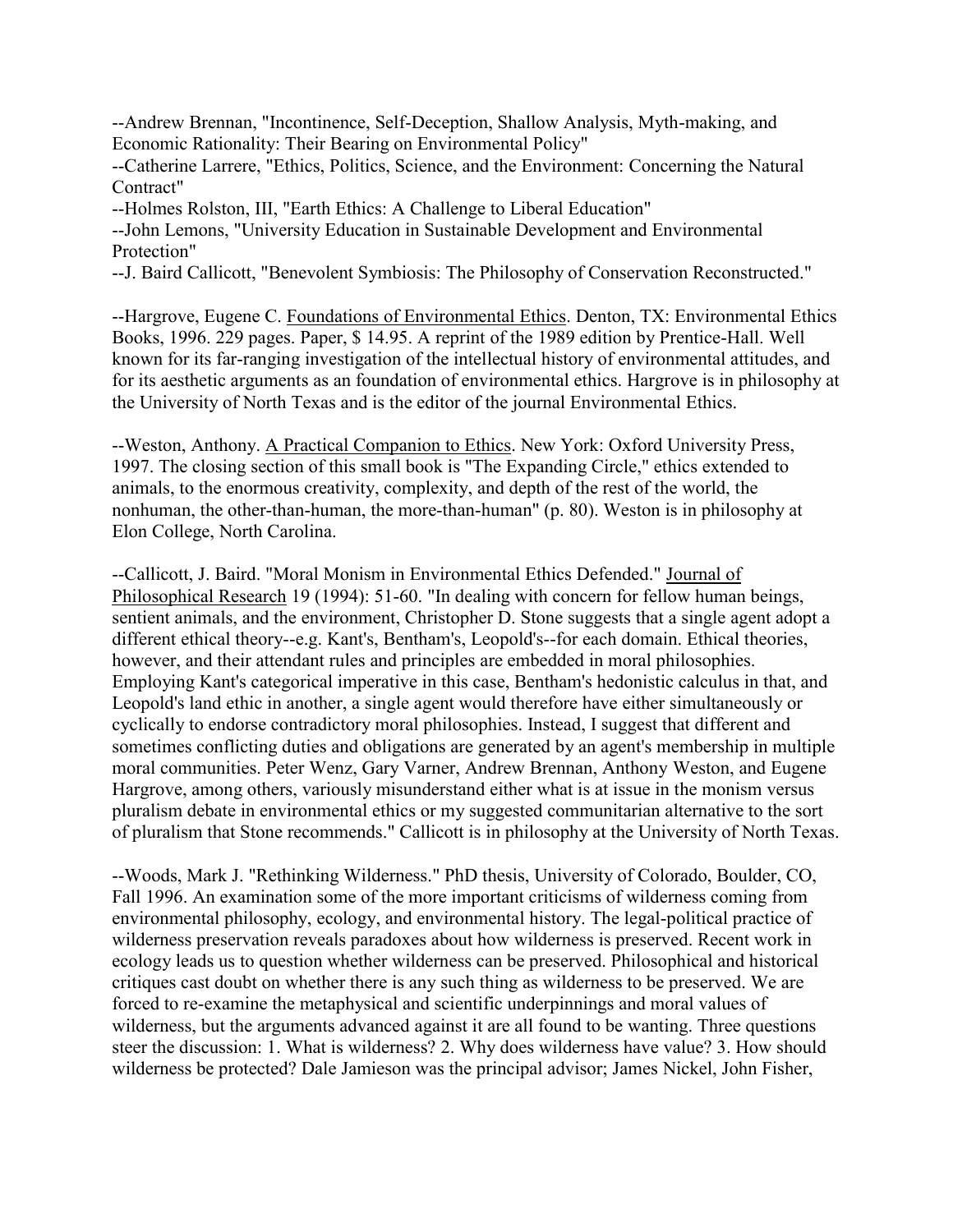--Andrew Brennan, "Incontinence, Self-Deception, Shallow Analysis, Myth-making, and Economic Rationality: Their Bearing on Environmental Policy"

--Catherine Larrere, "Ethics, Politics, Science, and the Environment: Concerning the Natural Contract"

--Holmes Rolston, III, "Earth Ethics: A Challenge to Liberal Education"

--John Lemons, "University Education in Sustainable Development and Environmental Protection"

--J. Baird Callicott, "Benevolent Symbiosis: The Philosophy of Conservation Reconstructed."

--Hargrove, Eugene C. Foundations of Environmental Ethics. Denton, TX: Environmental Ethics Books, 1996. 229 pages. Paper, $ 14.95. A reprint of the 1989 edition by Prentice-Hall. Well known for its far-ranging investigation of the intellectual history of environmental attitudes, and for its aesthetic arguments as an foundation of environmental ethics. Hargrove is in philosophy at the University of North Texas and is the editor of the journal Environmental Ethics.

--Weston, Anthony. A Practical Companion to Ethics. New York: Oxford University Press, 1997. The closing section of this small book is "The Expanding Circle," ethics extended to animals, to the enormous creativity, complexity, and depth of the rest of the world, the nonhuman, the other-than-human, the more-than-human" (p. 80). Weston is in philosophy at Elon College, North Carolina.

--Callicott, J. Baird. "Moral Monism in Environmental Ethics Defended." Journal of Philosophical Research 19 (1994): 51-60. "In dealing with concern for fellow human beings, sentient animals, and the environment, Christopher D. Stone suggests that a single agent adopt a different ethical theory--e.g. Kant's, Bentham's, Leopold's--for each domain. Ethical theories, however, and their attendant rules and principles are embedded in moral philosophies. Employing Kant's categorical imperative in this case, Bentham's hedonistic calculus in that, and Leopold's land ethic in another, a single agent would therefore have either simultaneously or cyclically to endorse contradictory moral philosophies. Instead, I suggest that different and sometimes conflicting duties and obligations are generated by an agent's membership in multiple moral communities. Peter Wenz, Gary Varner, Andrew Brennan, Anthony Weston, and Eugene Hargrove, among others, variously misunderstand either what is at issue in the monism versus pluralism debate in environmental ethics or my suggested communitarian alternative to the sort of pluralism that Stone recommends." Callicott is in philosophy at the University of North Texas.

--Woods, Mark J. "Rethinking Wilderness." PhD thesis, University of Colorado, Boulder, CO, Fall 1996. An examination some of the more important criticisms of wilderness coming from environmental philosophy, ecology, and environmental history. The legal-political practice of wilderness preservation reveals paradoxes about how wilderness is preserved. Recent work in ecology leads us to question whether wilderness can be preserved. Philosophical and historical critiques cast doubt on whether there is any such thing as wilderness to be preserved. We are forced to re-examine the metaphysical and scientific underpinnings and moral values of wilderness, but the arguments advanced against it are all found to be wanting. Three questions steer the discussion: 1. What is wilderness? 2. Why does wilderness have value? 3. How should wilderness be protected? Dale Jamieson was the principal advisor; James Nickel, John Fisher,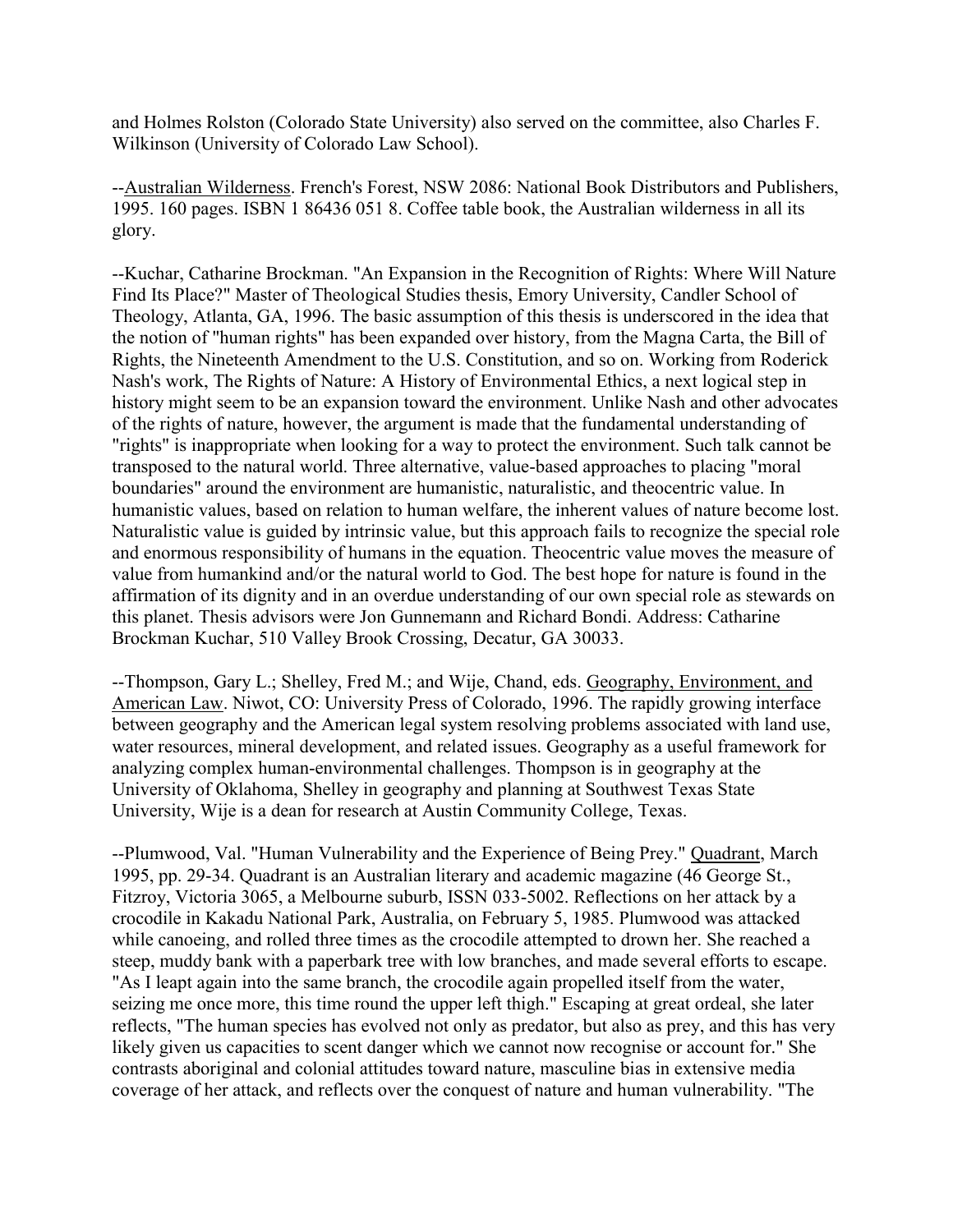and Holmes Rolston (Colorado State University) also served on the committee, also Charles F. Wilkinson (University of Colorado Law School).

--Australian Wilderness. French's Forest, NSW 2086: National Book Distributors and Publishers, 1995. 160 pages. ISBN 1 86436 051 8. Coffee table book, the Australian wilderness in all its glory.

--Kuchar, Catharine Brockman. "An Expansion in the Recognition of Rights: Where Will Nature Find Its Place?" Master of Theological Studies thesis, Emory University, Candler School of Theology, Atlanta, GA, 1996. The basic assumption of this thesis is underscored in the idea that the notion of "human rights" has been expanded over history, from the Magna Carta, the Bill of Rights, the Nineteenth Amendment to the U.S. Constitution, and so on. Working from Roderick Nash's work, The Rights of Nature: A History of Environmental Ethics, a next logical step in history might seem to be an expansion toward the environment. Unlike Nash and other advocates of the rights of nature, however, the argument is made that the fundamental understanding of "rights" is inappropriate when looking for a way to protect the environment. Such talk cannot be transposed to the natural world. Three alternative, value-based approaches to placing "moral boundaries" around the environment are humanistic, naturalistic, and theocentric value. In humanistic values, based on relation to human welfare, the inherent values of nature become lost. Naturalistic value is guided by intrinsic value, but this approach fails to recognize the special role and enormous responsibility of humans in the equation. Theocentric value moves the measure of value from humankind and/or the natural world to God. The best hope for nature is found in the affirmation of its dignity and in an overdue understanding of our own special role as stewards on this planet. Thesis advisors were Jon Gunnemann and Richard Bondi. Address: Catharine Brockman Kuchar, 510 Valley Brook Crossing, Decatur, GA 30033.

--Thompson, Gary L.; Shelley, Fred M.; and Wije, Chand, eds. Geography, Environment, and American Law. Niwot, CO: University Press of Colorado, 1996. The rapidly growing interface between geography and the American legal system resolving problems associated with land use, water resources, mineral development, and related issues. Geography as a useful framework for analyzing complex human-environmental challenges. Thompson is in geography at the University of Oklahoma, Shelley in geography and planning at Southwest Texas State University, Wije is a dean for research at Austin Community College, Texas.

--Plumwood, Val. "Human Vulnerability and the Experience of Being Prey." Quadrant, March 1995, pp. 29-34. Quadrant is an Australian literary and academic magazine (46 George St., Fitzroy, Victoria 3065, a Melbourne suburb, ISSN 033-5002. Reflections on her attack by a crocodile in Kakadu National Park, Australia, on February 5, 1985. Plumwood was attacked while canoeing, and rolled three times as the crocodile attempted to drown her. She reached a steep, muddy bank with a paperbark tree with low branches, and made several efforts to escape. "As I leapt again into the same branch, the crocodile again propelled itself from the water, seizing me once more, this time round the upper left thigh." Escaping at great ordeal, she later reflects, "The human species has evolved not only as predator, but also as prey, and this has very likely given us capacities to scent danger which we cannot now recognise or account for." She contrasts aboriginal and colonial attitudes toward nature, masculine bias in extensive media coverage of her attack, and reflects over the conquest of nature and human vulnerability. "The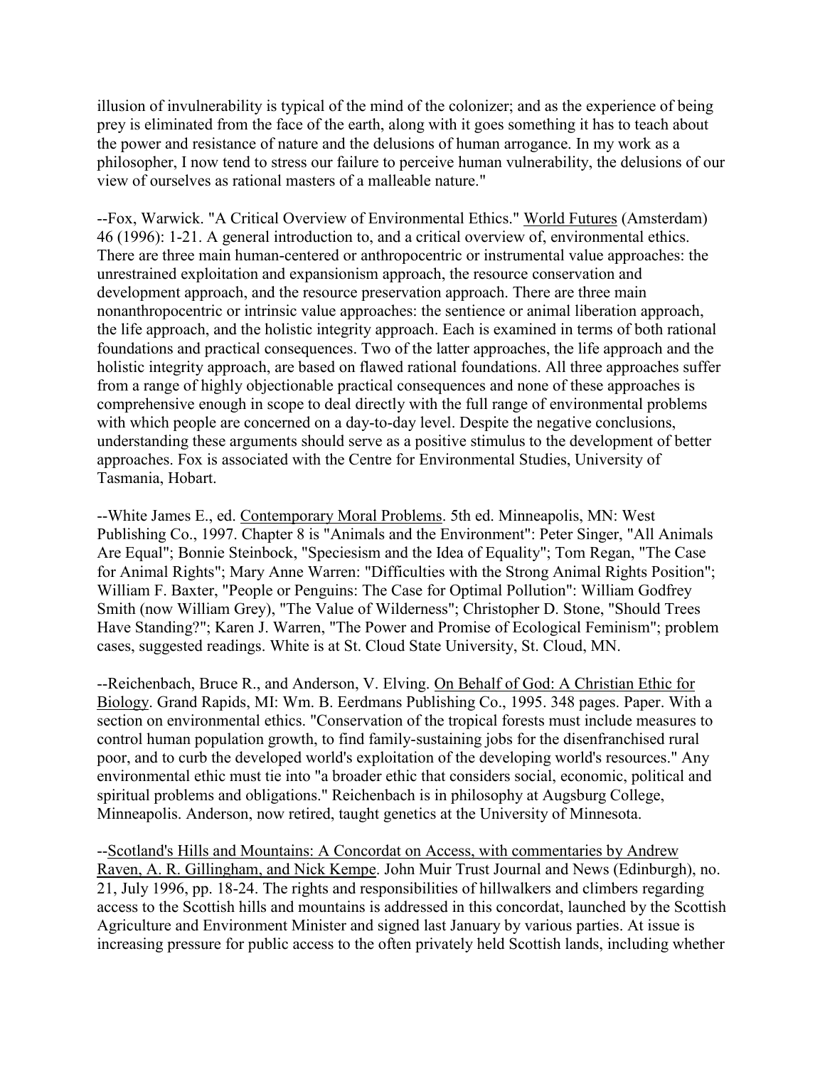illusion of invulnerability is typical of the mind of the colonizer; and as the experience of being prey is eliminated from the face of the earth, along with it goes something it has to teach about the power and resistance of nature and the delusions of human arrogance. In my work as a philosopher, I now tend to stress our failure to perceive human vulnerability, the delusions of our view of ourselves as rational masters of a malleable nature."

--Fox, Warwick. "A Critical Overview of Environmental Ethics." World Futures (Amsterdam) 46 (1996): 1-21. A general introduction to, and a critical overview of, environmental ethics. There are three main human-centered or anthropocentric or instrumental value approaches: the unrestrained exploitation and expansionism approach, the resource conservation and development approach, and the resource preservation approach. There are three main nonanthropocentric or intrinsic value approaches: the sentience or animal liberation approach, the life approach, and the holistic integrity approach. Each is examined in terms of both rational foundations and practical consequences. Two of the latter approaches, the life approach and the holistic integrity approach, are based on flawed rational foundations. All three approaches suffer from a range of highly objectionable practical consequences and none of these approaches is comprehensive enough in scope to deal directly with the full range of environmental problems with which people are concerned on a day-to-day level. Despite the negative conclusions, understanding these arguments should serve as a positive stimulus to the development of better approaches. Fox is associated with the Centre for Environmental Studies, University of Tasmania, Hobart.

--White James E., ed. Contemporary Moral Problems. 5th ed. Minneapolis, MN: West Publishing Co., 1997. Chapter 8 is "Animals and the Environment": Peter Singer, "All Animals Are Equal"; Bonnie Steinbock, "Speciesism and the Idea of Equality"; Tom Regan, "The Case for Animal Rights"; Mary Anne Warren: "Difficulties with the Strong Animal Rights Position"; William F. Baxter, "People or Penguins: The Case for Optimal Pollution": William Godfrey Smith (now William Grey), "The Value of Wilderness"; Christopher D. Stone, "Should Trees Have Standing?"; Karen J. Warren, "The Power and Promise of Ecological Feminism"; problem cases, suggested readings. White is at St. Cloud State University, St. Cloud, MN.

--Reichenbach, Bruce R., and Anderson, V. Elving. On Behalf of God: A Christian Ethic for Biology. Grand Rapids, MI: Wm. B. Eerdmans Publishing Co., 1995. 348 pages. Paper. With a section on environmental ethics. "Conservation of the tropical forests must include measures to control human population growth, to find family-sustaining jobs for the disenfranchised rural poor, and to curb the developed world's exploitation of the developing world's resources." Any environmental ethic must tie into "a broader ethic that considers social, economic, political and spiritual problems and obligations." Reichenbach is in philosophy at Augsburg College, Minneapolis. Anderson, now retired, taught genetics at the University of Minnesota.

--Scotland's Hills and Mountains: A Concordat on Access, with commentaries by Andrew Raven, A. R. Gillingham, and Nick Kempe. John Muir Trust Journal and News (Edinburgh), no. 21, July 1996, pp. 18-24. The rights and responsibilities of hillwalkers and climbers regarding access to the Scottish hills and mountains is addressed in this concordat, launched by the Scottish Agriculture and Environment Minister and signed last January by various parties. At issue is increasing pressure for public access to the often privately held Scottish lands, including whether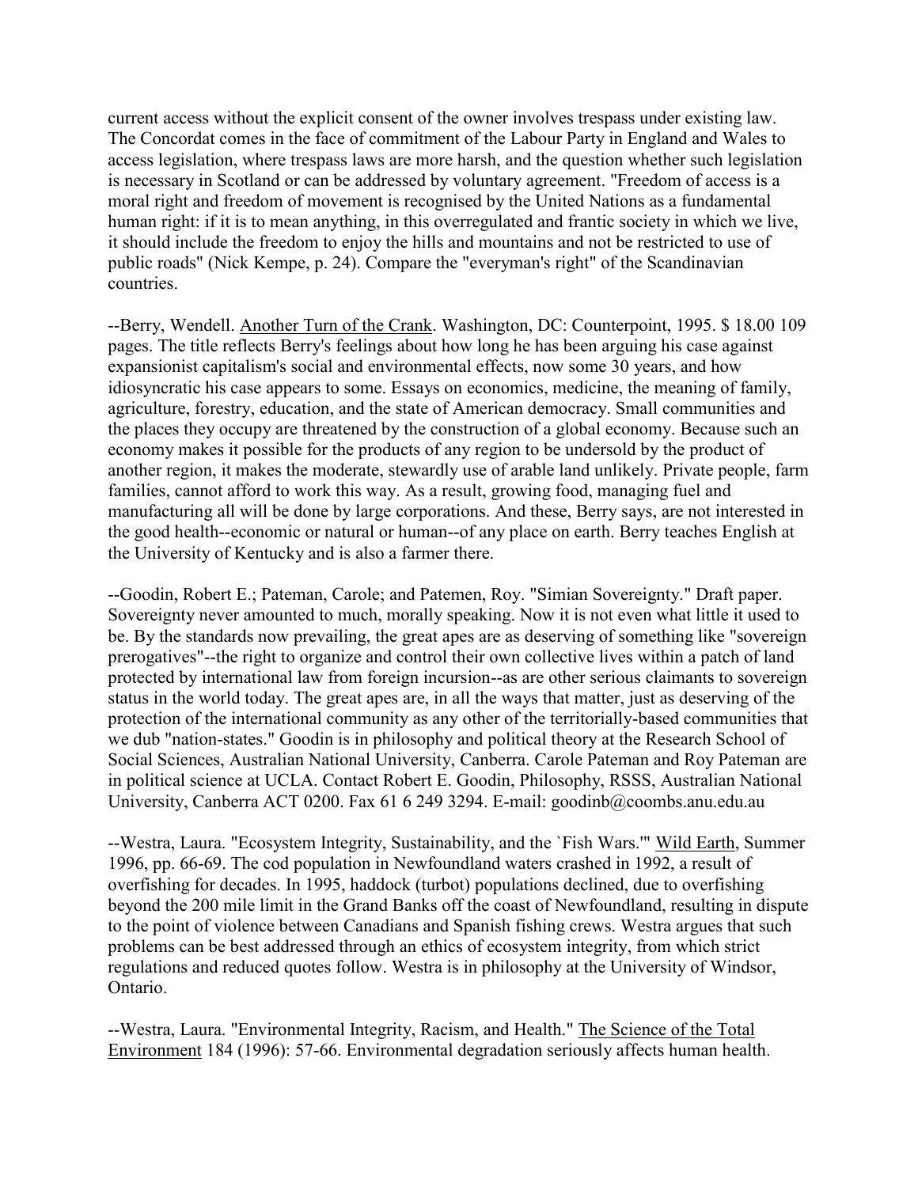current access without the explicit consent of the owner involves trespass under existing law. The Concordat comes in the face of commitment of the Labour Party in England and Wales to access legislation, where trespass laws are more harsh, and the question whether such legislation is necessary in Scotland or can be addressed by voluntary agreement. "Freedom of access is a moral right and freedom of movement is recognised by the United Nations as a fundamental human right: if it is to mean anything, in this overregulated and frantic society in which we live, it should include the freedom to enjoy the hills and mountains and not be restricted to use of public roads" (Nick Kempe, p. 24). Compare the "everyman's right" of the Scandinavian countries.

--Berry, Wendell. Another Turn of the Crank. Washington, DC: Counterpoint, 1995. $ 18.00 109 pages. The title reflects Berry's feelings about how long he has been arguing his case against expansionist capitalism's social and environmental effects, now some 30 years, and how idiosyncratic his case appears to some. Essays on economics, medicine, the meaning of family, agriculture, forestry, education, and the state of American democracy. Small communities and the places they occupy are threatened by the construction of a global economy. Because such an economy makes it possible for the products of any region to be undersold by the product of another region, it makes the moderate, stewardly use of arable land unlikely. Private people, farm families, cannot afford to work this way. As a result, growing food, managing fuel and manufacturing all will be done by large corporations. And these, Berry says, are not interested in the good health--economic or natural or human--of any place on earth. Berry teaches English at the University of Kentucky and is also a farmer there.

--Goodin, Robert E.; Pateman, Carole; and Patemen, Roy. "Simian Sovereignty." Draft paper. Sovereignty never amounted to much, morally speaking. Now it is not even what little it used to be. By the standards now prevailing, the great apes are as deserving of something like "sovereign prerogatives"--the right to organize and control their own collective lives within a patch of land protected by international law from foreign incursion--as are other serious claimants to sovereign status in the world today. The great apes are, in all the ways that matter, just as deserving of the protection of the international community as any other of the territorially-based communities that we dub "nation-states." Goodin is in philosophy and political theory at the Research School of Social Sciences, Australian National University, Canberra. Carole Pateman and Roy Pateman are in political science at UCLA. Contact Robert E. Goodin, Philosophy, RSSS, Australian National University, Canberra ACT 0200. Fax 61 6 249 3294. E-mail: goodinb@coombs.anu.edu.au

--Westra, Laura. "Ecosystem Integrity, Sustainability, and the `Fish Wars.'" Wild Earth, Summer 1996, pp. 66-69. The cod population in Newfoundland waters crashed in 1992, a result of overfishing for decades. In 1995, haddock (turbot) populations declined, due to overfishing beyond the 200 mile limit in the Grand Banks off the coast of Newfoundland, resulting in dispute to the point of violence between Canadians and Spanish fishing crews. Westra argues that such problems can be best addressed through an ethics of ecosystem integrity, from which strict regulations and reduced quotes follow. Westra is in philosophy at the University of Windsor, Ontario.

--Westra, Laura. "Environmental Integrity, Racism, and Health." The Science of the Total Environment 184 (1996): 57-66. Environmental degradation seriously affects human health.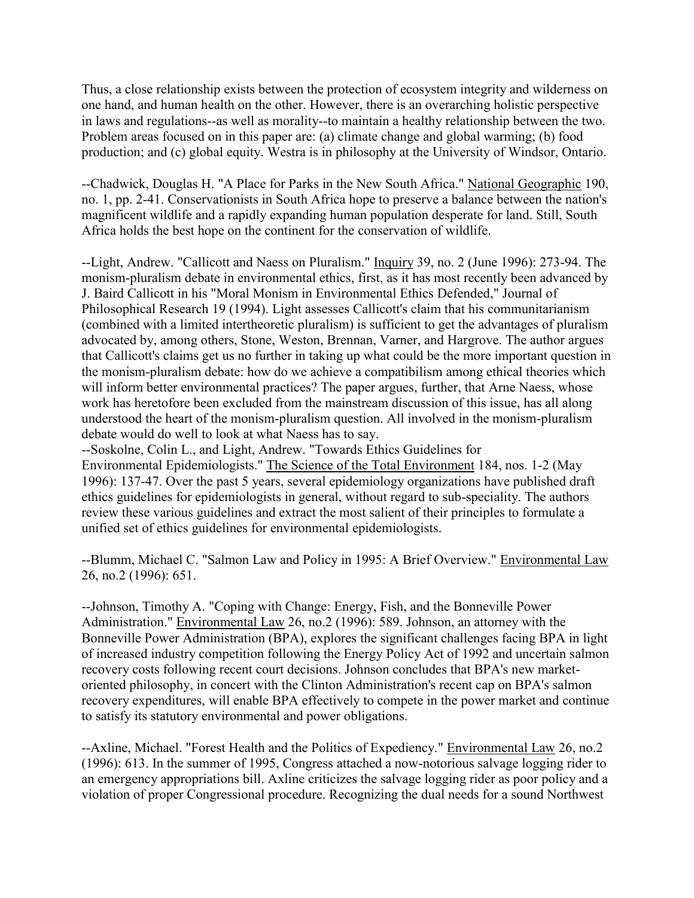Thus, a close relationship exists between the protection of ecosystem integrity and wilderness on one hand, and human health on the other. However, there is an overarching holistic perspective in laws and regulations--as well as morality--to maintain a healthy relationship between the two. Problem areas focused on in this paper are: (a) climate change and global warming; (b) food production; and (c) global equity. Westra is in philosophy at the University of Windsor, Ontario.

--Chadwick, Douglas H. "A Place for Parks in the New South Africa." National Geographic 190, no. 1, pp. 2-41. Conservationists in South Africa hope to preserve a balance between the nation's magnificent wildlife and a rapidly expanding human population desperate for land. Still, South Africa holds the best hope on the continent for the conservation of wildlife.

--Light, Andrew. "Callicott and Naess on Pluralism." Inquiry 39, no. 2 (June 1996): 273-94. The monism-pluralism debate in environmental ethics, first, as it has most recently been advanced by J. Baird Callicott in his "Moral Monism in Environmental Ethics Defended," Journal of Philosophical Research 19 (1994). Light assesses Callicott's claim that his communitarianism (combined with a limited intertheoretic pluralism) is sufficient to get the advantages of pluralism advocated by, among others, Stone, Weston, Brennan, Varner, and Hargrove. The author argues that Callicott's claims get us no further in taking up what could be the more important question in the monism-pluralism debate: how do we achieve a compatibilism among ethical theories which will inform better environmental practices? The paper argues, further, that Arne Naess, whose work has heretofore been excluded from the mainstream discussion of this issue, has all along understood the heart of the monism-pluralism question. All involved in the monism-pluralism debate would do well to look at what Naess has to say.

--Soskolne, Colin L., and Light, Andrew. "Towards Ethics Guidelines for Environmental Epidemiologists." The Science of the Total Environment 184, nos. 1-2 (May 1996): 137-47. Over the past 5 years, several epidemiology organizations have published draft ethics guidelines for epidemiologists in general, without regard to sub-speciality. The authors review these various guidelines and extract the most salient of their principles to formulate a unified set of ethics guidelines for environmental epidemiologists.

--Blumm, Michael C. "Salmon Law and Policy in 1995: A Brief Overview." Environmental Law 26, no.2 (1996): 651.

--Johnson, Timothy A. "Coping with Change: Energy, Fish, and the Bonneville Power Administration." Environmental Law 26, no.2 (1996): 589. Johnson, an attorney with the Bonneville Power Administration (BPA), explores the significant challenges facing BPA in light of increased industry competition following the Energy Policy Act of 1992 and uncertain salmon recovery costs following recent court decisions. Johnson concludes that BPA's new market-oriented philosophy, in concert with the Clinton Administration's recent cap on BPA's salmon recovery expenditures, will enable BPA effectively to compete in the power market and continue to satisfy its statutory environmental and power obligations.

--Axline, Michael. "Forest Health and the Politics of Expediency." Environmental Law 26, no.2 (1996): 613. In the summer of 1995, Congress attached a now-notorious salvage logging rider to an emergency appropriations bill. Axline criticizes the salvage logging rider as poor policy and a violation of proper Congressional procedure. Recognizing the dual needs for a sound Northwest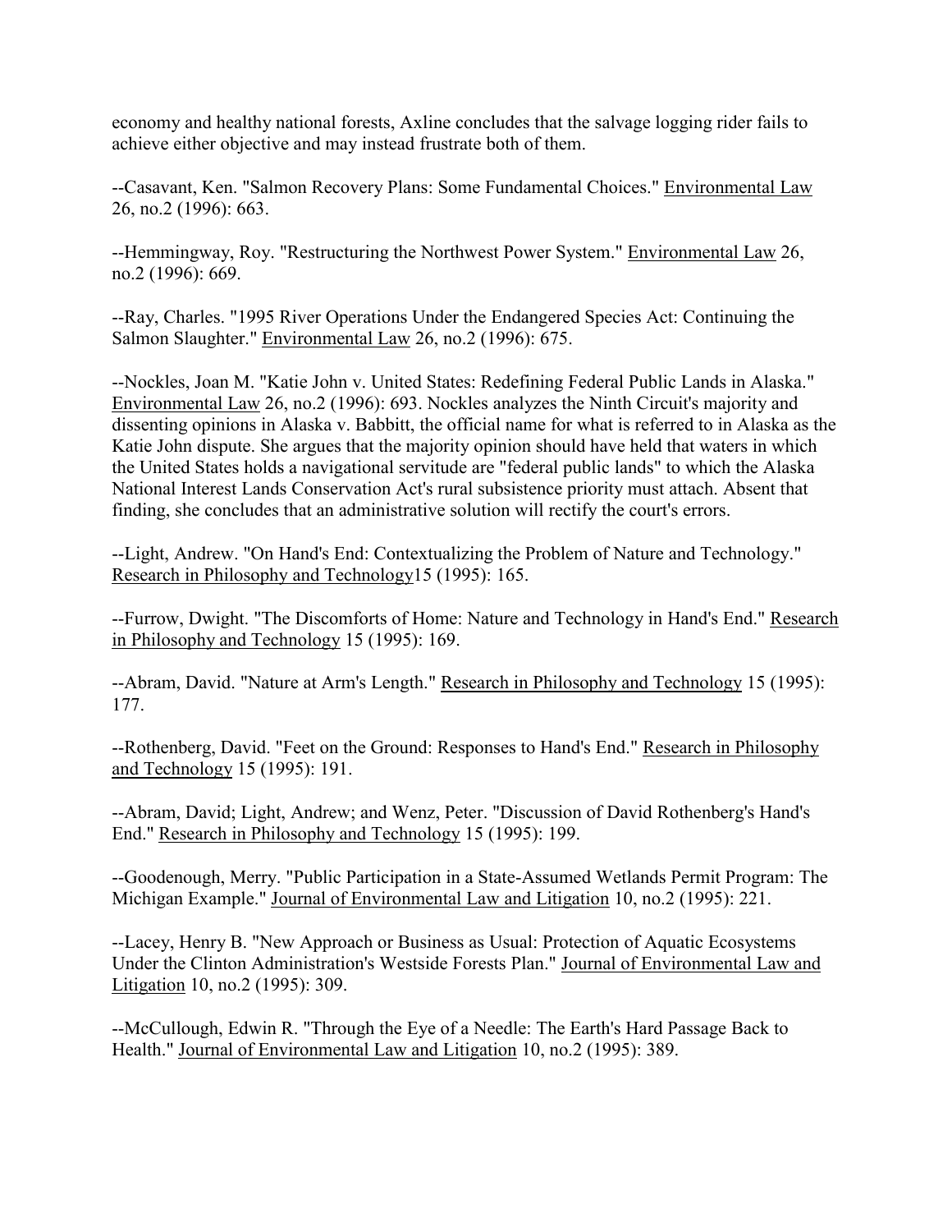economy and healthy national forests, Axline concludes that the salvage logging rider fails to achieve either objective and may instead frustrate both of them.

--Casavant, Ken. "Salmon Recovery Plans: Some Fundamental Choices." Environmental Law 26, no.2 (1996): 663.

--Hemmingway, Roy. "Restructuring the Northwest Power System." Environmental Law 26, no.2 (1996): 669.

--Ray, Charles. "1995 River Operations Under the Endangered Species Act: Continuing the Salmon Slaughter." Environmental Law 26, no.2 (1996): 675.

--Nockles, Joan M. "Katie John v. United States: Redefining Federal Public Lands in Alaska." Environmental Law 26, no.2 (1996): 693. Nockles analyzes the Ninth Circuit's majority and dissenting opinions in Alaska v. Babbitt, the official name for what is referred to in Alaska as the Katie John dispute. She argues that the majority opinion should have held that waters in which the United States holds a navigational servitude are "federal public lands" to which the Alaska National Interest Lands Conservation Act's rural subsistence priority must attach. Absent that finding, she concludes that an administrative solution will rectify the court's errors.

--Light, Andrew. "On Hand's End: Contextualizing the Problem of Nature and Technology." Research in Philosophy and Technology15 (1995): 165.

--Furrow, Dwight. "The Discomforts of Home: Nature and Technology in Hand's End." Research in Philosophy and Technology 15 (1995): 169.

--Abram, David. "Nature at Arm's Length." Research in Philosophy and Technology 15 (1995): 177.

--Rothenberg, David. "Feet on the Ground: Responses to Hand's End." Research in Philosophy and Technology 15 (1995): 191.

--Abram, David; Light, Andrew; and Wenz, Peter. "Discussion of David Rothenberg's Hand's End." Research in Philosophy and Technology 15 (1995): 199.

--Goodenough, Merry. "Public Participation in a State-Assumed Wetlands Permit Program: The Michigan Example." Journal of Environmental Law and Litigation 10, no.2 (1995): 221.

--Lacey, Henry B. "New Approach or Business as Usual: Protection of Aquatic Ecosystems Under the Clinton Administration's Westside Forests Plan." Journal of Environmental Law and Litigation 10, no.2 (1995): 309.

--McCullough, Edwin R. "Through the Eye of a Needle: The Earth's Hard Passage Back to Health." Journal of Environmental Law and Litigation 10, no.2 (1995): 389.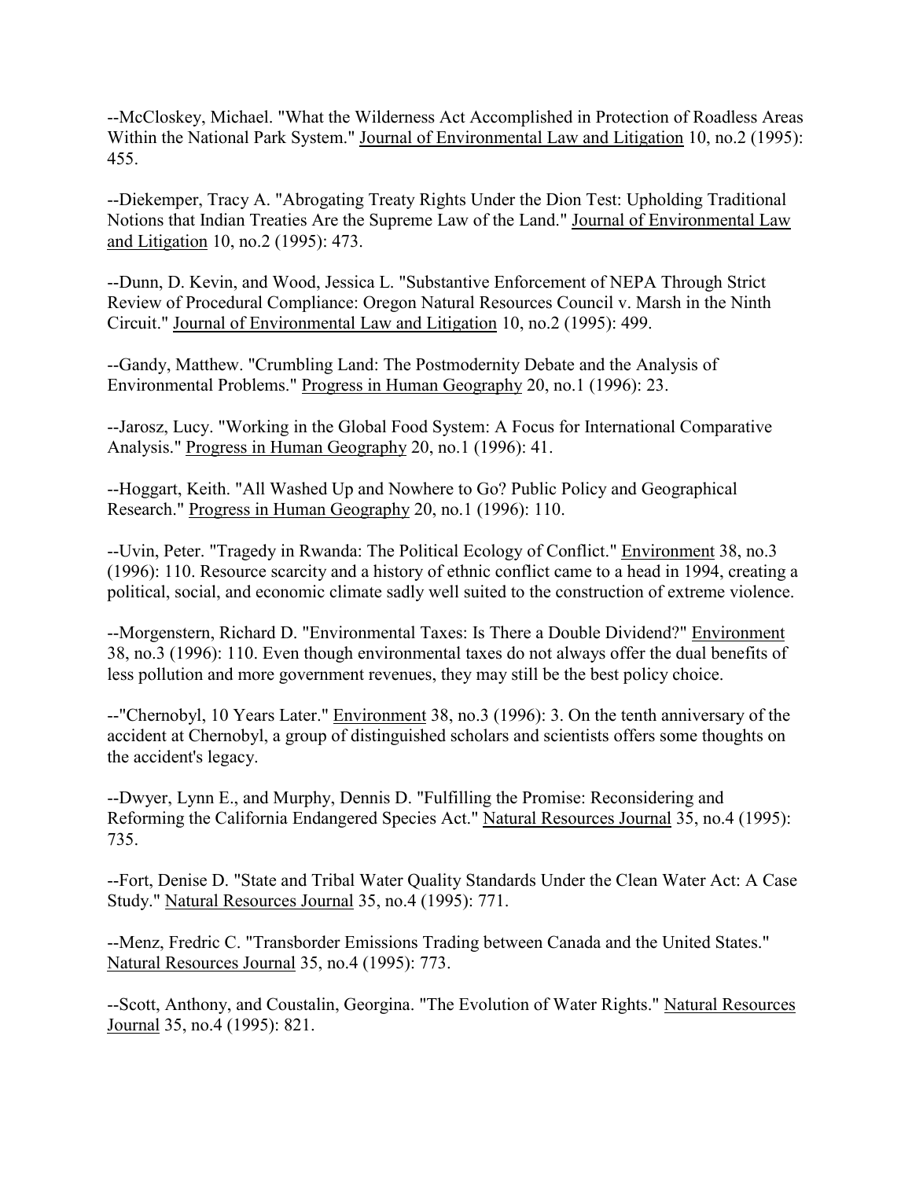--McCloskey, Michael. "What the Wilderness Act Accomplished in Protection of Roadless Areas Within the National Park System." Journal of Environmental Law and Litigation 10, no.2 (1995): 455.

--Diekemper, Tracy A. "Abrogating Treaty Rights Under the Dion Test: Upholding Traditional Notions that Indian Treaties Are the Supreme Law of the Land." Journal of Environmental Law and Litigation 10, no.2 (1995): 473.

--Dunn, D. Kevin, and Wood, Jessica L. "Substantive Enforcement of NEPA Through Strict Review of Procedural Compliance: Oregon Natural Resources Council v. Marsh in the Ninth Circuit." Journal of Environmental Law and Litigation 10, no.2 (1995): 499.

--Gandy, Matthew. "Crumbling Land: The Postmodernity Debate and the Analysis of Environmental Problems." Progress in Human Geography 20, no.1 (1996): 23.

--Jarosz, Lucy. "Working in the Global Food System: A Focus for International Comparative Analysis." Progress in Human Geography 20, no.1 (1996): 41.

--Hoggart, Keith. "All Washed Up and Nowhere to Go? Public Policy and Geographical Research." Progress in Human Geography 20, no.1 (1996): 110.

--Uvin, Peter. "Tragedy in Rwanda: The Political Ecology of Conflict." Environment 38, no.3 (1996): 110. Resource scarcity and a history of ethnic conflict came to a head in 1994, creating a political, social, and economic climate sadly well suited to the construction of extreme violence.

--Morgenstern, Richard D. "Environmental Taxes: Is There a Double Dividend?" Environment 38, no.3 (1996): 110. Even though environmental taxes do not always offer the dual benefits of less pollution and more government revenues, they may still be the best policy choice.

--"Chernobyl, 10 Years Later." Environment 38, no.3 (1996): 3. On the tenth anniversary of the accident at Chernobyl, a group of distinguished scholars and scientists offers some thoughts on the accident's legacy.

--Dwyer, Lynn E., and Murphy, Dennis D. "Fulfilling the Promise: Reconsidering and Reforming the California Endangered Species Act." Natural Resources Journal 35, no.4 (1995): 735.

--Fort, Denise D. "State and Tribal Water Quality Standards Under the Clean Water Act: A Case Study." Natural Resources Journal 35, no.4 (1995): 771.

--Menz, Fredric C. "Transborder Emissions Trading between Canada and the United States." Natural Resources Journal 35, no.4 (1995): 773.

--Scott, Anthony, and Coustalin, Georgina. "The Evolution of Water Rights." Natural Resources Journal 35, no.4 (1995): 821.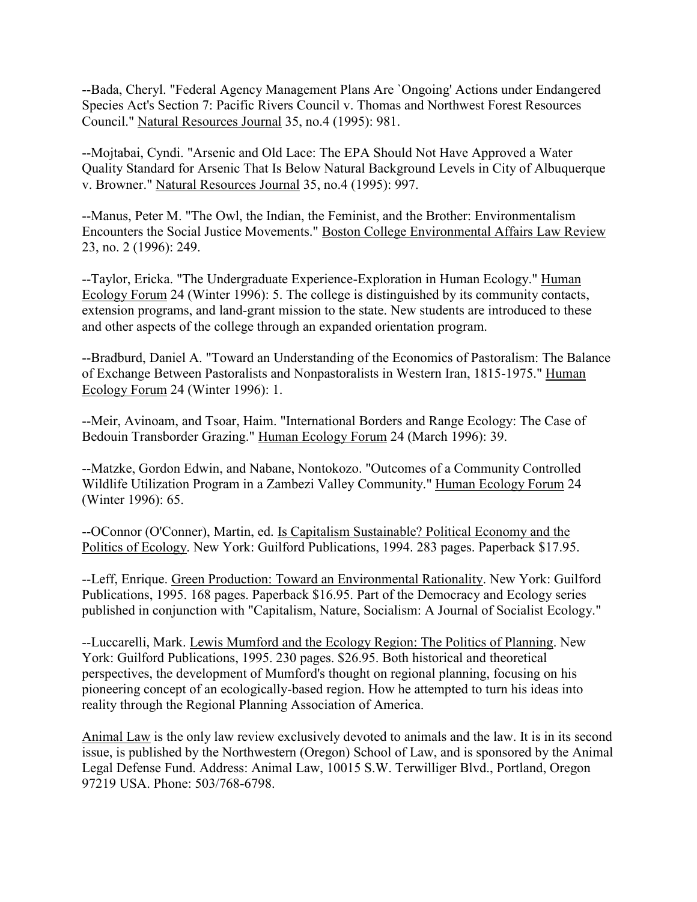--Bada, Cheryl. "Federal Agency Management Plans Are `Ongoing' Actions under Endangered Species Act's Section 7: Pacific Rivers Council v. Thomas and Northwest Forest Resources Council." Natural Resources Journal 35, no.4 (1995): 981.

--Mojtabai, Cyndi. "Arsenic and Old Lace: The EPA Should Not Have Approved a Water Quality Standard for Arsenic That Is Below Natural Background Levels in City of Albuquerque v. Browner." Natural Resources Journal 35, no.4 (1995): 997.

--Manus, Peter M. "The Owl, the Indian, the Feminist, and the Brother: Environmentalism Encounters the Social Justice Movements." Boston College Environmental Affairs Law Review 23, no. 2 (1996): 249.

--Taylor, Ericka. "The Undergraduate Experience-Exploration in Human Ecology." Human Ecology Forum 24 (Winter 1996): 5. The college is distinguished by its community contacts, extension programs, and land-grant mission to the state. New students are introduced to these and other aspects of the college through an expanded orientation program.

--Bradburd, Daniel A. "Toward an Understanding of the Economics of Pastoralism: The Balance of Exchange Between Pastoralists and Nonpastoralists in Western Iran, 1815-1975." Human Ecology Forum 24 (Winter 1996): 1.

--Meir, Avinoam, and Tsoar, Haim. "International Borders and Range Ecology: The Case of Bedouin Transborder Grazing." Human Ecology Forum 24 (March 1996): 39.

--Matzke, Gordon Edwin, and Nabane, Nontokozo. "Outcomes of a Community Controlled Wildlife Utilization Program in a Zambezi Valley Community." Human Ecology Forum 24 (Winter 1996): 65.

--OConnor (O'Conner), Martin, ed. Is Capitalism Sustainable? Political Economy and the Politics of Ecology. New York: Guilford Publications, 1994. 283 pages. Paperback $17.95.

--Leff, Enrique. Green Production: Toward an Environmental Rationality. New York: Guilford Publications, 1995. 168 pages. Paperback $16.95. Part of the Democracy and Ecology series published in conjunction with "Capitalism, Nature, Socialism: A Journal of Socialist Ecology."

--Luccarelli, Mark. Lewis Mumford and the Ecology Region: The Politics of Planning. New York: Guilford Publications, 1995. 230 pages. $26.95. Both historical and theoretical perspectives, the development of Mumford's thought on regional planning, focusing on his pioneering concept of an ecologically-based region. How he attempted to turn his ideas into reality through the Regional Planning Association of America.

Animal Law is the only law review exclusively devoted to animals and the law. It is in its second issue, is published by the Northwestern (Oregon) School of Law, and is sponsored by the Animal Legal Defense Fund. Address: Animal Law, 10015 S.W. Terwilliger Blvd., Portland, Oregon 97219 USA. Phone: 503/768-6798.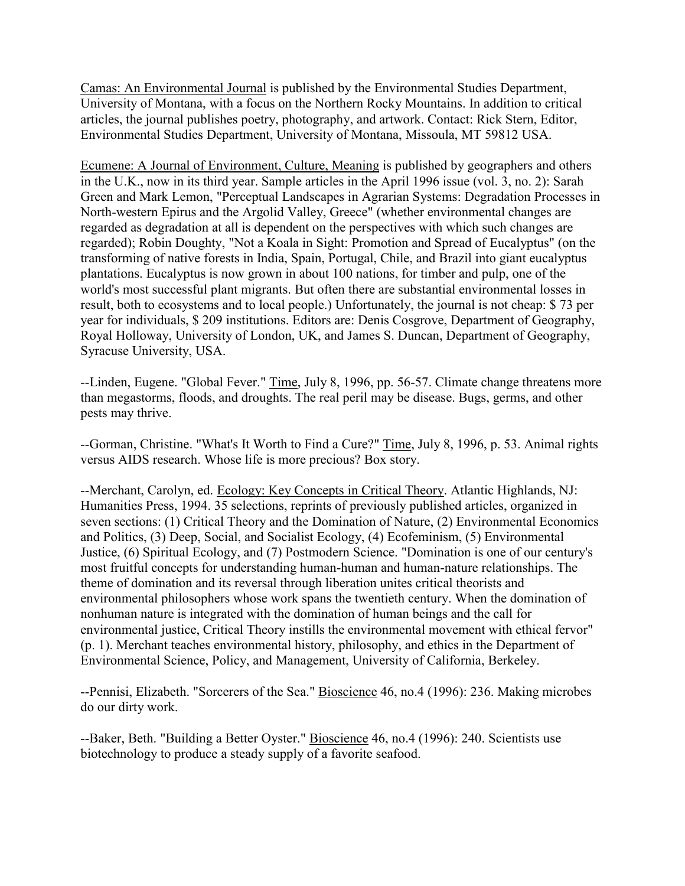Camas: An Environmental Journal is published by the Environmental Studies Department, University of Montana, with a focus on the Northern Rocky Mountains. In addition to critical articles, the journal publishes poetry, photography, and artwork. Contact: Rick Stern, Editor, Environmental Studies Department, University of Montana, Missoula, MT 59812 USA.

Ecumene: A Journal of Environment, Culture, Meaning is published by geographers and others in the U.K., now in its third year. Sample articles in the April 1996 issue (vol. 3, no. 2): Sarah Green and Mark Lemon, "Perceptual Landscapes in Agrarian Systems: Degradation Processes in North-western Epirus and the Argolid Valley, Greece" (whether environmental changes are regarded as degradation at all is dependent on the perspectives with which such changes are regarded); Robin Doughty, "Not a Koala in Sight: Promotion and Spread of Eucalyptus" (on the transforming of native forests in India, Spain, Portugal, Chile, and Brazil into giant eucalyptus plantations. Eucalyptus is now grown in about 100 nations, for timber and pulp, one of the world's most successful plant migrants. But often there are substantial environmental losses in result, both to ecosystems and to local people.) Unfortunately, the journal is not cheap: $ 73 per year for individuals, $ 209 institutions. Editors are: Denis Cosgrove, Department of Geography, Royal Holloway, University of London, UK, and James S. Duncan, Department of Geography, Syracuse University, USA.

--Linden, Eugene. "Global Fever." Time, July 8, 1996, pp. 56-57. Climate change threatens more than megastorms, floods, and droughts. The real peril may be disease. Bugs, germs, and other pests may thrive.

--Gorman, Christine. "What's It Worth to Find a Cure?" Time, July 8, 1996, p. 53. Animal rights versus AIDS research. Whose life is more precious? Box story.

--Merchant, Carolyn, ed. Ecology: Key Concepts in Critical Theory. Atlantic Highlands, NJ: Humanities Press, 1994. 35 selections, reprints of previously published articles, organized in seven sections: (1) Critical Theory and the Domination of Nature, (2) Environmental Economics and Politics, (3) Deep, Social, and Socialist Ecology, (4) Ecofeminism, (5) Environmental Justice, (6) Spiritual Ecology, and (7) Postmodern Science. "Domination is one of our century's most fruitful concepts for understanding human-human and human-nature relationships. The theme of domination and its reversal through liberation unites critical theorists and environmental philosophers whose work spans the twentieth century. When the domination of nonhuman nature is integrated with the domination of human beings and the call for environmental justice, Critical Theory instills the environmental movement with ethical fervor" (p. 1). Merchant teaches environmental history, philosophy, and ethics in the Department of Environmental Science, Policy, and Management, University of California, Berkeley.

--Pennisi, Elizabeth. "Sorcerers of the Sea." Bioscience 46, no.4 (1996): 236. Making microbes do our dirty work.

--Baker, Beth. "Building a Better Oyster." Bioscience 46, no.4 (1996): 240. Scientists use biotechnology to produce a steady supply of a favorite seafood.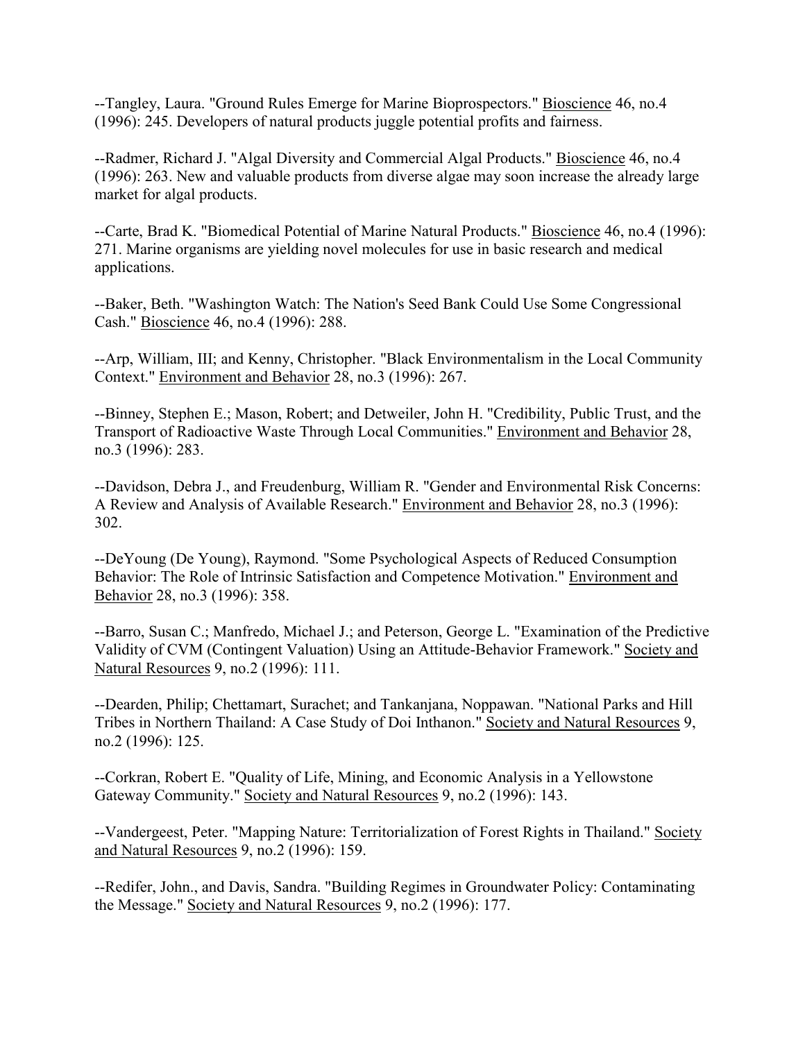--Tangley, Laura. "Ground Rules Emerge for Marine Bioprospectors." Bioscience 46, no.4 (1996): 245. Developers of natural products juggle potential profits and fairness.

--Radmer, Richard J. "Algal Diversity and Commercial Algal Products." Bioscience 46, no.4 (1996): 263. New and valuable products from diverse algae may soon increase the already large market for algal products.

--Carte, Brad K. "Biomedical Potential of Marine Natural Products." Bioscience 46, no.4 (1996): 271. Marine organisms are yielding novel molecules for use in basic research and medical applications.

--Baker, Beth. "Washington Watch: The Nation's Seed Bank Could Use Some Congressional Cash." Bioscience 46, no.4 (1996): 288.

--Arp, William, III; and Kenny, Christopher. "Black Environmentalism in the Local Community Context." Environment and Behavior 28, no.3 (1996): 267.

--Binney, Stephen E.; Mason, Robert; and Detweiler, John H. "Credibility, Public Trust, and the Transport of Radioactive Waste Through Local Communities." Environment and Behavior 28, no.3 (1996): 283.

--Davidson, Debra J., and Freudenburg, William R. "Gender and Environmental Risk Concerns: A Review and Analysis of Available Research." Environment and Behavior 28, no.3 (1996): 302.

--DeYoung (De Young), Raymond. "Some Psychological Aspects of Reduced Consumption Behavior: The Role of Intrinsic Satisfaction and Competence Motivation." Environment and Behavior 28, no.3 (1996): 358.

--Barro, Susan C.; Manfredo, Michael J.; and Peterson, George L. "Examination of the Predictive Validity of CVM (Contingent Valuation) Using an Attitude-Behavior Framework." Society and Natural Resources 9, no.2 (1996): 111.

--Dearden, Philip; Chettamart, Surachet; and Tankanjana, Noppawan. "National Parks and Hill Tribes in Northern Thailand: A Case Study of Doi Inthanon." Society and Natural Resources 9, no.2 (1996): 125.

--Corkran, Robert E. "Quality of Life, Mining, and Economic Analysis in a Yellowstone Gateway Community." Society and Natural Resources 9, no.2 (1996): 143.

--Vandergeest, Peter. "Mapping Nature: Territorialization of Forest Rights in Thailand." Society and Natural Resources 9, no.2 (1996): 159.

--Redifer, John., and Davis, Sandra. "Building Regimes in Groundwater Policy: Contaminating the Message." Society and Natural Resources 9, no.2 (1996): 177.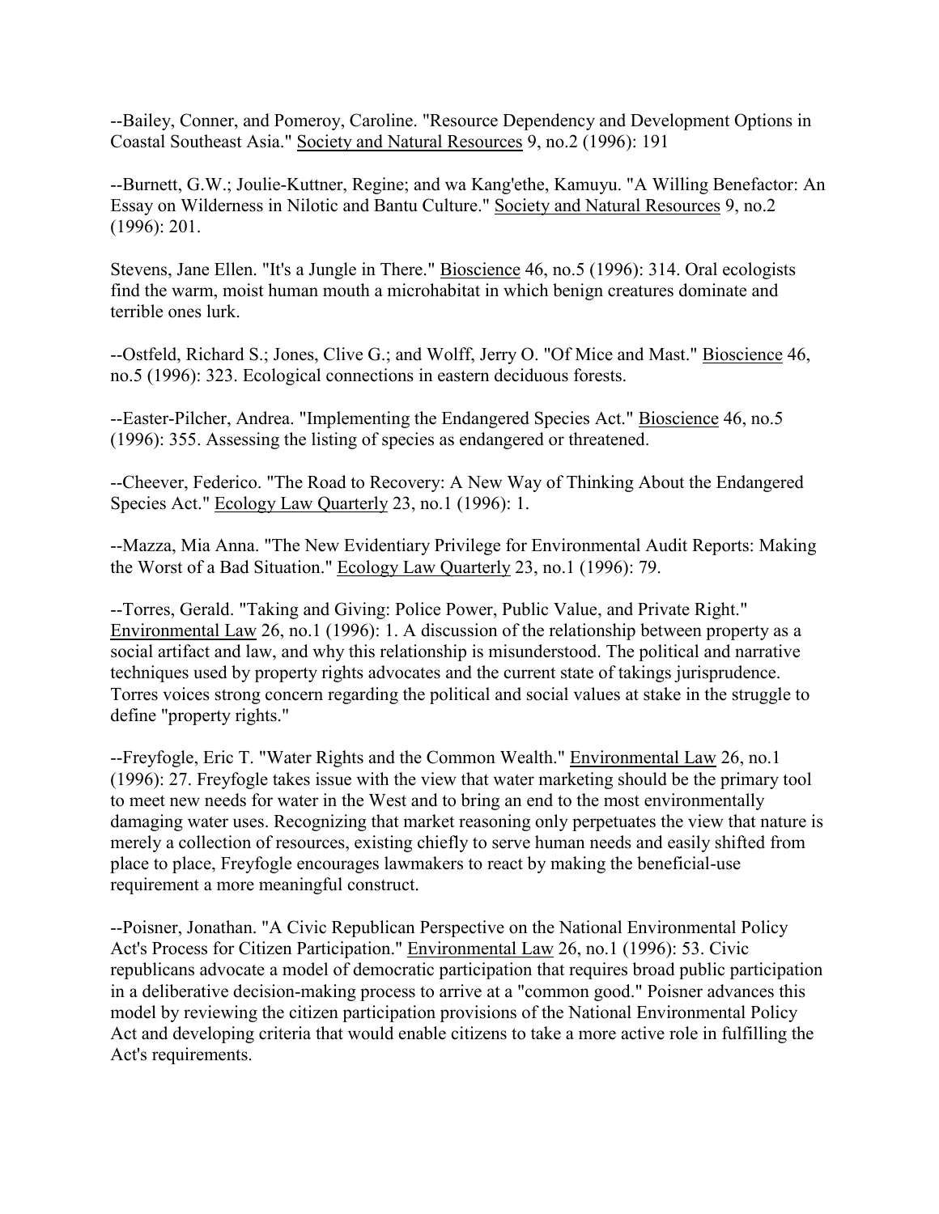--Bailey, Conner, and Pomeroy, Caroline. "Resource Dependency and Development Options in Coastal Southeast Asia." Society and Natural Resources 9, no.2 (1996): 191

--Burnett, G.W.; Joulie-Kuttner, Regine; and wa Kang'ethe, Kamuyu. "A Willing Benefactor: An Essay on Wilderness in Nilotic and Bantu Culture." Society and Natural Resources 9, no.2 (1996): 201.

Stevens, Jane Ellen. "It's a Jungle in There." Bioscience 46, no.5 (1996): 314. Oral ecologists find the warm, moist human mouth a microhabitat in which benign creatures dominate and terrible ones lurk.

--Ostfeld, Richard S.; Jones, Clive G.; and Wolff, Jerry O. "Of Mice and Mast." Bioscience 46, no.5 (1996): 323. Ecological connections in eastern deciduous forests.

--Easter-Pilcher, Andrea. "Implementing the Endangered Species Act." Bioscience 46, no.5 (1996): 355. Assessing the listing of species as endangered or threatened.

--Cheever, Federico. "The Road to Recovery: A New Way of Thinking About the Endangered Species Act." Ecology Law Quarterly 23, no.1 (1996): 1.

--Mazza, Mia Anna. "The New Evidentiary Privilege for Environmental Audit Reports: Making the Worst of a Bad Situation." Ecology Law Quarterly 23, no.1 (1996): 79.

--Torres, Gerald. "Taking and Giving: Police Power, Public Value, and Private Right." Environmental Law 26, no.1 (1996): 1. A discussion of the relationship between property as a social artifact and law, and why this relationship is misunderstood. The political and narrative techniques used by property rights advocates and the current state of takings jurisprudence. Torres voices strong concern regarding the political and social values at stake in the struggle to define "property rights."

--Freyfogle, Eric T. "Water Rights and the Common Wealth." Environmental Law 26, no.1 (1996): 27. Freyfogle takes issue with the view that water marketing should be the primary tool to meet new needs for water in the West and to bring an end to the most environmentally damaging water uses. Recognizing that market reasoning only perpetuates the view that nature is merely a collection of resources, existing chiefly to serve human needs and easily shifted from place to place, Freyfogle encourages lawmakers to react by making the beneficial-use requirement a more meaningful construct.

--Poisner, Jonathan. "A Civic Republican Perspective on the National Environmental Policy Act's Process for Citizen Participation." Environmental Law 26, no.1 (1996): 53. Civic republicans advocate a model of democratic participation that requires broad public participation in a deliberative decision-making process to arrive at a "common good." Poisner advances this model by reviewing the citizen participation provisions of the National Environmental Policy Act and developing criteria that would enable citizens to take a more active role in fulfilling the Act's requirements.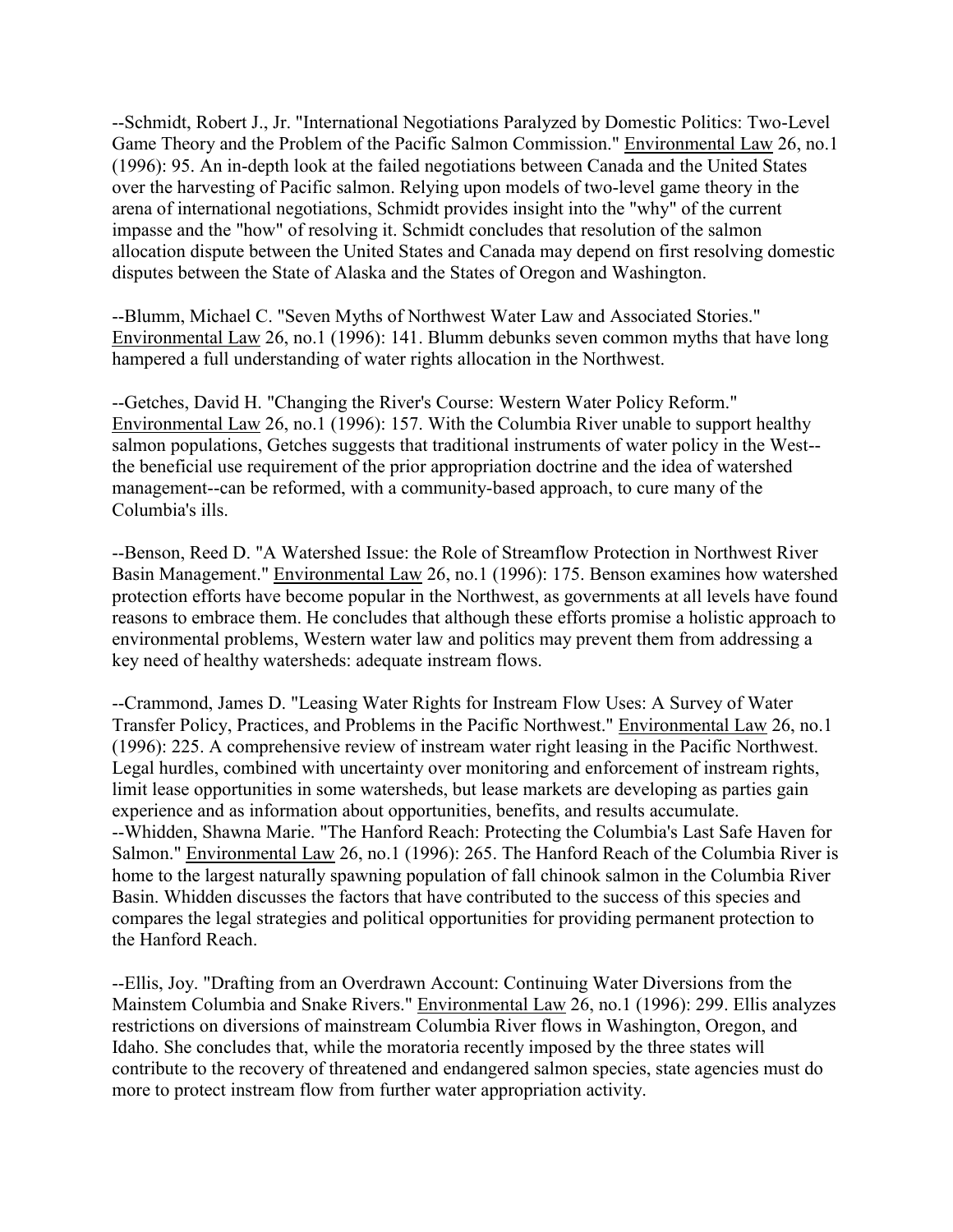--Schmidt, Robert J., Jr. "International Negotiations Paralyzed by Domestic Politics: Two-Level Game Theory and the Problem of the Pacific Salmon Commission." Environmental Law 26, no.1 (1996): 95. An in-depth look at the failed negotiations between Canada and the United States over the harvesting of Pacific salmon. Relying upon models of two-level game theory in the arena of international negotiations, Schmidt provides insight into the "why" of the current impasse and the "how" of resolving it. Schmidt concludes that resolution of the salmon allocation dispute between the United States and Canada may depend on first resolving domestic disputes between the State of Alaska and the States of Oregon and Washington.

--Blumm, Michael C. "Seven Myths of Northwest Water Law and Associated Stories." Environmental Law 26, no.1 (1996): 141. Blumm debunks seven common myths that have long hampered a full understanding of water rights allocation in the Northwest.

--Getches, David H. "Changing the River's Course: Western Water Policy Reform." Environmental Law 26, no.1 (1996): 157. With the Columbia River unable to support healthy salmon populations, Getches suggests that traditional instruments of water policy in the West--the beneficial use requirement of the prior appropriation doctrine and the idea of watershed management--can be reformed, with a community-based approach, to cure many of the Columbia's ills.

--Benson, Reed D. "A Watershed Issue: the Role of Streamflow Protection in Northwest River Basin Management." Environmental Law 26, no.1 (1996): 175. Benson examines how watershed protection efforts have become popular in the Northwest, as governments at all levels have found reasons to embrace them. He concludes that although these efforts promise a holistic approach to environmental problems, Western water law and politics may prevent them from addressing a key need of healthy watersheds: adequate instream flows.

--Crammond, James D. "Leasing Water Rights for Instream Flow Uses: A Survey of Water Transfer Policy, Practices, and Problems in the Pacific Northwest." Environmental Law 26, no.1 (1996): 225. A comprehensive review of instream water right leasing in the Pacific Northwest. Legal hurdles, combined with uncertainty over monitoring and enforcement of instream rights, limit lease opportunities in some watersheds, but lease markets are developing as parties gain experience and as information about opportunities, benefits, and results accumulate.

--Whidden, Shawna Marie. "The Hanford Reach: Protecting the Columbia's Last Safe Haven for Salmon." Environmental Law 26, no.1 (1996): 265. The Hanford Reach of the Columbia River is home to the largest naturally spawning population of fall chinook salmon in the Columbia River Basin. Whidden discusses the factors that have contributed to the success of this species and compares the legal strategies and political opportunities for providing permanent protection to the Hanford Reach.

--Ellis, Joy. "Drafting from an Overdrawn Account: Continuing Water Diversions from the Mainstem Columbia and Snake Rivers." Environmental Law 26, no.1 (1996): 299. Ellis analyzes restrictions on diversions of mainstream Columbia River flows in Washington, Oregon, and Idaho. She concludes that, while the moratoria recently imposed by the three states will contribute to the recovery of threatened and endangered salmon species, state agencies must do more to protect instream flow from further water appropriation activity.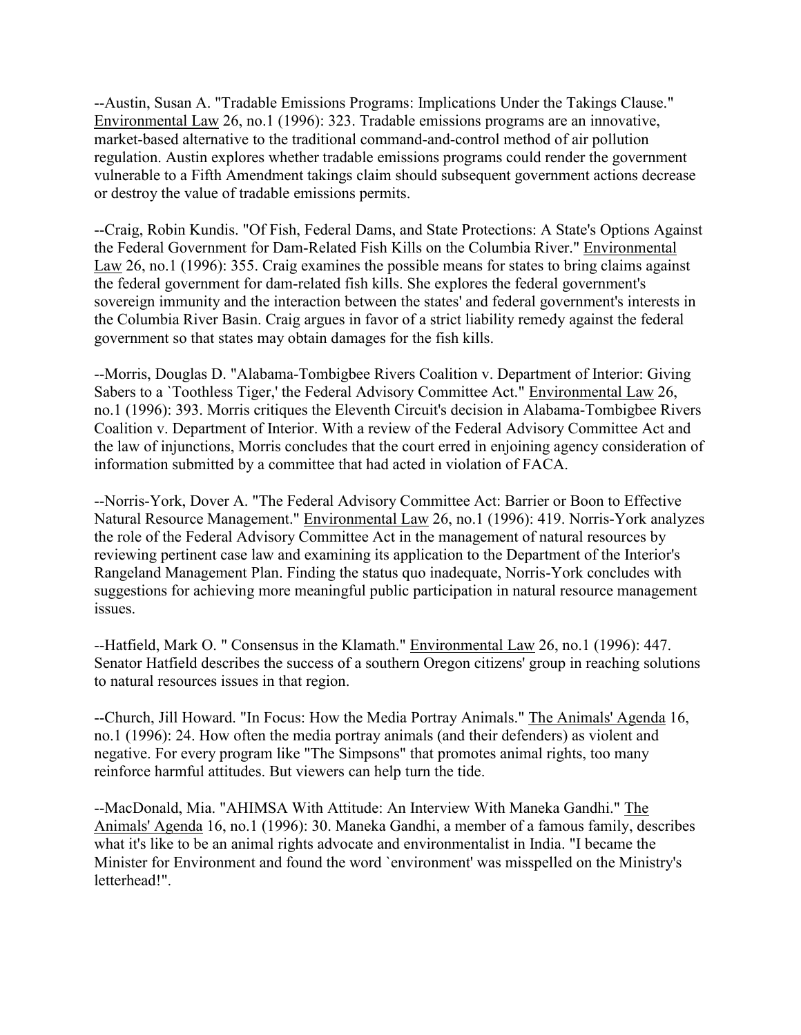--Austin, Susan A. "Tradable Emissions Programs: Implications Under the Takings Clause." Environmental Law 26, no.1 (1996): 323. Tradable emissions programs are an innovative, market-based alternative to the traditional command-and-control method of air pollution regulation. Austin explores whether tradable emissions programs could render the government vulnerable to a Fifth Amendment takings claim should subsequent government actions decrease or destroy the value of tradable emissions permits.

--Craig, Robin Kundis. "Of Fish, Federal Dams, and State Protections: A State's Options Against the Federal Government for Dam-Related Fish Kills on the Columbia River." Environmental Law 26, no.1 (1996): 355. Craig examines the possible means for states to bring claims against the federal government for dam-related fish kills. She explores the federal government's sovereign immunity and the interaction between the states' and federal government's interests in the Columbia River Basin. Craig argues in favor of a strict liability remedy against the federal government so that states may obtain damages for the fish kills.

--Morris, Douglas D. "Alabama-Tombigbee Rivers Coalition v. Department of Interior: Giving Sabers to a `Toothless Tiger,' the Federal Advisory Committee Act." Environmental Law 26, no.1 (1996): 393. Morris critiques the Eleventh Circuit's decision in Alabama-Tombigbee Rivers Coalition v. Department of Interior. With a review of the Federal Advisory Committee Act and the law of injunctions, Morris concludes that the court erred in enjoining agency consideration of information submitted by a committee that had acted in violation of FACA.

--Norris-York, Dover A. "The Federal Advisory Committee Act: Barrier or Boon to Effective Natural Resource Management." Environmental Law 26, no.1 (1996): 419. Norris-York analyzes the role of the Federal Advisory Committee Act in the management of natural resources by reviewing pertinent case law and examining its application to the Department of the Interior's Rangeland Management Plan. Finding the status quo inadequate, Norris-York concludes with suggestions for achieving more meaningful public participation in natural resource management issues.

--Hatfield, Mark O. " Consensus in the Klamath." Environmental Law 26, no.1 (1996): 447. Senator Hatfield describes the success of a southern Oregon citizens' group in reaching solutions to natural resources issues in that region.

--Church, Jill Howard. "In Focus: How the Media Portray Animals." The Animals' Agenda 16, no.1 (1996): 24. How often the media portray animals (and their defenders) as violent and negative. For every program like "The Simpsons" that promotes animal rights, too many reinforce harmful attitudes. But viewers can help turn the tide.

--MacDonald, Mia. "AHIMSA With Attitude: An Interview With Maneka Gandhi." The Animals' Agenda 16, no.1 (1996): 30. Maneka Gandhi, a member of a famous family, describes what it's like to be an animal rights advocate and environmentalist in India. "I became the Minister for Environment and found the word `environment' was misspelled on the Ministry's letterhead!".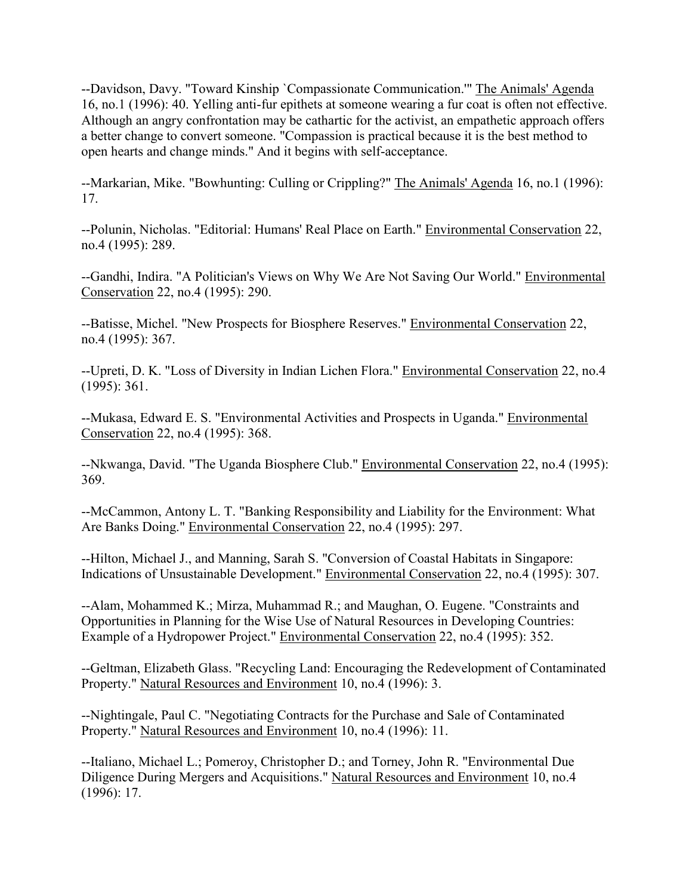--Davidson, Davy. "Toward Kinship `Compassionate Communication.'" The Animals' Agenda 16, no.1 (1996): 40. Yelling anti-fur epithets at someone wearing a fur coat is often not effective. Although an angry confrontation may be cathartic for the activist, an empathetic approach offers a better change to convert someone. "Compassion is practical because it is the best method to open hearts and change minds." And it begins with self-acceptance.

--Markarian, Mike. "Bowhunting: Culling or Crippling?" The Animals' Agenda 16, no.1 (1996): 17.

--Polunin, Nicholas. "Editorial: Humans' Real Place on Earth." Environmental Conservation 22, no.4 (1995): 289.

--Gandhi, Indira. "A Politician's Views on Why We Are Not Saving Our World." Environmental Conservation 22, no.4 (1995): 290.

--Batisse, Michel. "New Prospects for Biosphere Reserves." Environmental Conservation 22, no.4 (1995): 367.

--Upreti, D. K. "Loss of Diversity in Indian Lichen Flora." Environmental Conservation 22, no.4 (1995): 361.

--Mukasa, Edward E. S. "Environmental Activities and Prospects in Uganda." Environmental Conservation 22, no.4 (1995): 368.

--Nkwanga, David. "The Uganda Biosphere Club." Environmental Conservation 22, no.4 (1995): 369.

--McCammon, Antony L. T. "Banking Responsibility and Liability for the Environment: What Are Banks Doing." Environmental Conservation 22, no.4 (1995): 297.

--Hilton, Michael J., and Manning, Sarah S. "Conversion of Coastal Habitats in Singapore: Indications of Unsustainable Development." Environmental Conservation 22, no.4 (1995): 307.

--Alam, Mohammed K.; Mirza, Muhammad R.; and Maughan, O. Eugene. "Constraints and Opportunities in Planning for the Wise Use of Natural Resources in Developing Countries: Example of a Hydropower Project." Environmental Conservation 22, no.4 (1995): 352.

--Geltman, Elizabeth Glass. "Recycling Land: Encouraging the Redevelopment of Contaminated Property." Natural Resources and Environment 10, no.4 (1996): 3.

--Nightingale, Paul C. "Negotiating Contracts for the Purchase and Sale of Contaminated Property." Natural Resources and Environment 10, no.4 (1996): 11.

--Italiano, Michael L.; Pomeroy, Christopher D.; and Torney, John R. "Environmental Due Diligence During Mergers and Acquisitions." Natural Resources and Environment 10, no.4 (1996): 17.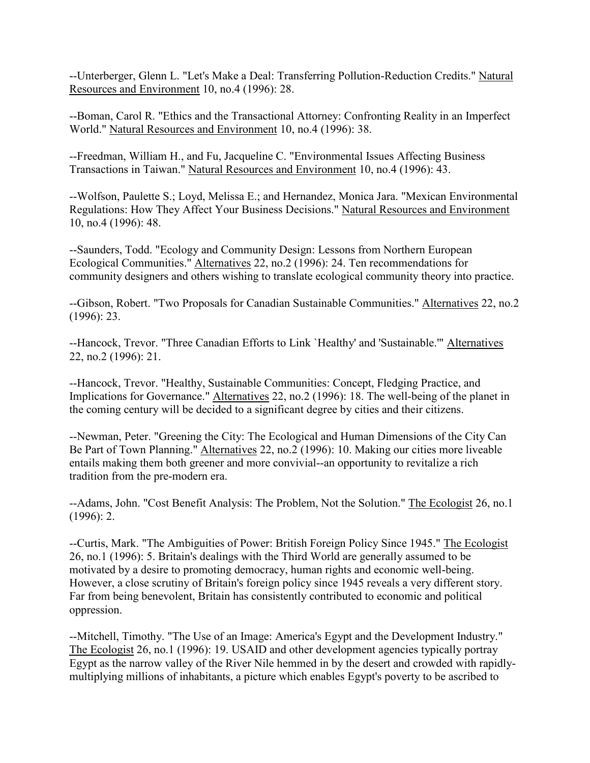--Unterberger, Glenn L. "Let's Make a Deal: Transferring Pollution-Reduction Credits." Natural Resources and Environment 10, no.4 (1996): 28.

--Boman, Carol R. "Ethics and the Transactional Attorney: Confronting Reality in an Imperfect World." Natural Resources and Environment 10, no.4 (1996): 38.

--Freedman, William H., and Fu, Jacqueline C. "Environmental Issues Affecting Business Transactions in Taiwan." Natural Resources and Environment 10, no.4 (1996): 43.

--Wolfson, Paulette S.; Loyd, Melissa E.; and Hernandez, Monica Jara. "Mexican Environmental Regulations: How They Affect Your Business Decisions." Natural Resources and Environment 10, no.4 (1996): 48.

--Saunders, Todd. "Ecology and Community Design: Lessons from Northern European Ecological Communities." Alternatives 22, no.2 (1996): 24. Ten recommendations for community designers and others wishing to translate ecological community theory into practice.

--Gibson, Robert. "Two Proposals for Canadian Sustainable Communities." Alternatives 22, no.2 (1996): 23.

--Hancock, Trevor. "Three Canadian Efforts to Link `Healthy' and 'Sustainable.'" Alternatives 22, no.2 (1996): 21.

--Hancock, Trevor. "Healthy, Sustainable Communities: Concept, Fledging Practice, and Implications for Governance." Alternatives 22, no.2 (1996): 18. The well-being of the planet in the coming century will be decided to a significant degree by cities and their citizens.

--Newman, Peter. "Greening the City: The Ecological and Human Dimensions of the City Can Be Part of Town Planning." Alternatives 22, no.2 (1996): 10. Making our cities more liveable entails making them both greener and more convivial--an opportunity to revitalize a rich tradition from the pre-modern era.

--Adams, John. "Cost Benefit Analysis: The Problem, Not the Solution." The Ecologist 26, no.1 (1996): 2.

--Curtis, Mark. "The Ambiguities of Power: British Foreign Policy Since 1945." The Ecologist 26, no.1 (1996): 5. Britain's dealings with the Third World are generally assumed to be motivated by a desire to promoting democracy, human rights and economic well-being. However, a close scrutiny of Britain's foreign policy since 1945 reveals a very different story. Far from being benevolent, Britain has consistently contributed to economic and political oppression.

--Mitchell, Timothy. "The Use of an Image: America's Egypt and the Development Industry." The Ecologist 26, no.1 (1996): 19. USAID and other development agencies typically portray Egypt as the narrow valley of the River Nile hemmed in by the desert and crowded with rapidly-multiplying millions of inhabitants, a picture which enables Egypt's poverty to be ascribed to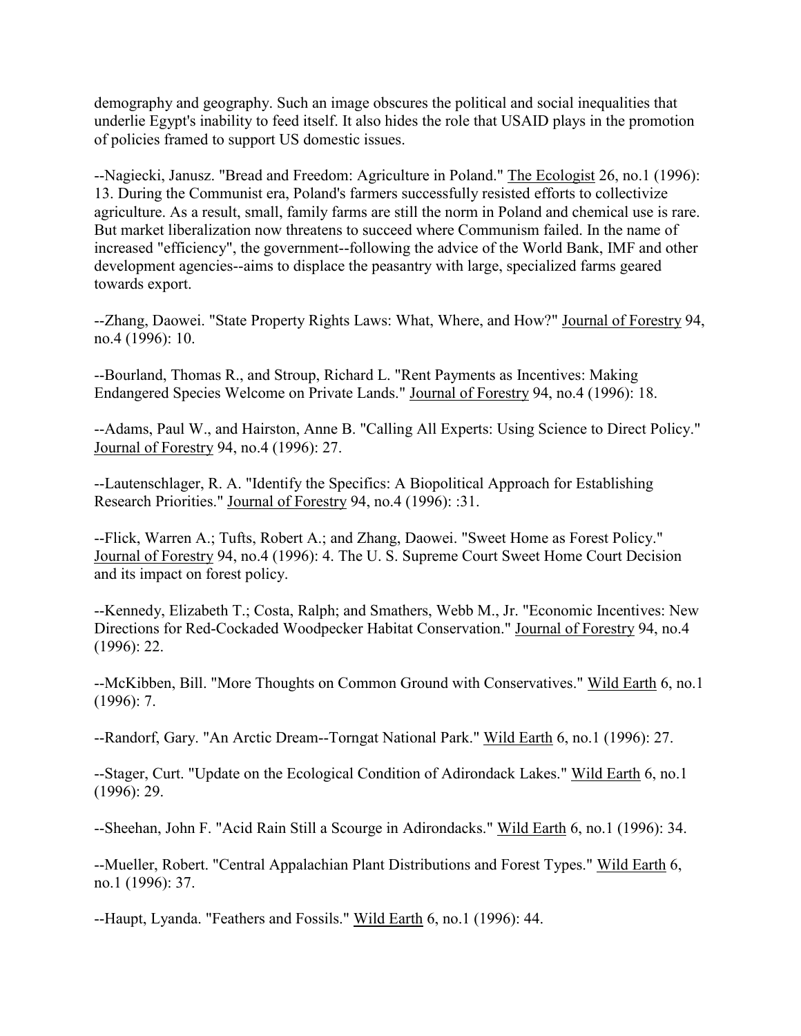demography and geography. Such an image obscures the political and social inequalities that underlie Egypt's inability to feed itself. It also hides the role that USAID plays in the promotion of policies framed to support US domestic issues.

--Nagiecki, Janusz. "Bread and Freedom: Agriculture in Poland." The Ecologist 26, no.1 (1996): 13. During the Communist era, Poland's farmers successfully resisted efforts to collectivize agriculture. As a result, small, family farms are still the norm in Poland and chemical use is rare. But market liberalization now threatens to succeed where Communism failed. In the name of increased "efficiency", the government--following the advice of the World Bank, IMF and other development agencies--aims to displace the peasantry with large, specialized farms geared towards export.

--Zhang, Daowei. "State Property Rights Laws: What, Where, and How?" Journal of Forestry 94, no.4 (1996): 10.

--Bourland, Thomas R., and Stroup, Richard L. "Rent Payments as Incentives: Making Endangered Species Welcome on Private Lands." Journal of Forestry 94, no.4 (1996): 18.

--Adams, Paul W., and Hairston, Anne B. "Calling All Experts: Using Science to Direct Policy." Journal of Forestry 94, no.4 (1996): 27.

--Lautenschlager, R. A. "Identify the Specifics: A Biopolitical Approach for Establishing Research Priorities." Journal of Forestry 94, no.4 (1996): :31.

--Flick, Warren A.; Tufts, Robert A.; and Zhang, Daowei. "Sweet Home as Forest Policy." Journal of Forestry 94, no.4 (1996): 4. The U. S. Supreme Court Sweet Home Court Decision and its impact on forest policy.

--Kennedy, Elizabeth T.; Costa, Ralph; and Smathers, Webb M., Jr. "Economic Incentives: New Directions for Red-Cockaded Woodpecker Habitat Conservation." Journal of Forestry 94, no.4 (1996): 22.

--McKibben, Bill. "More Thoughts on Common Ground with Conservatives." Wild Earth 6, no.1 (1996): 7.

--Randorf, Gary. "An Arctic Dream--Torngat National Park." Wild Earth 6, no.1 (1996): 27.

--Stager, Curt. "Update on the Ecological Condition of Adirondack Lakes." Wild Earth 6, no.1 (1996): 29.

--Sheehan, John F. "Acid Rain Still a Scourge in Adirondacks." Wild Earth 6, no.1 (1996): 34.

--Mueller, Robert. "Central Appalachian Plant Distributions and Forest Types." Wild Earth 6, no.1 (1996): 37.

--Haupt, Lyanda. "Feathers and Fossils." Wild Earth 6, no.1 (1996): 44.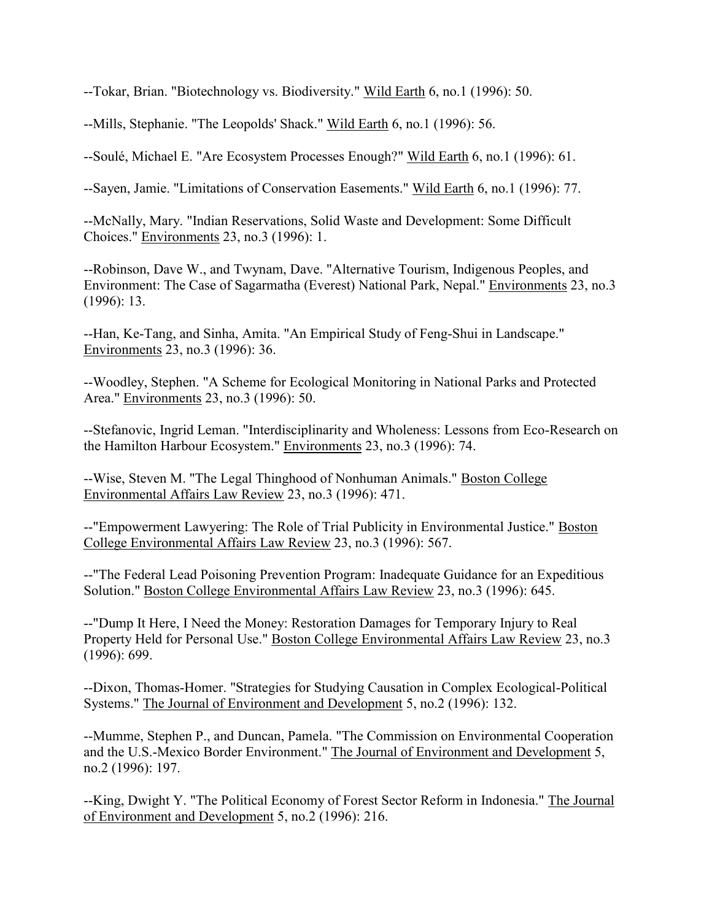--Tokar, Brian. "Biotechnology vs. Biodiversity." <u>Wild Earth</u> 6, no.1 (1996): 50.

--Mills, Stephanie. "The Leopolds' Shack." <u>Wild Earth</u> 6, no.1 (1996): 56.

--Soulé, Michael E. "Are Ecosystem Processes Enough?" <u>Wild Earth</u> 6, no.1 (1996): 61.

--Sayen, Jamie. "Limitations of Conservation Easements." <u>Wild Earth</u> 6, no.1 (1996): 77.

--McNally, Mary. "Indian Reservations, Solid Waste and Development: Some Difficult Choices." <u>Environments</u> 23, no.3 (1996): 1.

--Robinson, Dave W., and Twynam, Dave. "Alternative Tourism, Indigenous Peoples, and Environment: The Case of Sagarmatha (Everest) National Park, Nepal." <u>Environments</u> 23, no.3 (1996): 13.

--Han, Ke-Tang, and Sinha, Amita. "An Empirical Study of Feng-Shui in Landscape." <u>Environments</u> 23, no.3 (1996): 36.

--Woodley, Stephen. "A Scheme for Ecological Monitoring in National Parks and Protected Area." <u>Environments</u> 23, no.3 (1996): 50.

--Stefanovic, Ingrid Leman. "Interdisciplinarity and Wholeness: Lessons from Eco-Research on the Hamilton Harbour Ecosystem." <u>Environments</u> 23, no.3 (1996): 74.

--Wise, Steven M. "The Legal Thinghood of Nonhuman Animals." <u>Boston College Environmental Affairs Law Review</u> 23, no.3 (1996): 471.

--"Empowerment Lawyering: The Role of Trial Publicity in Environmental Justice." <u>Boston College Environmental Affairs Law Review</u> 23, no.3 (1996): 567.

--"The Federal Lead Poisoning Prevention Program: Inadequate Guidance for an Expeditious Solution." <u>Boston College Environmental Affairs Law Review</u> 23, no.3 (1996): 645.

--"Dump It Here, I Need the Money: Restoration Damages for Temporary Injury to Real Property Held for Personal Use." <u>Boston College Environmental Affairs Law Review</u> 23, no.3 (1996): 699.

--Dixon, Thomas-Homer. "Strategies for Studying Causation in Complex Ecological-Political Systems." <u>The Journal of Environment and Development</u> 5, no.2 (1996): 132.

--Mumme, Stephen P., and Duncan, Pamela. "The Commission on Environmental Cooperation and the U.S.-Mexico Border Environment." <u>The Journal of Environment and Development</u> 5, no.2 (1996): 197.

--King, Dwight Y. "The Political Economy of Forest Sector Reform in Indonesia." <u>The Journal of Environment and Development</u> 5, no.2 (1996): 216.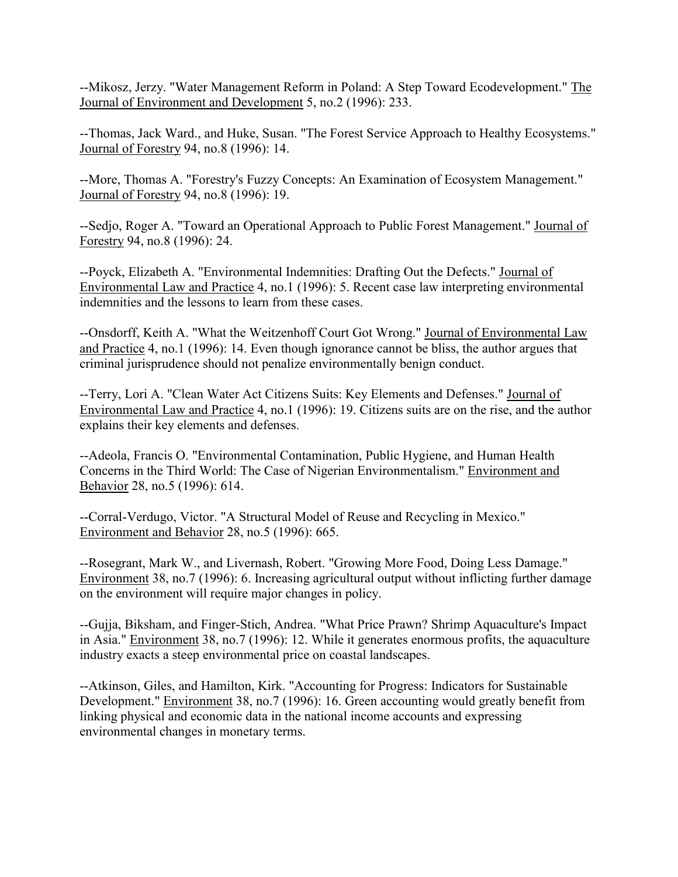--Mikosz, Jerzy. "Water Management Reform in Poland: A Step Toward Ecodevelopment." The Journal of Environment and Development 5, no.2 (1996): 233.

--Thomas, Jack Ward., and Huke, Susan. "The Forest Service Approach to Healthy Ecosystems." Journal of Forestry 94, no.8 (1996): 14.

--More, Thomas A. "Forestry's Fuzzy Concepts: An Examination of Ecosystem Management." Journal of Forestry 94, no.8 (1996): 19.

--Sedjo, Roger A. "Toward an Operational Approach to Public Forest Management." Journal of Forestry 94, no.8 (1996): 24.

--Poyck, Elizabeth A. "Environmental Indemnities: Drafting Out the Defects." Journal of Environmental Law and Practice 4, no.1 (1996): 5. Recent case law interpreting environmental indemnities and the lessons to learn from these cases.

--Onsdorff, Keith A. "What the Weitzenhoff Court Got Wrong." Journal of Environmental Law and Practice 4, no.1 (1996): 14. Even though ignorance cannot be bliss, the author argues that criminal jurisprudence should not penalize environmentally benign conduct.

--Terry, Lori A. "Clean Water Act Citizens Suits: Key Elements and Defenses." Journal of Environmental Law and Practice 4, no.1 (1996): 19. Citizens suits are on the rise, and the author explains their key elements and defenses.

--Adeola, Francis O. "Environmental Contamination, Public Hygiene, and Human Health Concerns in the Third World: The Case of Nigerian Environmentalism." Environment and Behavior 28, no.5 (1996): 614.

--Corral-Verdugo, Victor. "A Structural Model of Reuse and Recycling in Mexico." Environment and Behavior 28, no.5 (1996): 665.

--Rosegrant, Mark W., and Livernash, Robert. "Growing More Food, Doing Less Damage." Environment 38, no.7 (1996): 6. Increasing agricultural output without inflicting further damage on the environment will require major changes in policy.

--Gujja, Biksham, and Finger-Stich, Andrea. "What Price Prawn? Shrimp Aquaculture's Impact in Asia." Environment 38, no.7 (1996): 12. While it generates enormous profits, the aquaculture industry exacts a steep environmental price on coastal landscapes.

--Atkinson, Giles, and Hamilton, Kirk. "Accounting for Progress: Indicators for Sustainable Development." Environment 38, no.7 (1996): 16. Green accounting would greatly benefit from linking physical and economic data in the national income accounts and expressing environmental changes in monetary terms.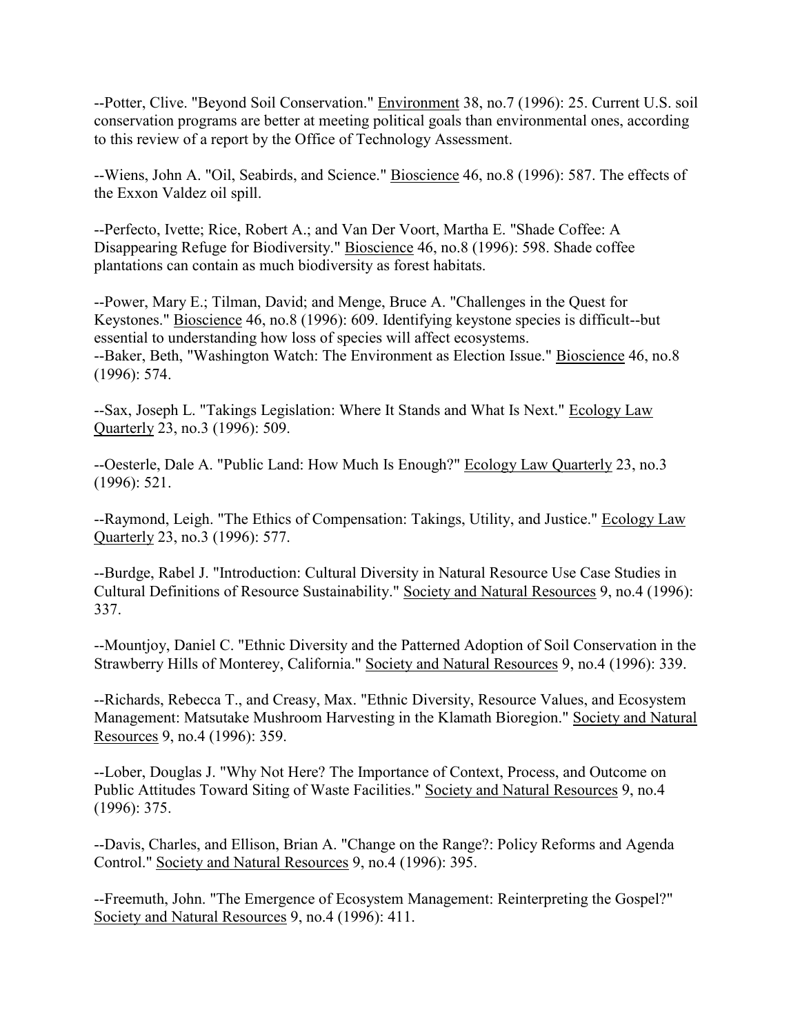--Potter, Clive. "Beyond Soil Conservation." Environment 38, no.7 (1996): 25. Current U.S. soil conservation programs are better at meeting political goals than environmental ones, according to this review of a report by the Office of Technology Assessment.

--Wiens, John A. "Oil, Seabirds, and Science." Bioscience 46, no.8 (1996): 587. The effects of the Exxon Valdez oil spill.

--Perfecto, Ivette; Rice, Robert A.; and Van Der Voort, Martha E. "Shade Coffee: A Disappearing Refuge for Biodiversity." Bioscience 46, no.8 (1996): 598. Shade coffee plantations can contain as much biodiversity as forest habitats.

--Power, Mary E.; Tilman, David; and Menge, Bruce A. "Challenges in the Quest for Keystones." Bioscience 46, no.8 (1996): 609. Identifying keystone species is difficult--but essential to understanding how loss of species will affect ecosystems.
--Baker, Beth, "Washington Watch: The Environment as Election Issue." Bioscience 46, no.8 (1996): 574.

--Sax, Joseph L. "Takings Legislation: Where It Stands and What Is Next." Ecology Law Quarterly 23, no.3 (1996): 509.

--Oesterle, Dale A. "Public Land: How Much Is Enough?" Ecology Law Quarterly 23, no.3 (1996): 521.

--Raymond, Leigh. "The Ethics of Compensation: Takings, Utility, and Justice." Ecology Law Quarterly 23, no.3 (1996): 577.

--Burdge, Rabel J. "Introduction: Cultural Diversity in Natural Resource Use Case Studies in Cultural Definitions of Resource Sustainability." Society and Natural Resources 9, no.4 (1996): 337.

--Mountjoy, Daniel C. "Ethnic Diversity and the Patterned Adoption of Soil Conservation in the Strawberry Hills of Monterey, California." Society and Natural Resources 9, no.4 (1996): 339.

--Richards, Rebecca T., and Creasy, Max. "Ethnic Diversity, Resource Values, and Ecosystem Management: Matsutake Mushroom Harvesting in the Klamath Bioregion." Society and Natural Resources 9, no.4 (1996): 359.

--Lober, Douglas J. "Why Not Here? The Importance of Context, Process, and Outcome on Public Attitudes Toward Siting of Waste Facilities." Society and Natural Resources 9, no.4 (1996): 375.

--Davis, Charles, and Ellison, Brian A. "Change on the Range?: Policy Reforms and Agenda Control." Society and Natural Resources 9, no.4 (1996): 395.

--Freemuth, John. "The Emergence of Ecosystem Management: Reinterpreting the Gospel?" Society and Natural Resources 9, no.4 (1996): 411.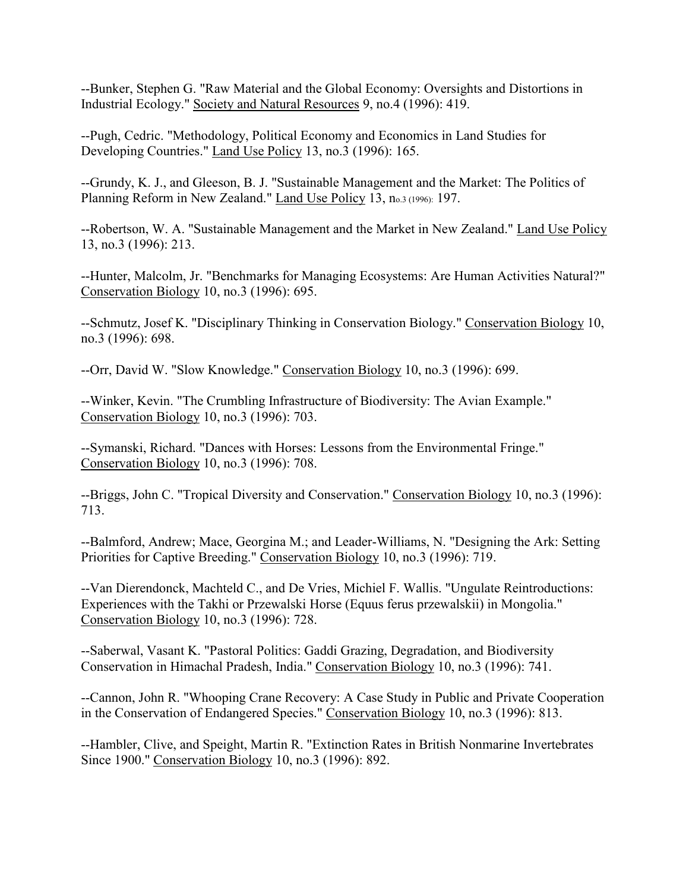--Bunker, Stephen G. "Raw Material and the Global Economy: Oversights and Distortions in Industrial Ecology." Society and Natural Resources 9, no.4 (1996): 419.

--Pugh, Cedric. "Methodology, Political Economy and Economics in Land Studies for Developing Countries." Land Use Policy 13, no.3 (1996): 165.

--Grundy, K. J., and Gleeson, B. J. "Sustainable Management and the Market: The Politics of Planning Reform in New Zealand." Land Use Policy 13, no.3 (1996): 197.

--Robertson, W. A. "Sustainable Management and the Market in New Zealand." Land Use Policy 13, no.3 (1996): 213.

--Hunter, Malcolm, Jr. "Benchmarks for Managing Ecosystems: Are Human Activities Natural?" Conservation Biology 10, no.3 (1996): 695.

--Schmutz, Josef K. "Disciplinary Thinking in Conservation Biology." Conservation Biology 10, no.3 (1996): 698.

--Orr, David W. "Slow Knowledge." Conservation Biology 10, no.3 (1996): 699.

--Winker, Kevin. "The Crumbling Infrastructure of Biodiversity: The Avian Example." Conservation Biology 10, no.3 (1996): 703.

--Symanski, Richard. "Dances with Horses: Lessons from the Environmental Fringe." Conservation Biology 10, no.3 (1996): 708.

--Briggs, John C. "Tropical Diversity and Conservation." Conservation Biology 10, no.3 (1996): 713.

--Balmford, Andrew; Mace, Georgina M.; and Leader-Williams, N. "Designing the Ark: Setting Priorities for Captive Breeding." Conservation Biology 10, no.3 (1996): 719.

--Van Dierendonck, Machteld C., and De Vries, Michiel F. Wallis. "Ungulate Reintroductions: Experiences with the Takhi or Przewalski Horse (Equus ferus przewalskii) in Mongolia." Conservation Biology 10, no.3 (1996): 728.

--Saberwal, Vasant K. "Pastoral Politics: Gaddi Grazing, Degradation, and Biodiversity Conservation in Himachal Pradesh, India." Conservation Biology 10, no.3 (1996): 741.

--Cannon, John R. "Whooping Crane Recovery: A Case Study in Public and Private Cooperation in the Conservation of Endangered Species." Conservation Biology 10, no.3 (1996): 813.

--Hambler, Clive, and Speight, Martin R. "Extinction Rates in British Nonmarine Invertebrates Since 1900." Conservation Biology 10, no.3 (1996): 892.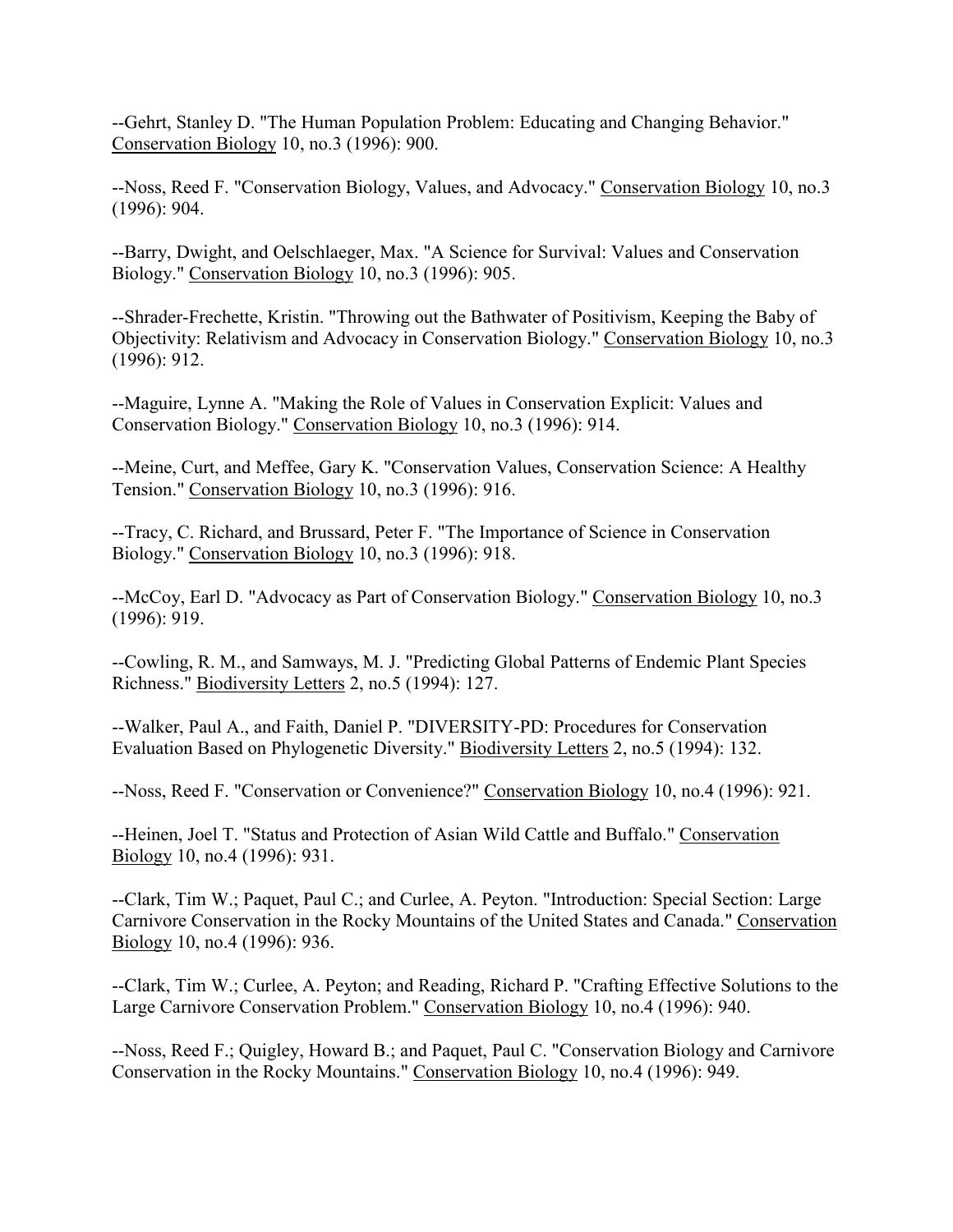--Gehrt, Stanley D. "The Human Population Problem: Educating and Changing Behavior." Conservation Biology 10, no.3 (1996): 900.

--Noss, Reed F. "Conservation Biology, Values, and Advocacy." Conservation Biology 10, no.3 (1996): 904.

--Barry, Dwight, and Oelschlaeger, Max. "A Science for Survival: Values and Conservation Biology." Conservation Biology 10, no.3 (1996): 905.

--Shrader-Frechette, Kristin. "Throwing out the Bathwater of Positivism, Keeping the Baby of Objectivity: Relativism and Advocacy in Conservation Biology." Conservation Biology 10, no.3 (1996): 912.

--Maguire, Lynne A. "Making the Role of Values in Conservation Explicit: Values and Conservation Biology." Conservation Biology 10, no.3 (1996): 914.

--Meine, Curt, and Meffee, Gary K. "Conservation Values, Conservation Science: A Healthy Tension." Conservation Biology 10, no.3 (1996): 916.

--Tracy, C. Richard, and Brussard, Peter F. "The Importance of Science in Conservation Biology." Conservation Biology 10, no.3 (1996): 918.

--McCoy, Earl D. "Advocacy as Part of Conservation Biology." Conservation Biology 10, no.3 (1996): 919.

--Cowling, R. M., and Samways, M. J. "Predicting Global Patterns of Endemic Plant Species Richness." Biodiversity Letters 2, no.5 (1994): 127.

--Walker, Paul A., and Faith, Daniel P. "DIVERSITY-PD: Procedures for Conservation Evaluation Based on Phylogenetic Diversity." Biodiversity Letters 2, no.5 (1994): 132.

--Noss, Reed F. "Conservation or Convenience?" Conservation Biology 10, no.4 (1996): 921.

--Heinen, Joel T. "Status and Protection of Asian Wild Cattle and Buffalo." Conservation Biology 10, no.4 (1996): 931.

--Clark, Tim W.; Paquet, Paul C.; and Curlee, A. Peyton. "Introduction: Special Section: Large Carnivore Conservation in the Rocky Mountains of the United States and Canada." Conservation Biology 10, no.4 (1996): 936.

--Clark, Tim W.; Curlee, A. Peyton; and Reading, Richard P. "Crafting Effective Solutions to the Large Carnivore Conservation Problem." Conservation Biology 10, no.4 (1996): 940.

--Noss, Reed F.; Quigley, Howard B.; and Paquet, Paul C. "Conservation Biology and Carnivore Conservation in the Rocky Mountains." Conservation Biology 10, no.4 (1996): 949.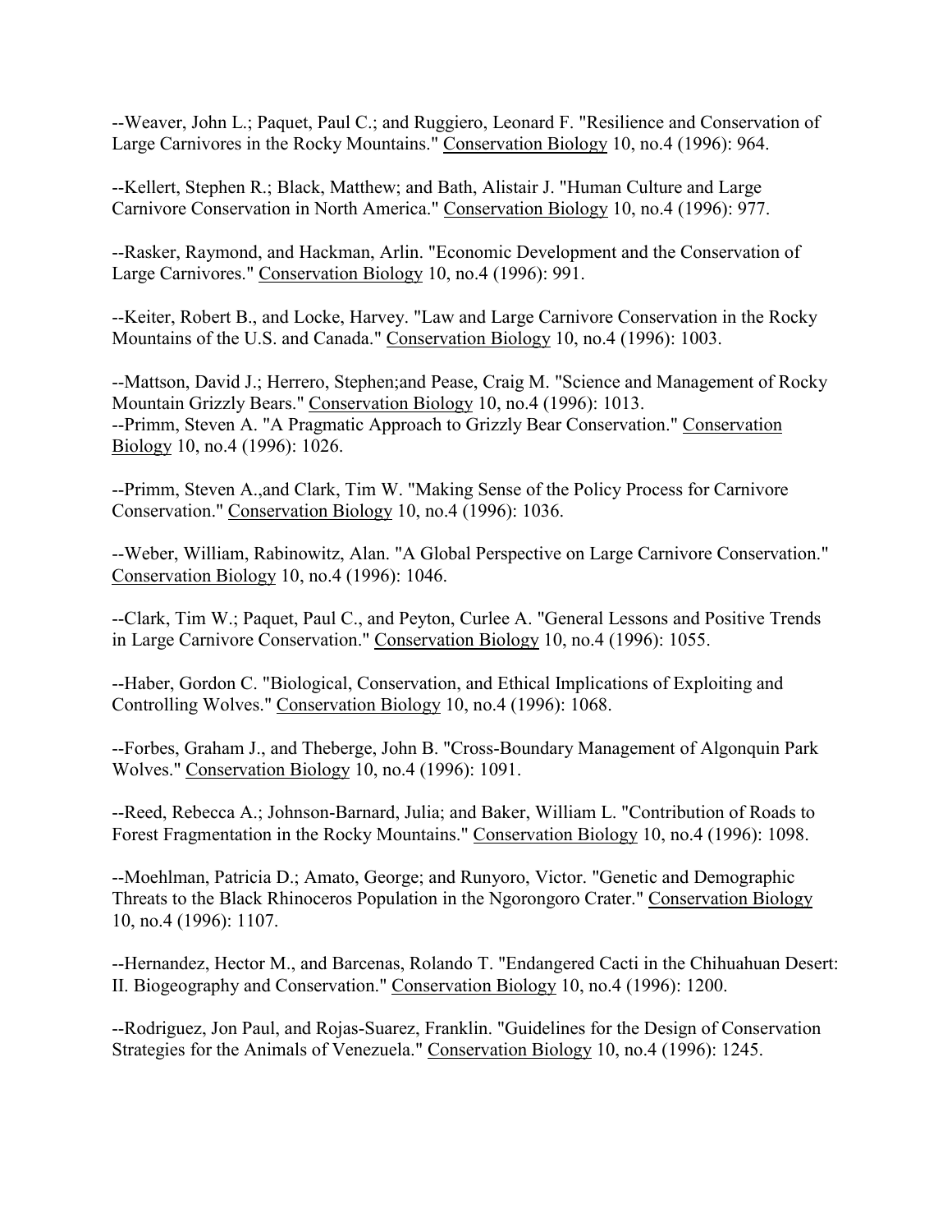--Weaver, John L.; Paquet, Paul C.; and Ruggiero, Leonard F. "Resilience and Conservation of Large Carnivores in the Rocky Mountains." Conservation Biology 10, no.4 (1996): 964.

--Kellert, Stephen R.; Black, Matthew; and Bath, Alistair J. "Human Culture and Large Carnivore Conservation in North America." Conservation Biology 10, no.4 (1996): 977.

--Rasker, Raymond, and Hackman, Arlin. "Economic Development and the Conservation of Large Carnivores." Conservation Biology 10, no.4 (1996): 991.

--Keiter, Robert B., and Locke, Harvey. "Law and Large Carnivore Conservation in the Rocky Mountains of the U.S. and Canada." Conservation Biology 10, no.4 (1996): 1003.

--Mattson, David J.; Herrero, Stephen;and Pease, Craig M. "Science and Management of Rocky Mountain Grizzly Bears." Conservation Biology 10, no.4 (1996): 1013.
--Primm, Steven A. "A Pragmatic Approach to Grizzly Bear Conservation." Conservation Biology 10, no.4 (1996): 1026.

--Primm, Steven A.,and Clark, Tim W. "Making Sense of the Policy Process for Carnivore Conservation." Conservation Biology 10, no.4 (1996): 1036.

--Weber, William, Rabinowitz, Alan. "A Global Perspective on Large Carnivore Conservation." Conservation Biology 10, no.4 (1996): 1046.

--Clark, Tim W.; Paquet, Paul C., and Peyton, Curlee A. "General Lessons and Positive Trends in Large Carnivore Conservation." Conservation Biology 10, no.4 (1996): 1055.

--Haber, Gordon C. "Biological, Conservation, and Ethical Implications of Exploiting and Controlling Wolves." Conservation Biology 10, no.4 (1996): 1068.

--Forbes, Graham J., and Theberge, John B. "Cross-Boundary Management of Algonquin Park Wolves." Conservation Biology 10, no.4 (1996): 1091.

--Reed, Rebecca A.; Johnson-Barnard, Julia; and Baker, William L. "Contribution of Roads to Forest Fragmentation in the Rocky Mountains." Conservation Biology 10, no.4 (1996): 1098.

--Moehlman, Patricia D.; Amato, George; and Runyoro, Victor. "Genetic and Demographic Threats to the Black Rhinoceros Population in the Ngorongoro Crater." Conservation Biology 10, no.4 (1996): 1107.

--Hernandez, Hector M., and Barcenas, Rolando T. "Endangered Cacti in the Chihuahuan Desert: II. Biogeography and Conservation." Conservation Biology 10, no.4 (1996): 1200.

--Rodriguez, Jon Paul, and Rojas-Suarez, Franklin. "Guidelines for the Design of Conservation Strategies for the Animals of Venezuela." Conservation Biology 10, no.4 (1996): 1245.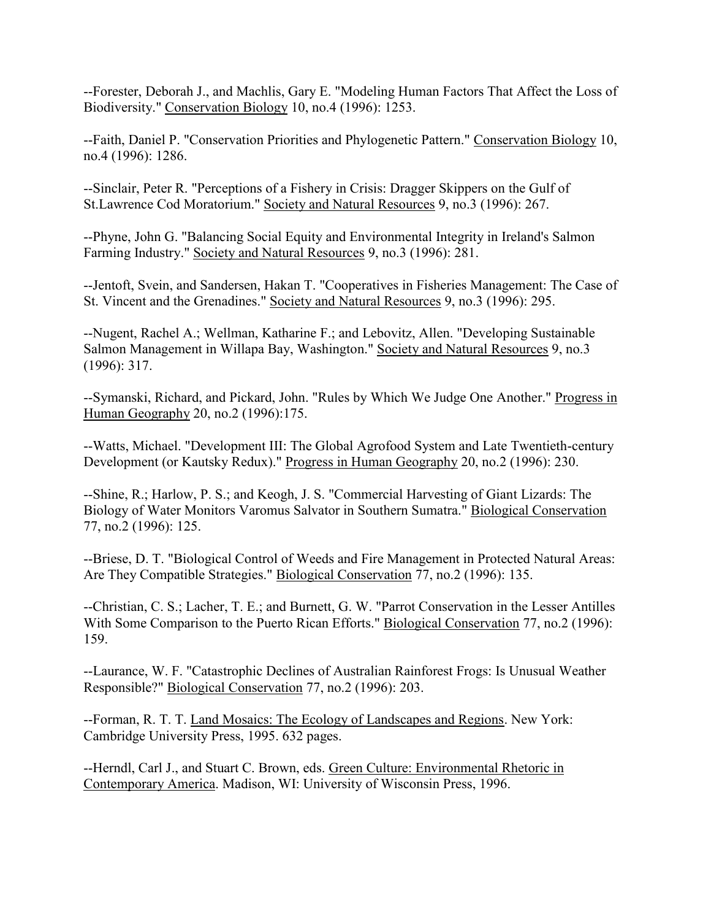--Forester, Deborah J., and Machlis, Gary E. "Modeling Human Factors That Affect the Loss of Biodiversity." Conservation Biology 10, no.4 (1996): 1253.

--Faith, Daniel P. "Conservation Priorities and Phylogenetic Pattern." Conservation Biology 10, no.4 (1996): 1286.

--Sinclair, Peter R. "Perceptions of a Fishery in Crisis: Dragger Skippers on the Gulf of St.Lawrence Cod Moratorium." Society and Natural Resources 9, no.3 (1996): 267.

--Phyne, John G. "Balancing Social Equity and Environmental Integrity in Ireland's Salmon Farming Industry." Society and Natural Resources 9, no.3 (1996): 281.

--Jentoft, Svein, and Sandersen, Hakan T. "Cooperatives in Fisheries Management: The Case of St. Vincent and the Grenadines." Society and Natural Resources 9, no.3 (1996): 295.

--Nugent, Rachel A.; Wellman, Katharine F.; and Lebovitz, Allen. "Developing Sustainable Salmon Management in Willapa Bay, Washington." Society and Natural Resources 9, no.3 (1996): 317.

--Symanski, Richard, and Pickard, John. "Rules by Which We Judge One Another." Progress in Human Geography 20, no.2 (1996):175.

--Watts, Michael. "Development III: The Global Agrofood System and Late Twentieth-century Development (or Kautsky Redux)." Progress in Human Geography 20, no.2 (1996): 230.

--Shine, R.; Harlow, P. S.; and Keogh, J. S. "Commercial Harvesting of Giant Lizards: The Biology of Water Monitors Varomus Salvator in Southern Sumatra." Biological Conservation 77, no.2 (1996): 125.

--Briese, D. T. "Biological Control of Weeds and Fire Management in Protected Natural Areas: Are They Compatible Strategies." Biological Conservation 77, no.2 (1996): 135.

--Christian, C. S.; Lacher, T. E.; and Burnett, G. W. "Parrot Conservation in the Lesser Antilles With Some Comparison to the Puerto Rican Efforts." Biological Conservation 77, no.2 (1996): 159.

--Laurance, W. F. "Catastrophic Declines of Australian Rainforest Frogs: Is Unusual Weather Responsible?" Biological Conservation 77, no.2 (1996): 203.

--Forman, R. T. T. Land Mosaics: The Ecology of Landscapes and Regions. New York: Cambridge University Press, 1995. 632 pages.

--Herndl, Carl J., and Stuart C. Brown, eds. Green Culture: Environmental Rhetoric in Contemporary America. Madison, WI: University of Wisconsin Press, 1996.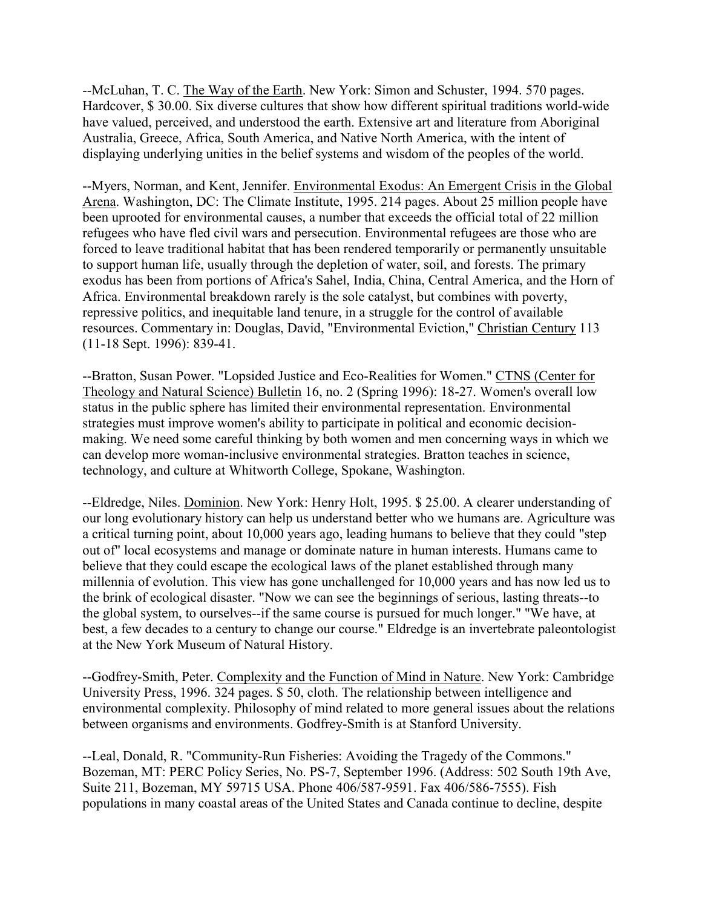--McLuhan, T. C. The Way of the Earth. New York: Simon and Schuster, 1994. 570 pages. Hardcover, $ 30.00. Six diverse cultures that show how different spiritual traditions world-wide have valued, perceived, and understood the earth. Extensive art and literature from Aboriginal Australia, Greece, Africa, South America, and Native North America, with the intent of displaying underlying unities in the belief systems and wisdom of the peoples of the world.

--Myers, Norman, and Kent, Jennifer. Environmental Exodus: An Emergent Crisis in the Global Arena. Washington, DC: The Climate Institute, 1995. 214 pages. About 25 million people have been uprooted for environmental causes, a number that exceeds the official total of 22 million refugees who have fled civil wars and persecution. Environmental refugees are those who are forced to leave traditional habitat that has been rendered temporarily or permanently unsuitable to support human life, usually through the depletion of water, soil, and forests. The primary exodus has been from portions of Africa's Sahel, India, China, Central America, and the Horn of Africa. Environmental breakdown rarely is the sole catalyst, but combines with poverty, repressive politics, and inequitable land tenure, in a struggle for the control of available resources. Commentary in: Douglas, David, "Environmental Eviction," Christian Century 113 (11-18 Sept. 1996): 839-41.

--Bratton, Susan Power. "Lopsided Justice and Eco-Realities for Women." CTNS (Center for Theology and Natural Science) Bulletin 16, no. 2 (Spring 1996): 18-27. Women's overall low status in the public sphere has limited their environmental representation. Environmental strategies must improve women's ability to participate in political and economic decision-making. We need some careful thinking by both women and men concerning ways in which we can develop more woman-inclusive environmental strategies. Bratton teaches in science, technology, and culture at Whitworth College, Spokane, Washington.

--Eldredge, Niles. Dominion. New York: Henry Holt, 1995. $ 25.00. A clearer understanding of our long evolutionary history can help us understand better who we humans are. Agriculture was a critical turning point, about 10,000 years ago, leading humans to believe that they could "step out of" local ecosystems and manage or dominate nature in human interests. Humans came to believe that they could escape the ecological laws of the planet established through many millennia of evolution. This view has gone unchallenged for 10,000 years and has now led us to the brink of ecological disaster. "Now we can see the beginnings of serious, lasting threats--to the global system, to ourselves--if the same course is pursued for much longer." "We have, at best, a few decades to a century to change our course." Eldredge is an invertebrate paleontologist at the New York Museum of Natural History.

--Godfrey-Smith, Peter. Complexity and the Function of Mind in Nature. New York: Cambridge University Press, 1996. 324 pages. $ 50, cloth. The relationship between intelligence and environmental complexity. Philosophy of mind related to more general issues about the relations between organisms and environments. Godfrey-Smith is at Stanford University.

--Leal, Donald, R. "Community-Run Fisheries: Avoiding the Tragedy of the Commons." Bozeman, MT: PERC Policy Series, No. PS-7, September 1996. (Address: 502 South 19th Ave, Suite 211, Bozeman, MY 59715 USA. Phone 406/587-9591. Fax 406/586-7555). Fish populations in many coastal areas of the United States and Canada continue to decline, despite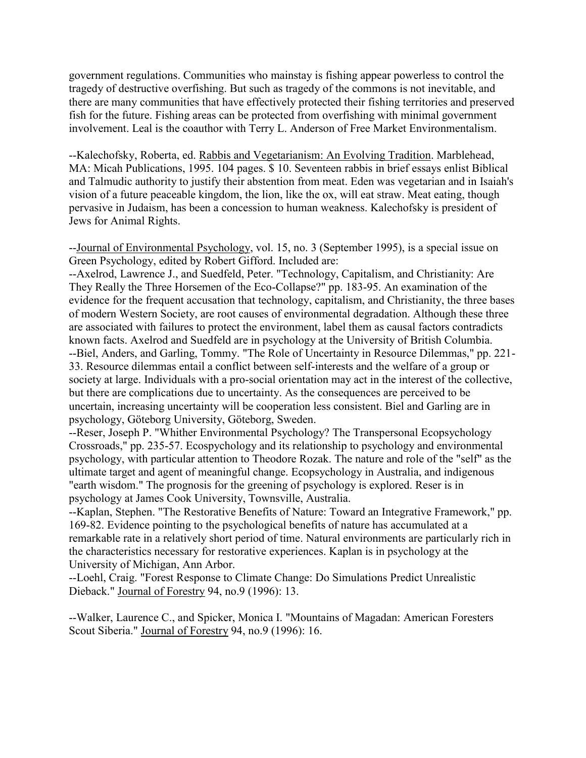government regulations. Communities who mainstay is fishing appear powerless to control the tragedy of destructive overfishing. But such as tragedy of the commons is not inevitable, and there are many communities that have effectively protected their fishing territories and preserved fish for the future. Fishing areas can be protected from overfishing with minimal government involvement. Leal is the coauthor with Terry L. Anderson of Free Market Environmentalism.

--Kalechofsky, Roberta, ed. Rabbis and Vegetarianism: An Evolving Tradition. Marblehead, MA: Micah Publications, 1995. 104 pages. $ 10. Seventeen rabbis in brief essays enlist Biblical and Talmudic authority to justify their abstention from meat. Eden was vegetarian and in Isaiah's vision of a future peaceable kingdom, the lion, like the ox, will eat straw. Meat eating, though pervasive in Judaism, has been a concession to human weakness. Kalechofsky is president of Jews for Animal Rights.

--Journal of Environmental Psychology, vol. 15, no. 3 (September 1995), is a special issue on Green Psychology, edited by Robert Gifford. Included are:
--Axelrod, Lawrence J., and Suedfeld, Peter. "Technology, Capitalism, and Christianity: Are They Really the Three Horsemen of the Eco-Collapse?" pp. 183-95. An examination of the evidence for the frequent accusation that technology, capitalism, and Christianity, the three bases of modern Western Society, are root causes of environmental degradation. Although these three are associated with failures to protect the environment, label them as causal factors contradicts known facts. Axelrod and Suedfeld are in psychology at the University of British Columbia.
--Biel, Anders, and Garling, Tommy. "The Role of Uncertainty in Resource Dilemmas," pp. 221-33. Resource dilemmas entail a conflict between self-interests and the welfare of a group or society at large. Individuals with a pro-social orientation may act in the interest of the collective, but there are complications due to uncertainty. As the consequences are perceived to be uncertain, increasing uncertainty will be cooperation less consistent. Biel and Garling are in psychology, Göteborg University, Göteborg, Sweden.
--Reser, Joseph P. "Whither Environmental Psychology? The Transpersonal Ecopsychology Crossroads," pp. 235-57. Ecopsychology and its relationship to psychology and environmental psychology, with particular attention to Theodore Rozak. The nature and role of the "self" as the ultimate target and agent of meaningful change. Ecopsychology in Australia, and indigenous "earth wisdom." The prognosis for the greening of psychology is explored. Reser is in psychology at James Cook University, Townsville, Australia.
--Kaplan, Stephen. "The Restorative Benefits of Nature: Toward an Integrative Framework," pp. 169-82. Evidence pointing to the psychological benefits of nature has accumulated at a remarkable rate in a relatively short period of time. Natural environments are particularly rich in the characteristics necessary for restorative experiences. Kaplan is in psychology at the University of Michigan, Ann Arbor.
--Loehl, Craig. "Forest Response to Climate Change: Do Simulations Predict Unrealistic Dieback." Journal of Forestry 94, no.9 (1996): 13.

--Walker, Laurence C., and Spicker, Monica I. "Mountains of Magadan: American Foresters Scout Siberia." Journal of Forestry 94, no.9 (1996): 16.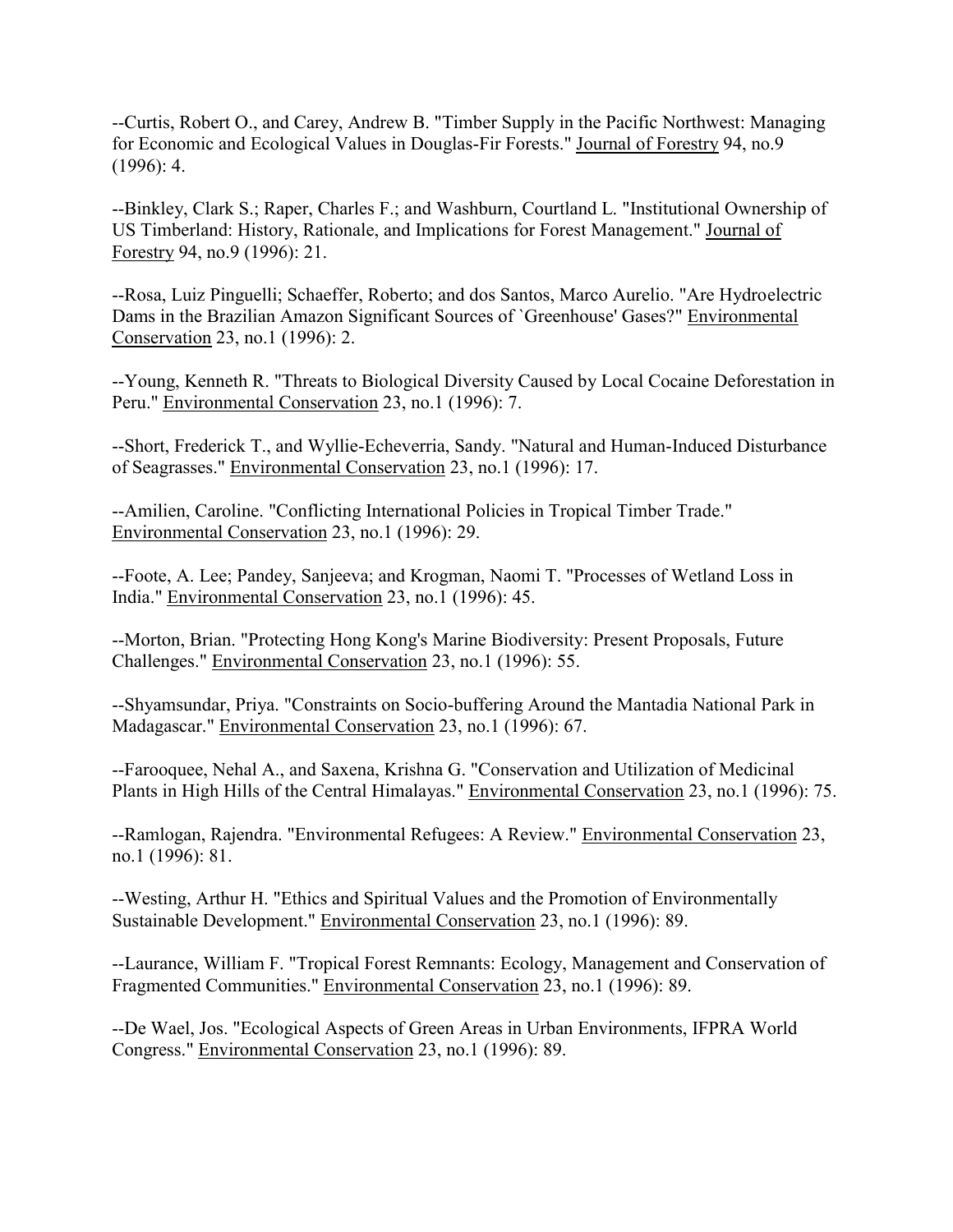--Curtis, Robert O., and Carey, Andrew B. "Timber Supply in the Pacific Northwest: Managing for Economic and Ecological Values in Douglas-Fir Forests." Journal of Forestry 94, no.9 (1996): 4.

--Binkley, Clark S.; Raper, Charles F.; and Washburn, Courtland L. "Institutional Ownership of US Timberland: History, Rationale, and Implications for Forest Management." Journal of Forestry 94, no.9 (1996): 21.

--Rosa, Luiz Pinguelli; Schaeffer, Roberto; and dos Santos, Marco Aurelio. "Are Hydroelectric Dams in the Brazilian Amazon Significant Sources of `Greenhouse' Gases?" Environmental Conservation 23, no.1 (1996): 2.

--Young, Kenneth R. "Threats to Biological Diversity Caused by Local Cocaine Deforestation in Peru." Environmental Conservation 23, no.1 (1996): 7.

--Short, Frederick T., and Wyllie-Echeverria, Sandy. "Natural and Human-Induced Disturbance of Seagrasses." Environmental Conservation 23, no.1 (1996): 17.

--Amilien, Caroline. "Conflicting International Policies in Tropical Timber Trade." Environmental Conservation 23, no.1 (1996): 29.

--Foote, A. Lee; Pandey, Sanjeeva; and Krogman, Naomi T. "Processes of Wetland Loss in India." Environmental Conservation 23, no.1 (1996): 45.

--Morton, Brian. "Protecting Hong Kong's Marine Biodiversity: Present Proposals, Future Challenges." Environmental Conservation 23, no.1 (1996): 55.

--Shyamsundar, Priya. "Constraints on Socio-buffering Around the Mantadia National Park in Madagascar." Environmental Conservation 23, no.1 (1996): 67.

--Farooquee, Nehal A., and Saxena, Krishna G. "Conservation and Utilization of Medicinal Plants in High Hills of the Central Himalayas." Environmental Conservation 23, no.1 (1996): 75.

--Ramlogan, Rajendra. "Environmental Refugees: A Review." Environmental Conservation 23, no.1 (1996): 81.

--Westing, Arthur H. "Ethics and Spiritual Values and the Promotion of Environmentally Sustainable Development." Environmental Conservation 23, no.1 (1996): 89.

--Laurance, William F. "Tropical Forest Remnants: Ecology, Management and Conservation of Fragmented Communities." Environmental Conservation 23, no.1 (1996): 89.

--De Wael, Jos. "Ecological Aspects of Green Areas in Urban Environments, IFPRA World Congress." Environmental Conservation 23, no.1 (1996): 89.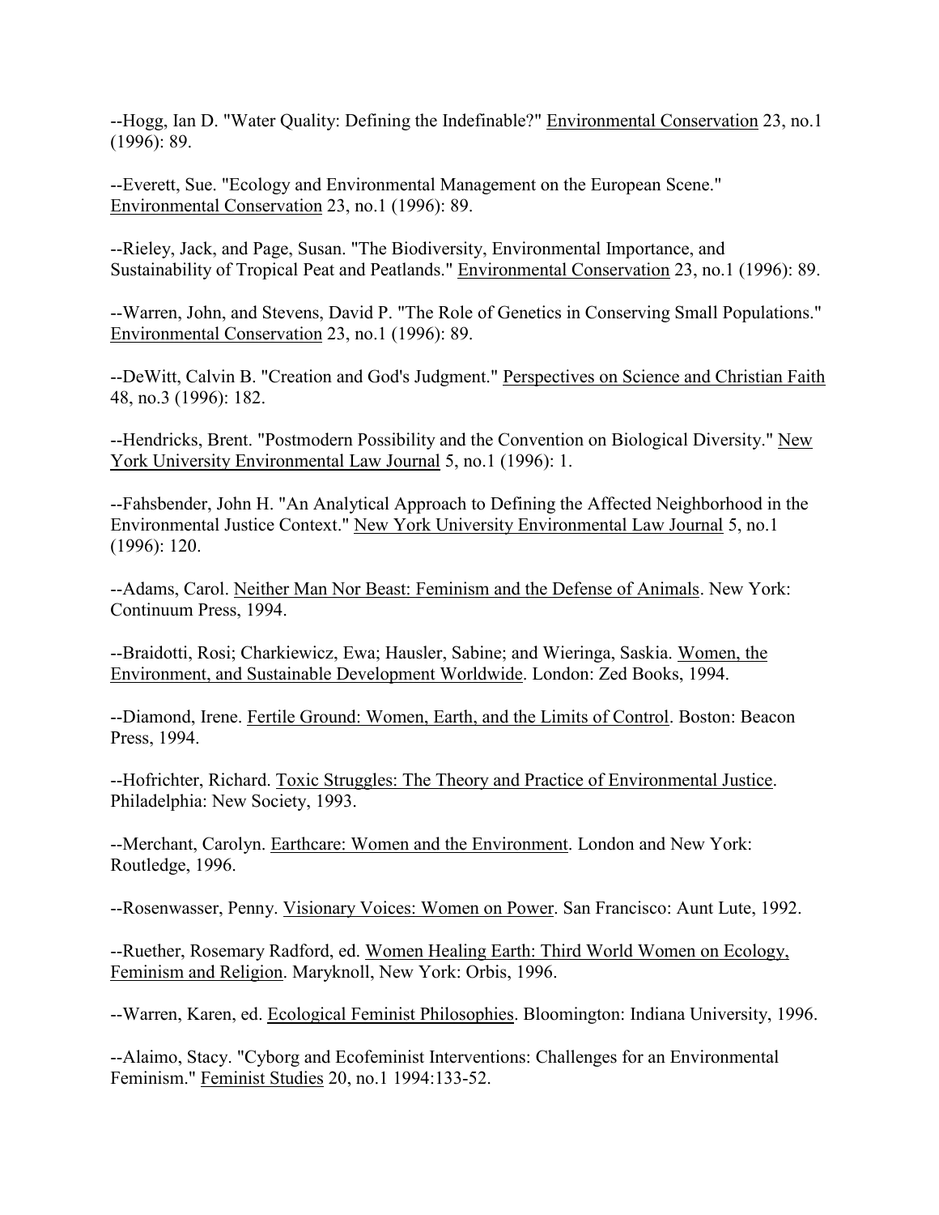--Hogg, Ian D. "Water Quality: Defining the Indefinable?" Environmental Conservation 23, no.1 (1996): 89.

--Everett, Sue. "Ecology and Environmental Management on the European Scene." Environmental Conservation 23, no.1 (1996): 89.

--Rieley, Jack, and Page, Susan. "The Biodiversity, Environmental Importance, and Sustainability of Tropical Peat and Peatlands." Environmental Conservation 23, no.1 (1996): 89.

--Warren, John, and Stevens, David P. "The Role of Genetics in Conserving Small Populations." Environmental Conservation 23, no.1 (1996): 89.

--DeWitt, Calvin B. "Creation and God's Judgment." Perspectives on Science and Christian Faith 48, no.3 (1996): 182.

--Hendricks, Brent. "Postmodern Possibility and the Convention on Biological Diversity." New York University Environmental Law Journal 5, no.1 (1996): 1.

--Fahsbender, John H. "An Analytical Approach to Defining the Affected Neighborhood in the Environmental Justice Context." New York University Environmental Law Journal 5, no.1 (1996): 120.

--Adams, Carol. Neither Man Nor Beast: Feminism and the Defense of Animals. New York: Continuum Press, 1994.

--Braidotti, Rosi; Charkiewicz, Ewa; Hausler, Sabine; and Wieringa, Saskia. Women, the Environment, and Sustainable Development Worldwide. London: Zed Books, 1994.

--Diamond, Irene. Fertile Ground: Women, Earth, and the Limits of Control. Boston: Beacon Press, 1994.

--Hofrichter, Richard. Toxic Struggles: The Theory and Practice of Environmental Justice. Philadelphia: New Society, 1993.

--Merchant, Carolyn. Earthcare: Women and the Environment. London and New York: Routledge, 1996.

--Rosenwasser, Penny. Visionary Voices: Women on Power. San Francisco: Aunt Lute, 1992.

--Ruether, Rosemary Radford, ed. Women Healing Earth: Third World Women on Ecology, Feminism and Religion. Maryknoll, New York: Orbis, 1996.

--Warren, Karen, ed. Ecological Feminist Philosophies. Bloomington: Indiana University, 1996.

--Alaimo, Stacy. "Cyborg and Ecofeminist Interventions: Challenges for an Environmental Feminism." Feminist Studies 20, no.1 1994:133-52.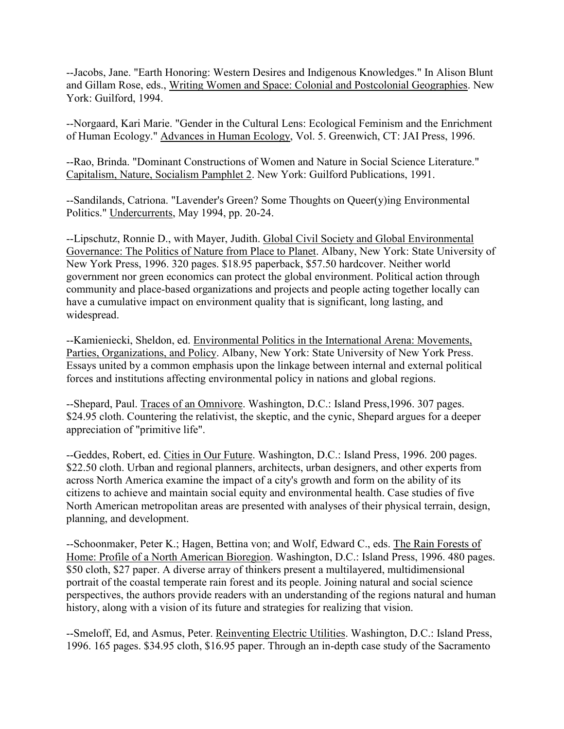--Jacobs, Jane. "Earth Honoring: Western Desires and Indigenous Knowledges." In Alison Blunt and Gillam Rose, eds., Writing Women and Space: Colonial and Postcolonial Geographies. New York: Guilford, 1994.

--Norgaard, Kari Marie. "Gender in the Cultural Lens: Ecological Feminism and the Enrichment of Human Ecology." Advances in Human Ecology, Vol. 5. Greenwich, CT: JAI Press, 1996.

--Rao, Brinda. "Dominant Constructions of Women and Nature in Social Science Literature." Capitalism, Nature, Socialism Pamphlet 2. New York: Guilford Publications, 1991.

--Sandilands, Catriona. "Lavender's Green? Some Thoughts on Queer(y)ing Environmental Politics." Undercurrents, May 1994, pp. 20-24.

--Lipschutz, Ronnie D., with Mayer, Judith. Global Civil Society and Global Environmental Governance: The Politics of Nature from Place to Planet. Albany, New York: State University of New York Press, 1996. 320 pages. $18.95 paperback, $57.50 hardcover. Neither world government nor green economics can protect the global environment. Political action through community and place-based organizations and projects and people acting together locally can have a cumulative impact on environment quality that is significant, long lasting, and widespread.

--Kamieniecki, Sheldon, ed. Environmental Politics in the International Arena: Movements, Parties, Organizations, and Policy. Albany, New York: State University of New York Press. Essays united by a common emphasis upon the linkage between internal and external political forces and institutions affecting environmental policy in nations and global regions.

--Shepard, Paul. Traces of an Omnivore. Washington, D.C.: Island Press,1996. 307 pages. $24.95 cloth. Countering the relativist, the skeptic, and the cynic, Shepard argues for a deeper appreciation of "primitive life".

--Geddes, Robert, ed. Cities in Our Future. Washington, D.C.: Island Press, 1996. 200 pages. $22.50 cloth. Urban and regional planners, architects, urban designers, and other experts from across North America examine the impact of a city's growth and form on the ability of its citizens to achieve and maintain social equity and environmental health. Case studies of five North American metropolitan areas are presented with analyses of their physical terrain, design, planning, and development.

--Schoonmaker, Peter K.; Hagen, Bettina von; and Wolf, Edward C., eds. The Rain Forests of Home: Profile of a North American Bioregion. Washington, D.C.: Island Press, 1996. 480 pages. $50 cloth, $27 paper. A diverse array of thinkers present a multilayered, multidimensional portrait of the coastal temperate rain forest and its people. Joining natural and social science perspectives, the authors provide readers with an understanding of the regions natural and human history, along with a vision of its future and strategies for realizing that vision.

--Smeloff, Ed, and Asmus, Peter. Reinventing Electric Utilities. Washington, D.C.: Island Press, 1996. 165 pages. $34.95 cloth, $16.95 paper. Through an in-depth case study of the Sacramento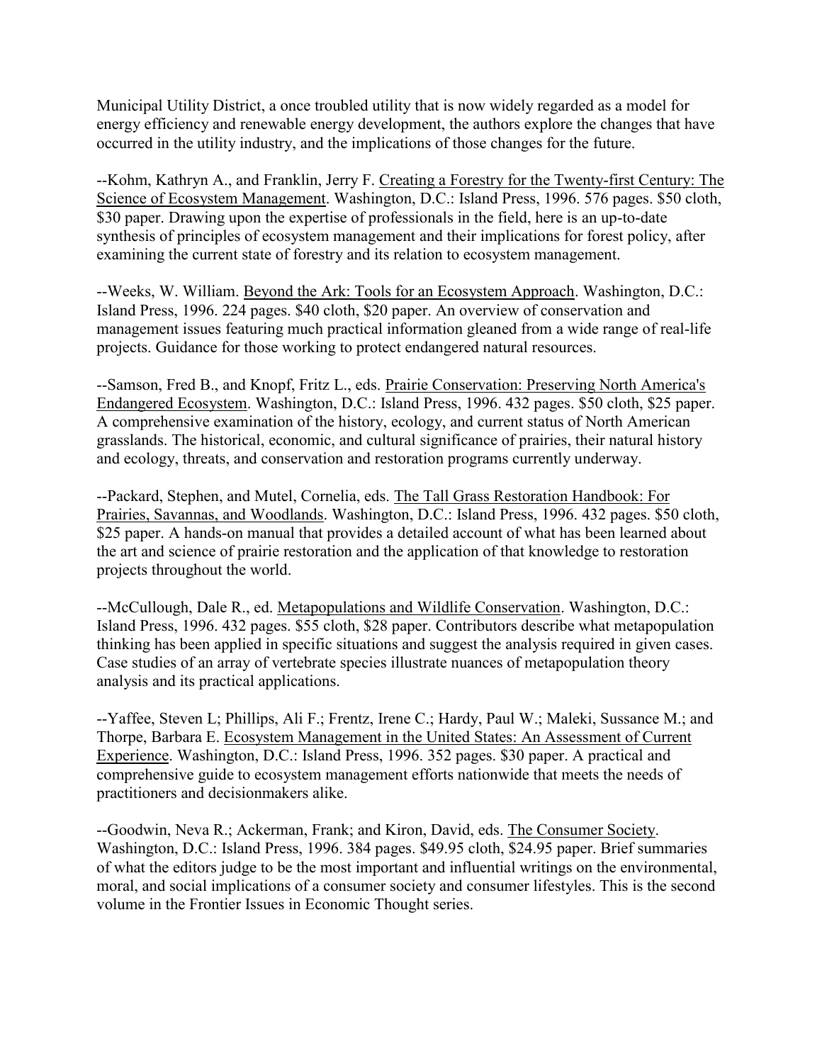Municipal Utility District, a once troubled utility that is now widely regarded as a model for energy efficiency and renewable energy development, the authors explore the changes that have occurred in the utility industry, and the implications of those changes for the future.

--Kohm, Kathryn A., and Franklin, Jerry F. Creating a Forestry for the Twenty-first Century: The Science of Ecosystem Management. Washington, D.C.: Island Press, 1996. 576 pages. $50 cloth, $30 paper. Drawing upon the expertise of professionals in the field, here is an up-to-date synthesis of principles of ecosystem management and their implications for forest policy, after examining the current state of forestry and its relation to ecosystem management.

--Weeks, W. William. Beyond the Ark: Tools for an Ecosystem Approach. Washington, D.C.: Island Press, 1996. 224 pages. $40 cloth, $20 paper. An overview of conservation and management issues featuring much practical information gleaned from a wide range of real-life projects. Guidance for those working to protect endangered natural resources.

--Samson, Fred B., and Knopf, Fritz L., eds. Prairie Conservation: Preserving North America's Endangered Ecosystem. Washington, D.C.: Island Press, 1996. 432 pages. $50 cloth, $25 paper. A comprehensive examination of the history, ecology, and current status of North American grasslands. The historical, economic, and cultural significance of prairies, their natural history and ecology, threats, and conservation and restoration programs currently underway.

--Packard, Stephen, and Mutel, Cornelia, eds. The Tall Grass Restoration Handbook: For Prairies, Savannas, and Woodlands. Washington, D.C.: Island Press, 1996. 432 pages. $50 cloth, $25 paper. A hands-on manual that provides a detailed account of what has been learned about the art and science of prairie restoration and the application of that knowledge to restoration projects throughout the world.

--McCullough, Dale R., ed. Metapopulations and Wildlife Conservation. Washington, D.C.: Island Press, 1996. 432 pages. $55 cloth, $28 paper. Contributors describe what metapopulation thinking has been applied in specific situations and suggest the analysis required in given cases. Case studies of an array of vertebrate species illustrate nuances of metapopulation theory analysis and its practical applications.

--Yaffee, Steven L; Phillips, Ali F.; Frentz, Irene C.; Hardy, Paul W.; Maleki, Sussance M.; and Thorpe, Barbara E. Ecosystem Management in the United States: An Assessment of Current Experience. Washington, D.C.: Island Press, 1996. 352 pages. $30 paper. A practical and comprehensive guide to ecosystem management efforts nationwide that meets the needs of practitioners and decisionmakers alike.

--Goodwin, Neva R.; Ackerman, Frank; and Kiron, David, eds. The Consumer Society. Washington, D.C.: Island Press, 1996. 384 pages. $49.95 cloth, $24.95 paper. Brief summaries of what the editors judge to be the most important and influential writings on the environmental, moral, and social implications of a consumer society and consumer lifestyles. This is the second volume in the Frontier Issues in Economic Thought series.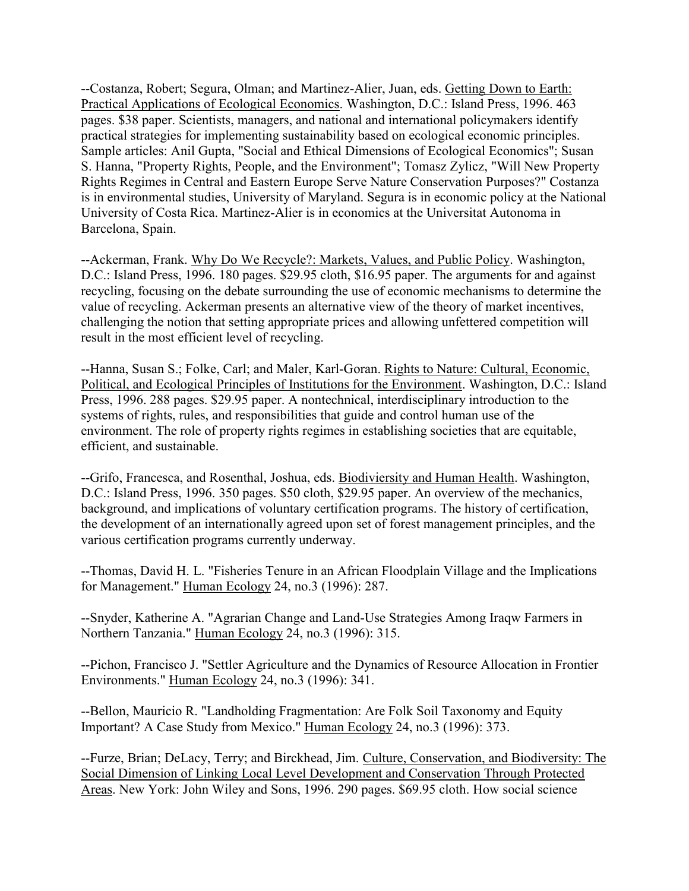--Costanza, Robert; Segura, Olman; and Martinez-Alier, Juan, eds. Getting Down to Earth: Practical Applications of Ecological Economics. Washington, D.C.: Island Press, 1996. 463 pages. $38 paper. Scientists, managers, and national and international policymakers identify practical strategies for implementing sustainability based on ecological economic principles. Sample articles: Anil Gupta, "Social and Ethical Dimensions of Ecological Economics"; Susan S. Hanna, "Property Rights, People, and the Environment"; Tomasz Zylicz, "Will New Property Rights Regimes in Central and Eastern Europe Serve Nature Conservation Purposes?" Costanza is in environmental studies, University of Maryland. Segura is in economic policy at the National University of Costa Rica. Martinez-Alier is in economics at the Universitat Autonoma in Barcelona, Spain.

--Ackerman, Frank. Why Do We Recycle?: Markets, Values, and Public Policy. Washington, D.C.: Island Press, 1996. 180 pages. $29.95 cloth, $16.95 paper. The arguments for and against recycling, focusing on the debate surrounding the use of economic mechanisms to determine the value of recycling. Ackerman presents an alternative view of the theory of market incentives, challenging the notion that setting appropriate prices and allowing unfettered competition will result in the most efficient level of recycling.

--Hanna, Susan S.; Folke, Carl; and Maler, Karl-Goran. Rights to Nature: Cultural, Economic, Political, and Ecological Principles of Institutions for the Environment. Washington, D.C.: Island Press, 1996. 288 pages. $29.95 paper. A nontechnical, interdisciplinary introduction to the systems of rights, rules, and responsibilities that guide and control human use of the environment. The role of property rights regimes in establishing societies that are equitable, efficient, and sustainable.

--Grifo, Francesca, and Rosenthal, Joshua, eds. Biodiviersity and Human Health. Washington, D.C.: Island Press, 1996. 350 pages. $50 cloth, $29.95 paper. An overview of the mechanics, background, and implications of voluntary certification programs. The history of certification, the development of an internationally agreed upon set of forest management principles, and the various certification programs currently underway.

--Thomas, David H. L. "Fisheries Tenure in an African Floodplain Village and the Implications for Management." Human Ecology 24, no.3 (1996): 287.

--Snyder, Katherine A. "Agrarian Change and Land-Use Strategies Among Iraqw Farmers in Northern Tanzania." Human Ecology 24, no.3 (1996): 315.

--Pichon, Francisco J. "Settler Agriculture and the Dynamics of Resource Allocation in Frontier Environments." Human Ecology 24, no.3 (1996): 341.

--Bellon, Mauricio R. "Landholding Fragmentation: Are Folk Soil Taxonomy and Equity Important? A Case Study from Mexico." Human Ecology 24, no.3 (1996): 373.

--Furze, Brian; DeLacy, Terry; and Birckhead, Jim. Culture, Conservation, and Biodiversity: The Social Dimension of Linking Local Level Development and Conservation Through Protected Areas. New York: John Wiley and Sons, 1996. 290 pages. $69.95 cloth. How social science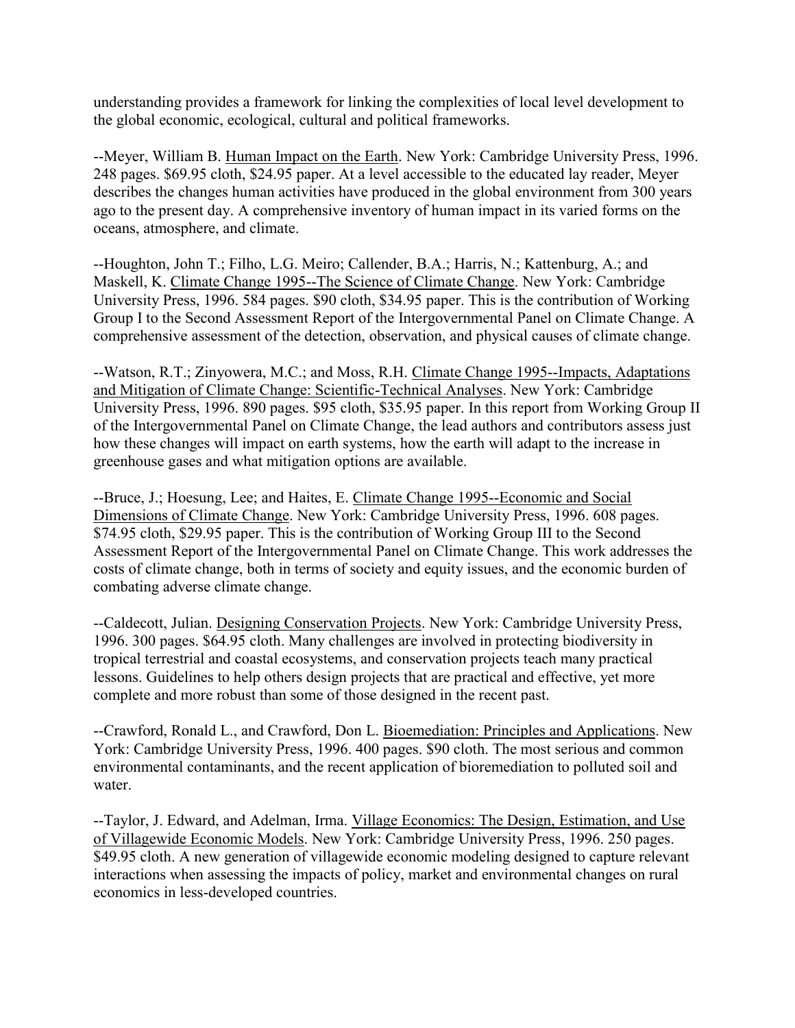understanding provides a framework for linking the complexities of local level development to the global economic, ecological, cultural and political frameworks.

--Meyer, William B. Human Impact on the Earth. New York: Cambridge University Press, 1996. 248 pages. $69.95 cloth, $24.95 paper. At a level accessible to the educated lay reader, Meyer describes the changes human activities have produced in the global environment from 300 years ago to the present day. A comprehensive inventory of human impact in its varied forms on the oceans, atmosphere, and climate.

--Houghton, John T.; Filho, L.G. Meiro; Callender, B.A.; Harris, N.; Kattenburg, A.; and Maskell, K. Climate Change 1995--The Science of Climate Change. New York: Cambridge University Press, 1996. 584 pages. $90 cloth, $34.95 paper. This is the contribution of Working Group I to the Second Assessment Report of the Intergovernmental Panel on Climate Change. A comprehensive assessment of the detection, observation, and physical causes of climate change.

--Watson, R.T.; Zinyowera, M.C.; and Moss, R.H. Climate Change 1995--Impacts, Adaptations and Mitigation of Climate Change: Scientific-Technical Analyses. New York: Cambridge University Press, 1996. 890 pages. $95 cloth, $35.95 paper. In this report from Working Group II of the Intergovernmental Panel on Climate Change, the lead authors and contributors assess just how these changes will impact on earth systems, how the earth will adapt to the increase in greenhouse gases and what mitigation options are available.

--Bruce, J.; Hoesung, Lee; and Haites, E. Climate Change 1995--Economic and Social Dimensions of Climate Change. New York: Cambridge University Press, 1996. 608 pages. $74.95 cloth, $29.95 paper. This is the contribution of Working Group III to the Second Assessment Report of the Intergovernmental Panel on Climate Change. This work addresses the costs of climate change, both in terms of society and equity issues, and the economic burden of combating adverse climate change.

--Caldecott, Julian. Designing Conservation Projects. New York: Cambridge University Press, 1996. 300 pages. $64.95 cloth. Many challenges are involved in protecting biodiversity in tropical terrestrial and coastal ecosystems, and conservation projects teach many practical lessons. Guidelines to help others design projects that are practical and effective, yet more complete and more robust than some of those designed in the recent past.

--Crawford, Ronald L., and Crawford, Don L. Bioemediation: Principles and Applications. New York: Cambridge University Press, 1996. 400 pages. $90 cloth. The most serious and common environmental contaminants, and the recent application of bioremediation to polluted soil and water.

--Taylor, J. Edward, and Adelman, Irma. Village Economics: The Design, Estimation, and Use of Villagewide Economic Models. New York: Cambridge University Press, 1996. 250 pages. $49.95 cloth. A new generation of villagewide economic modeling designed to capture relevant interactions when assessing the impacts of policy, market and environmental changes on rural economics in less-developed countries.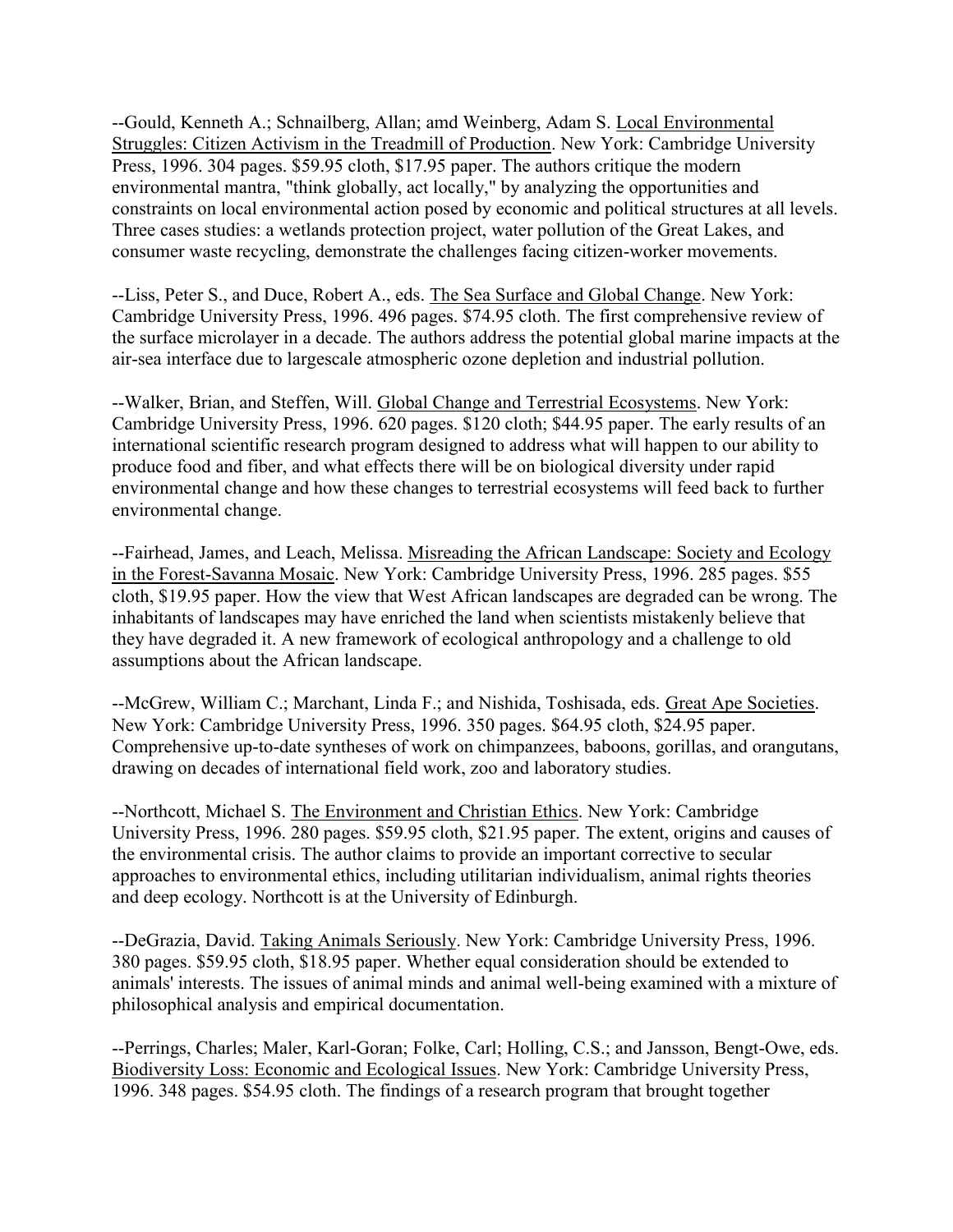--Gould, Kenneth A.; Schnailberg, Allan; amd Weinberg, Adam S. Local Environmental Struggles: Citizen Activism in the Treadmill of Production. New York: Cambridge University Press, 1996. 304 pages. $59.95 cloth, $17.95 paper. The authors critique the modern environmental mantra, "think globally, act locally," by analyzing the opportunities and constraints on local environmental action posed by economic and political structures at all levels. Three cases studies: a wetlands protection project, water pollution of the Great Lakes, and consumer waste recycling, demonstrate the challenges facing citizen-worker movements.

--Liss, Peter S., and Duce, Robert A., eds. The Sea Surface and Global Change. New York: Cambridge University Press, 1996. 496 pages. $74.95 cloth. The first comprehensive review of the surface microlayer in a decade. The authors address the potential global marine impacts at the air-sea interface due to largescale atmospheric ozone depletion and industrial pollution.

--Walker, Brian, and Steffen, Will. Global Change and Terrestrial Ecosystems. New York: Cambridge University Press, 1996. 620 pages. $120 cloth; $44.95 paper. The early results of an international scientific research program designed to address what will happen to our ability to produce food and fiber, and what effects there will be on biological diversity under rapid environmental change and how these changes to terrestrial ecosystems will feed back to further environmental change.

--Fairhead, James, and Leach, Melissa. Misreading the African Landscape: Society and Ecology in the Forest-Savanna Mosaic. New York: Cambridge University Press, 1996. 285 pages. $55 cloth, $19.95 paper. How the view that West African landscapes are degraded can be wrong. The inhabitants of landscapes may have enriched the land when scientists mistakenly believe that they have degraded it. A new framework of ecological anthropology and a challenge to old assumptions about the African landscape.

--McGrew, William C.; Marchant, Linda F.; and Nishida, Toshisada, eds. Great Ape Societies. New York: Cambridge University Press, 1996. 350 pages. $64.95 cloth, $24.95 paper. Comprehensive up-to-date syntheses of work on chimpanzees, baboons, gorillas, and orangutans, drawing on decades of international field work, zoo and laboratory studies.

--Northcott, Michael S. The Environment and Christian Ethics. New York: Cambridge University Press, 1996. 280 pages. $59.95 cloth, $21.95 paper. The extent, origins and causes of the environmental crisis. The author claims to provide an important corrective to secular approaches to environmental ethics, including utilitarian individualism, animal rights theories and deep ecology. Northcott is at the University of Edinburgh.

--DeGrazia, David. Taking Animals Seriously. New York: Cambridge University Press, 1996. 380 pages. $59.95 cloth, $18.95 paper. Whether equal consideration should be extended to animals' interests. The issues of animal minds and animal well-being examined with a mixture of philosophical analysis and empirical documentation.

--Perrings, Charles; Maler, Karl-Goran; Folke, Carl; Holling, C.S.; and Jansson, Bengt-Owe, eds. Biodiversity Loss: Economic and Ecological Issues. New York: Cambridge University Press, 1996. 348 pages. $54.95 cloth. The findings of a research program that brought together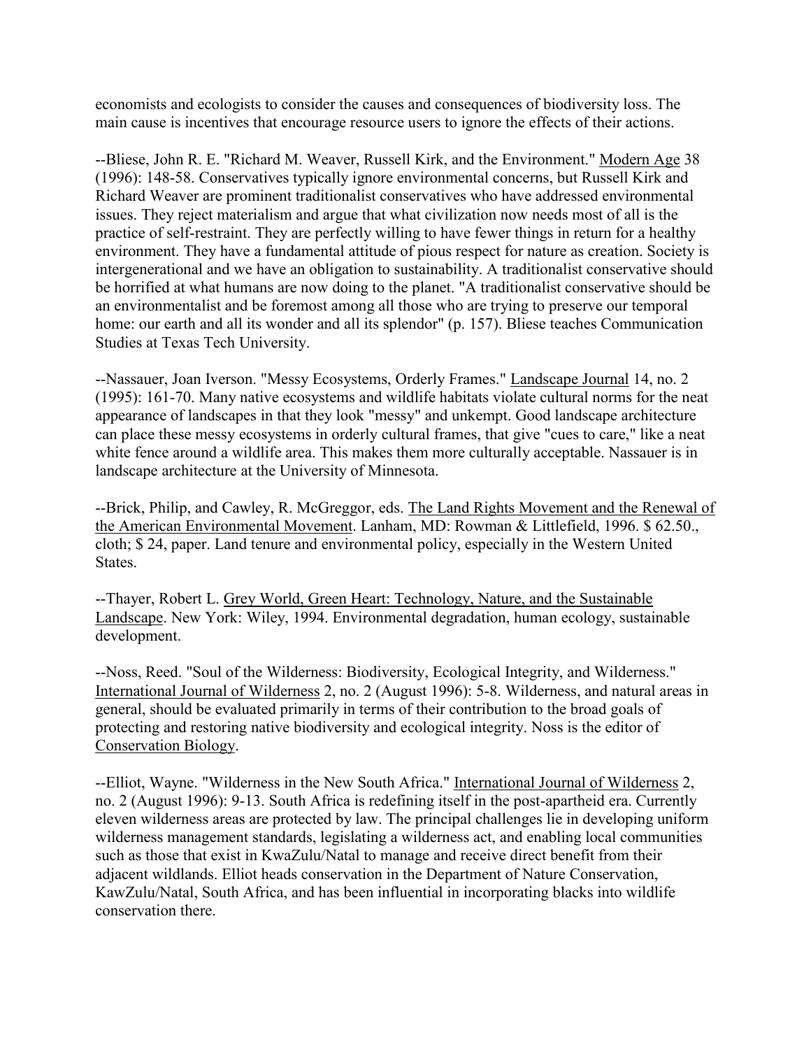economists and ecologists to consider the causes and consequences of biodiversity loss. The main cause is incentives that encourage resource users to ignore the effects of their actions.

--Bliese, John R. E. "Richard M. Weaver, Russell Kirk, and the Environment." Modern Age 38 (1996): 148-58. Conservatives typically ignore environmental concerns, but Russell Kirk and Richard Weaver are prominent traditionalist conservatives who have addressed environmental issues. They reject materialism and argue that what civilization now needs most of all is the practice of self-restraint. They are perfectly willing to have fewer things in return for a healthy environment. They have a fundamental attitude of pious respect for nature as creation. Society is intergenerational and we have an obligation to sustainability. A traditionalist conservative should be horrified at what humans are now doing to the planet. "A traditionalist conservative should be an environmentalist and be foremost among all those who are trying to preserve our temporal home: our earth and all its wonder and all its splendor" (p. 157). Bliese teaches Communication Studies at Texas Tech University.

--Nassauer, Joan Iverson. "Messy Ecosystems, Orderly Frames." Landscape Journal 14, no. 2 (1995): 161-70. Many native ecosystems and wildlife habitats violate cultural norms for the neat appearance of landscapes in that they look "messy" and unkempt. Good landscape architecture can place these messy ecosystems in orderly cultural frames, that give "cues to care," like a neat white fence around a wildlife area. This makes them more culturally acceptable. Nassauer is in landscape architecture at the University of Minnesota.

--Brick, Philip, and Cawley, R. McGreggor, eds. The Land Rights Movement and the Renewal of the American Environmental Movement. Lanham, MD: Rowman & Littlefield, 1996. $ 62.50., cloth; $ 24, paper. Land tenure and environmental policy, especially in the Western United States.

--Thayer, Robert L. Grey World, Green Heart: Technology, Nature, and the Sustainable Landscape. New York: Wiley, 1994. Environmental degradation, human ecology, sustainable development.

--Noss, Reed. "Soul of the Wilderness: Biodiversity, Ecological Integrity, and Wilderness." International Journal of Wilderness 2, no. 2 (August 1996): 5-8. Wilderness, and natural areas in general, should be evaluated primarily in terms of their contribution to the broad goals of protecting and restoring native biodiversity and ecological integrity. Noss is the editor of Conservation Biology.

--Elliot, Wayne. "Wilderness in the New South Africa." International Journal of Wilderness 2, no. 2 (August 1996): 9-13. South Africa is redefining itself in the post-apartheid era. Currently eleven wilderness areas are protected by law. The principal challenges lie in developing uniform wilderness management standards, legislating a wilderness act, and enabling local communities such as those that exist in KwaZulu/Natal to manage and receive direct benefit from their adjacent wildlands. Elliot heads conservation in the Department of Nature Conservation, KawZulu/Natal, South Africa, and has been influential in incorporating blacks into wildlife conservation there.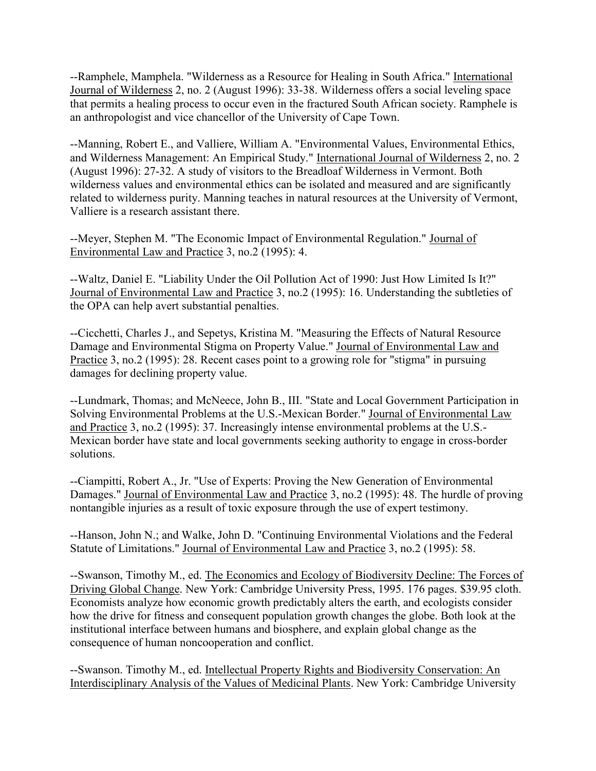--Ramphele, Mamphela. "Wilderness as a Resource for Healing in South Africa." International Journal of Wilderness 2, no. 2 (August 1996): 33-38. Wilderness offers a social leveling space that permits a healing process to occur even in the fractured South African society. Ramphele is an anthropologist and vice chancellor of the University of Cape Town.

--Manning, Robert E., and Valliere, William A. "Environmental Values, Environmental Ethics, and Wilderness Management: An Empirical Study." International Journal of Wilderness 2, no. 2 (August 1996): 27-32. A study of visitors to the Breadloaf Wilderness in Vermont. Both wilderness values and environmental ethics can be isolated and measured and are significantly related to wilderness purity. Manning teaches in natural resources at the University of Vermont, Valliere is a research assistant there.

--Meyer, Stephen M. "The Economic Impact of Environmental Regulation." Journal of Environmental Law and Practice 3, no.2 (1995): 4.

--Waltz, Daniel E. "Liability Under the Oil Pollution Act of 1990: Just How Limited Is It?" Journal of Environmental Law and Practice 3, no.2 (1995): 16. Understanding the subtleties of the OPA can help avert substantial penalties.

--Cicchetti, Charles J., and Sepetys, Kristina M. "Measuring the Effects of Natural Resource Damage and Environmental Stigma on Property Value." Journal of Environmental Law and Practice 3, no.2 (1995): 28. Recent cases point to a growing role for "stigma" in pursuing damages for declining property value.

--Lundmark, Thomas; and McNeece, John B., III. "State and Local Government Participation in Solving Environmental Problems at the U.S.-Mexican Border." Journal of Environmental Law and Practice 3, no.2 (1995): 37. Increasingly intense environmental problems at the U.S.-Mexican border have state and local governments seeking authority to engage in cross-border solutions.

--Ciampitti, Robert A., Jr. "Use of Experts: Proving the New Generation of Environmental Damages." Journal of Environmental Law and Practice 3, no.2 (1995): 48. The hurdle of proving nontangible injuries as a result of toxic exposure through the use of expert testimony.

--Hanson, John N.; and Walke, John D. "Continuing Environmental Violations and the Federal Statute of Limitations." Journal of Environmental Law and Practice 3, no.2 (1995): 58.

--Swanson, Timothy M., ed. The Economics and Ecology of Biodiversity Decline: The Forces of Driving Global Change. New York: Cambridge University Press, 1995. 176 pages. $39.95 cloth. Economists analyze how economic growth predictably alters the earth, and ecologists consider how the drive for fitness and consequent population growth changes the globe. Both look at the institutional interface between humans and biosphere, and explain global change as the consequence of human noncooperation and conflict.

--Swanson. Timothy M., ed. Intellectual Property Rights and Biodiversity Conservation: An Interdisciplinary Analysis of the Values of Medicinal Plants. New York: Cambridge University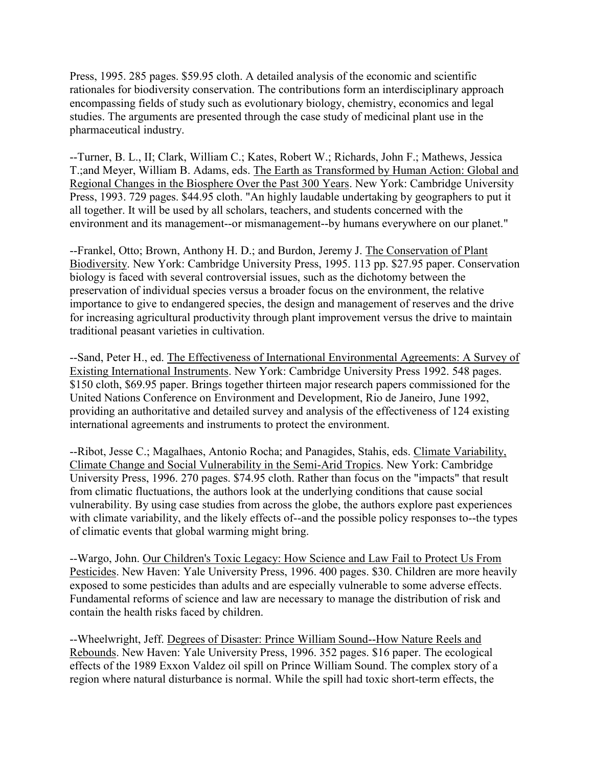Press, 1995. 285 pages. $59.95 cloth. A detailed analysis of the economic and scientific rationales for biodiversity conservation. The contributions form an interdisciplinary approach encompassing fields of study such as evolutionary biology, chemistry, economics and legal studies. The arguments are presented through the case study of medicinal plant use in the pharmaceutical industry.

--Turner, B. L., II; Clark, William C.; Kates, Robert W.; Richards, John F.; Mathews, Jessica T.;and Meyer, William B. Adams, eds. The Earth as Transformed by Human Action: Global and Regional Changes in the Biosphere Over the Past 300 Years. New York: Cambridge University Press, 1993. 729 pages. $44.95 cloth. "An highly laudable undertaking by geographers to put it all together. It will be used by all scholars, teachers, and students concerned with the environment and its management--or mismanagement--by humans everywhere on our planet."

--Frankel, Otto; Brown, Anthony H. D.; and Burdon, Jeremy J. The Conservation of Plant Biodiversity. New York: Cambridge University Press, 1995. 113 pp. $27.95 paper. Conservation biology is faced with several controversial issues, such as the dichotomy between the preservation of individual species versus a broader focus on the environment, the relative importance to give to endangered species, the design and management of reserves and the drive for increasing agricultural productivity through plant improvement versus the drive to maintain traditional peasant varieties in cultivation.

--Sand, Peter H., ed. The Effectiveness of International Environmental Agreements: A Survey of Existing International Instruments. New York: Cambridge University Press 1992. 548 pages. $150 cloth, $69.95 paper. Brings together thirteen major research papers commissioned for the United Nations Conference on Environment and Development, Rio de Janeiro, June 1992, providing an authoritative and detailed survey and analysis of the effectiveness of 124 existing international agreements and instruments to protect the environment.

--Ribot, Jesse C.; Magalhaes, Antonio Rocha; and Panagides, Stahis, eds. Climate Variability, Climate Change and Social Vulnerability in the Semi-Arid Tropics. New York: Cambridge University Press, 1996. 270 pages. $74.95 cloth. Rather than focus on the "impacts" that result from climatic fluctuations, the authors look at the underlying conditions that cause social vulnerability. By using case studies from across the globe, the authors explore past experiences with climate variability, and the likely effects of--and the possible policy responses to--the types of climatic events that global warming might bring.

--Wargo, John. Our Children's Toxic Legacy: How Science and Law Fail to Protect Us From Pesticides. New Haven: Yale University Press, 1996. 400 pages. $30. Children are more heavily exposed to some pesticides than adults and are especially vulnerable to some adverse effects. Fundamental reforms of science and law are necessary to manage the distribution of risk and contain the health risks faced by children.

--Wheelwright, Jeff. Degrees of Disaster: Prince William Sound--How Nature Reels and Rebounds. New Haven: Yale University Press, 1996. 352 pages. $16 paper. The ecological effects of the 1989 Exxon Valdez oil spill on Prince William Sound. The complex story of a region where natural disturbance is normal. While the spill had toxic short-term effects, the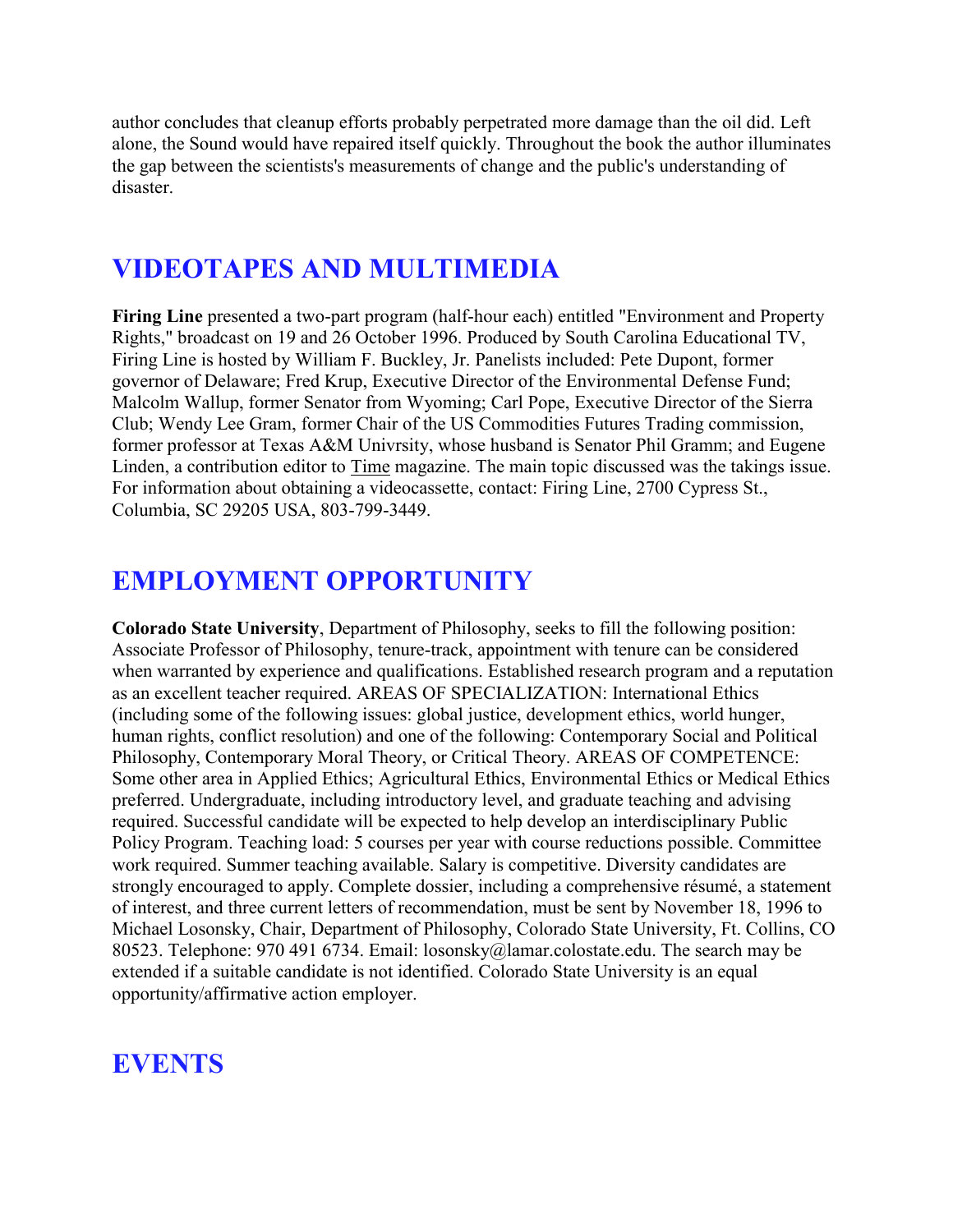author concludes that cleanup efforts probably perpetrated more damage than the oil did. Left alone, the Sound would have repaired itself quickly. Throughout the book the author illuminates the gap between the scientists's measurements of change and the public's understanding of disaster.

## VIDEOTAPES AND MULTIMEDIA

**Firing Line** presented a two-part program (half-hour each) entitled "Environment and Property Rights," broadcast on 19 and 26 October 1996. Produced by South Carolina Educational TV, Firing Line is hosted by William F. Buckley, Jr. Panelists included: Pete Dupont, former governor of Delaware; Fred Krup, Executive Director of the Environmental Defense Fund; Malcolm Wallup, former Senator from Wyoming; Carl Pope, Executive Director of the Sierra Club; Wendy Lee Gram, former Chair of the US Commodities Futures Trading commission, former professor at Texas A&M Univrsity, whose husband is Senator Phil Gramm; and Eugene Linden, a contribution editor to Time magazine. The main topic discussed was the takings issue. For information about obtaining a videocassette, contact: Firing Line, 2700 Cypress St., Columbia, SC 29205 USA, 803-799-3449.

## EMPLOYMENT OPPORTUNITY

**Colorado State University**, Department of Philosophy, seeks to fill the following position: Associate Professor of Philosophy, tenure-track, appointment with tenure can be considered when warranted by experience and qualifications. Established research program and a reputation as an excellent teacher required. AREAS OF SPECIALIZATION: International Ethics (including some of the following issues: global justice, development ethics, world hunger, human rights, conflict resolution) and one of the following: Contemporary Social and Political Philosophy, Contemporary Moral Theory, or Critical Theory. AREAS OF COMPETENCE: Some other area in Applied Ethics; Agricultural Ethics, Environmental Ethics or Medical Ethics preferred. Undergraduate, including introductory level, and graduate teaching and advising required. Successful candidate will be expected to help develop an interdisciplinary Public Policy Program. Teaching load: 5 courses per year with course reductions possible. Committee work required. Summer teaching available. Salary is competitive. Diversity candidates are strongly encouraged to apply. Complete dossier, including a comprehensive résumé, a statement of interest, and three current letters of recommendation, must be sent by November 18, 1996 to Michael Losonsky, Chair, Department of Philosophy, Colorado State University, Ft. Collins, CO 80523. Telephone: 970 491 6734. Email: losonsky@lamar.colostate.edu. The search may be extended if a suitable candidate is not identified. Colorado State University is an equal opportunity/affirmative action employer.

## EVENTS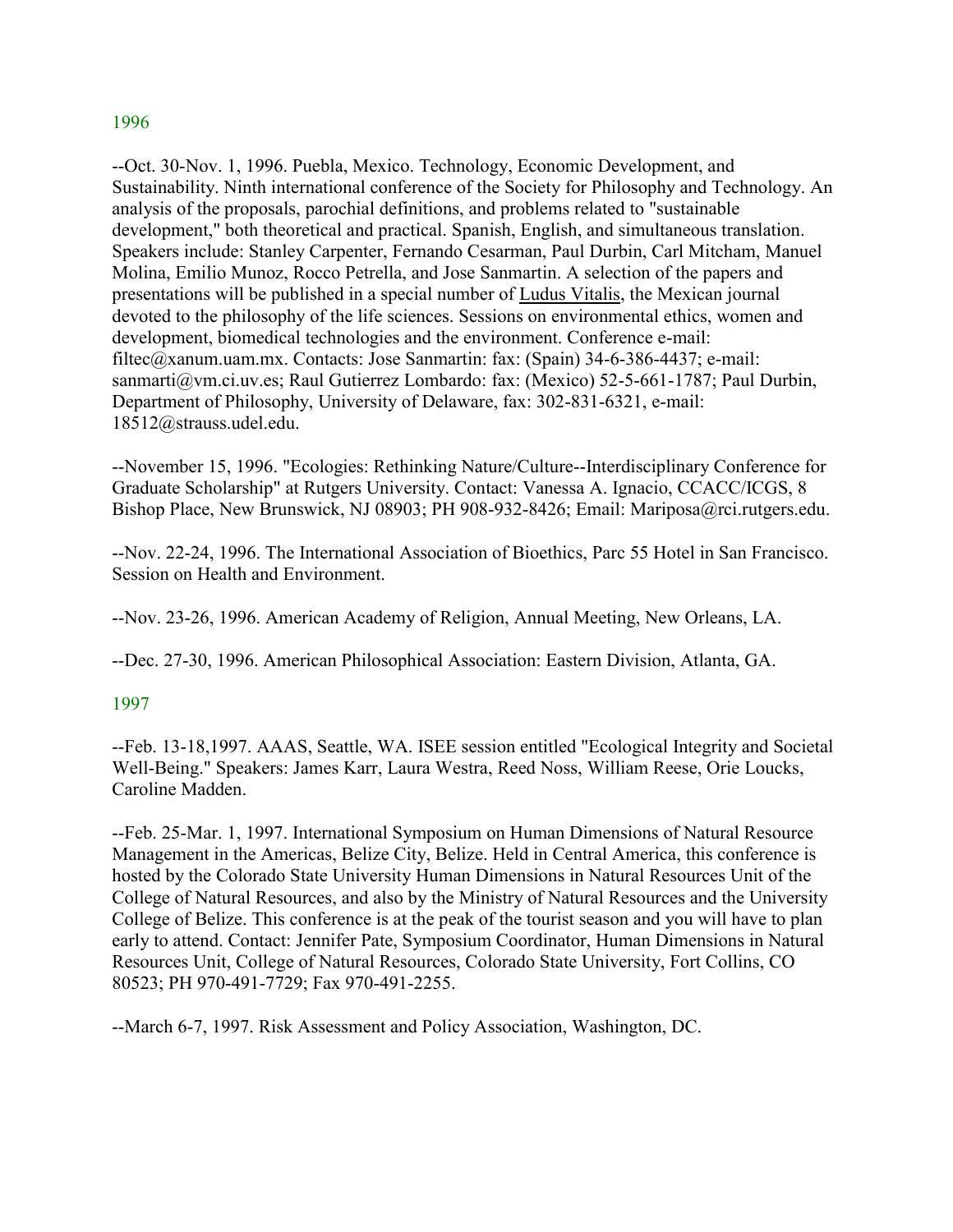## 1996

--Oct. 30-Nov. 1, 1996. Puebla, Mexico. Technology, Economic Development, and Sustainability. Ninth international conference of the Society for Philosophy and Technology. An analysis of the proposals, parochial definitions, and problems related to "sustainable development," both theoretical and practical. Spanish, English, and simultaneous translation. Speakers include: Stanley Carpenter, Fernando Cesarman, Paul Durbin, Carl Mitcham, Manuel Molina, Emilio Munoz, Rocco Petrella, and Jose Sanmartin. A selection of the papers and presentations will be published in a special number of Ludus Vitalis, the Mexican journal devoted to the philosophy of the life sciences. Sessions on environmental ethics, women and development, biomedical technologies and the environment. Conference e-mail: filtec@xanum.uam.mx. Contacts: Jose Sanmartin: fax: (Spain) 34-6-386-4437; e-mail: sanmarti@vm.ci.uv.es; Raul Gutierrez Lombardo: fax: (Mexico) 52-5-661-1787; Paul Durbin, Department of Philosophy, University of Delaware, fax: 302-831-6321, e-mail: 18512@strauss.udel.edu.

--November 15, 1996. "Ecologies: Rethinking Nature/Culture--Interdisciplinary Conference for Graduate Scholarship" at Rutgers University. Contact: Vanessa A. Ignacio, CCACC/ICGS, 8 Bishop Place, New Brunswick, NJ 08903; PH 908-932-8426; Email: Mariposa@rci.rutgers.edu.

--Nov. 22-24, 1996. The International Association of Bioethics, Parc 55 Hotel in San Francisco. Session on Health and Environment.

--Nov. 23-26, 1996. American Academy of Religion, Annual Meeting, New Orleans, LA.

--Dec. 27-30, 1996. American Philosophical Association: Eastern Division, Atlanta, GA.

## 1997

--Feb. 13-18,1997. AAAS, Seattle, WA. ISEE session entitled "Ecological Integrity and Societal Well-Being." Speakers: James Karr, Laura Westra, Reed Noss, William Reese, Orie Loucks, Caroline Madden.

--Feb. 25-Mar. 1, 1997. International Symposium on Human Dimensions of Natural Resource Management in the Americas, Belize City, Belize. Held in Central America, this conference is hosted by the Colorado State University Human Dimensions in Natural Resources Unit of the College of Natural Resources, and also by the Ministry of Natural Resources and the University College of Belize. This conference is at the peak of the tourist season and you will have to plan early to attend. Contact: Jennifer Pate, Symposium Coordinator, Human Dimensions in Natural Resources Unit, College of Natural Resources, Colorado State University, Fort Collins, CO 80523; PH 970-491-7729; Fax 970-491-2255.

--March 6-7, 1997. Risk Assessment and Policy Association, Washington, DC.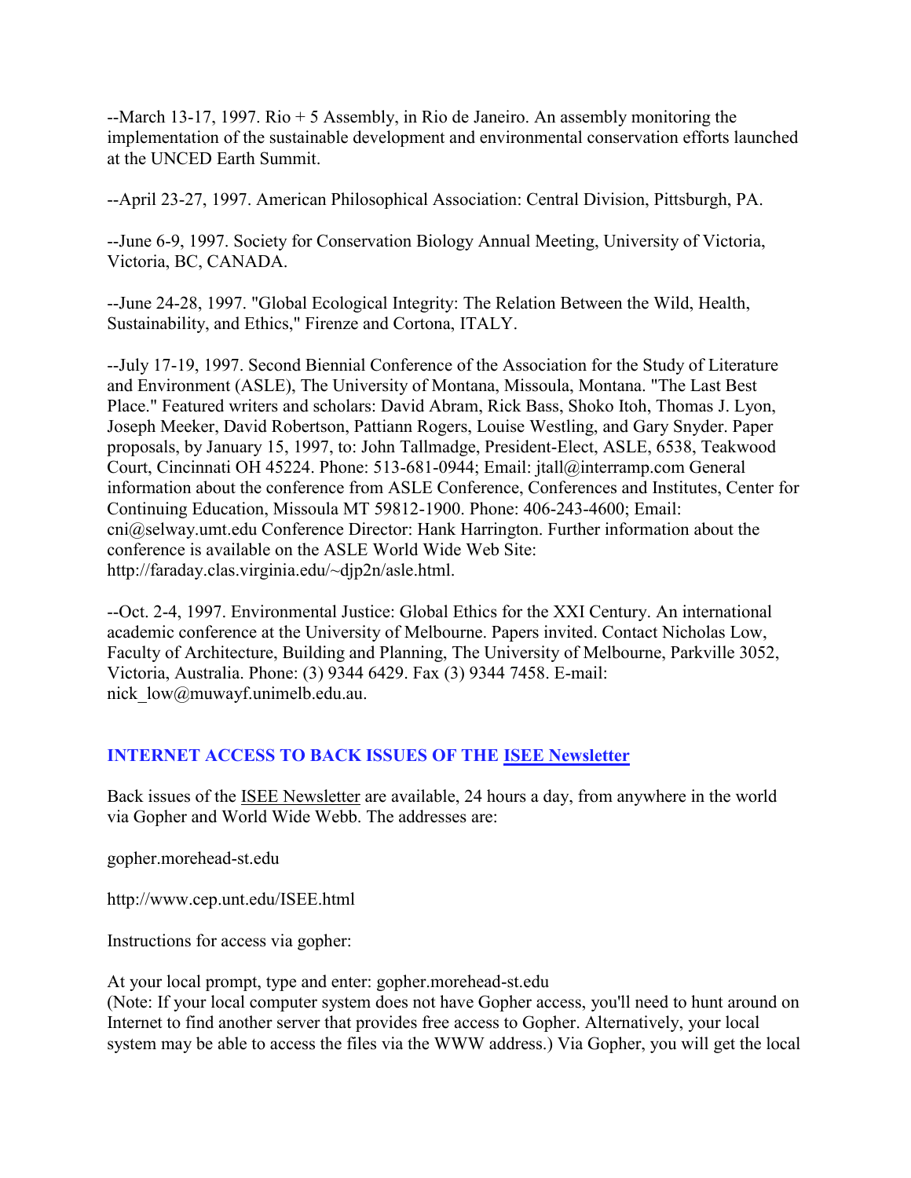--March 13-17, 1997. Rio + 5 Assembly, in Rio de Janeiro. An assembly monitoring the implementation of the sustainable development and environmental conservation efforts launched at the UNCED Earth Summit.

--April 23-27, 1997. American Philosophical Association: Central Division, Pittsburgh, PA.

--June 6-9, 1997. Society for Conservation Biology Annual Meeting, University of Victoria, Victoria, BC, CANADA.

--June 24-28, 1997. "Global Ecological Integrity: The Relation Between the Wild, Health, Sustainability, and Ethics," Firenze and Cortona, ITALY.

--July 17-19, 1997. Second Biennial Conference of the Association for the Study of Literature and Environment (ASLE), The University of Montana, Missoula, Montana. "The Last Best Place." Featured writers and scholars: David Abram, Rick Bass, Shoko Itoh, Thomas J. Lyon, Joseph Meeker, David Robertson, Pattiann Rogers, Louise Westling, and Gary Snyder. Paper proposals, by January 15, 1997, to: John Tallmadge, President-Elect, ASLE, 6538, Teakwood Court, Cincinnati OH 45224. Phone: 513-681-0944; Email: jtall@interramp.com General information about the conference from ASLE Conference, Conferences and Institutes, Center for Continuing Education, Missoula MT 59812-1900. Phone: 406-243-4600; Email: cni@selway.umt.edu Conference Director: Hank Harrington. Further information about the conference is available on the ASLE World Wide Web Site: http://faraday.clas.virginia.edu/~djp2n/asle.html.

--Oct. 2-4, 1997. Environmental Justice: Global Ethics for the XXI Century. An international academic conference at the University of Melbourne. Papers invited. Contact Nicholas Low, Faculty of Architecture, Building and Planning, The University of Melbourne, Parkville 3052, Victoria, Australia. Phone: (3) 9344 6429. Fax (3) 9344 7458. E-mail: nick_low@muwayf.unimelb.edu.au.

### INTERNET ACCESS TO BACK ISSUES OF THE ISEE Newsletter

Back issues of the ISEE Newsletter are available, 24 hours a day, from anywhere in the world via Gopher and World Wide Webb. The addresses are:

gopher.morehead-st.edu

http://www.cep.unt.edu/ISEE.html

Instructions for access via gopher:

At your local prompt, type and enter: gopher.morehead-st.edu
(Note: If your local computer system does not have Gopher access, you'll need to hunt around on Internet to find another server that provides free access to Gopher. Alternatively, your local system may be able to access the files via the WWW address.) Via Gopher, you will get the local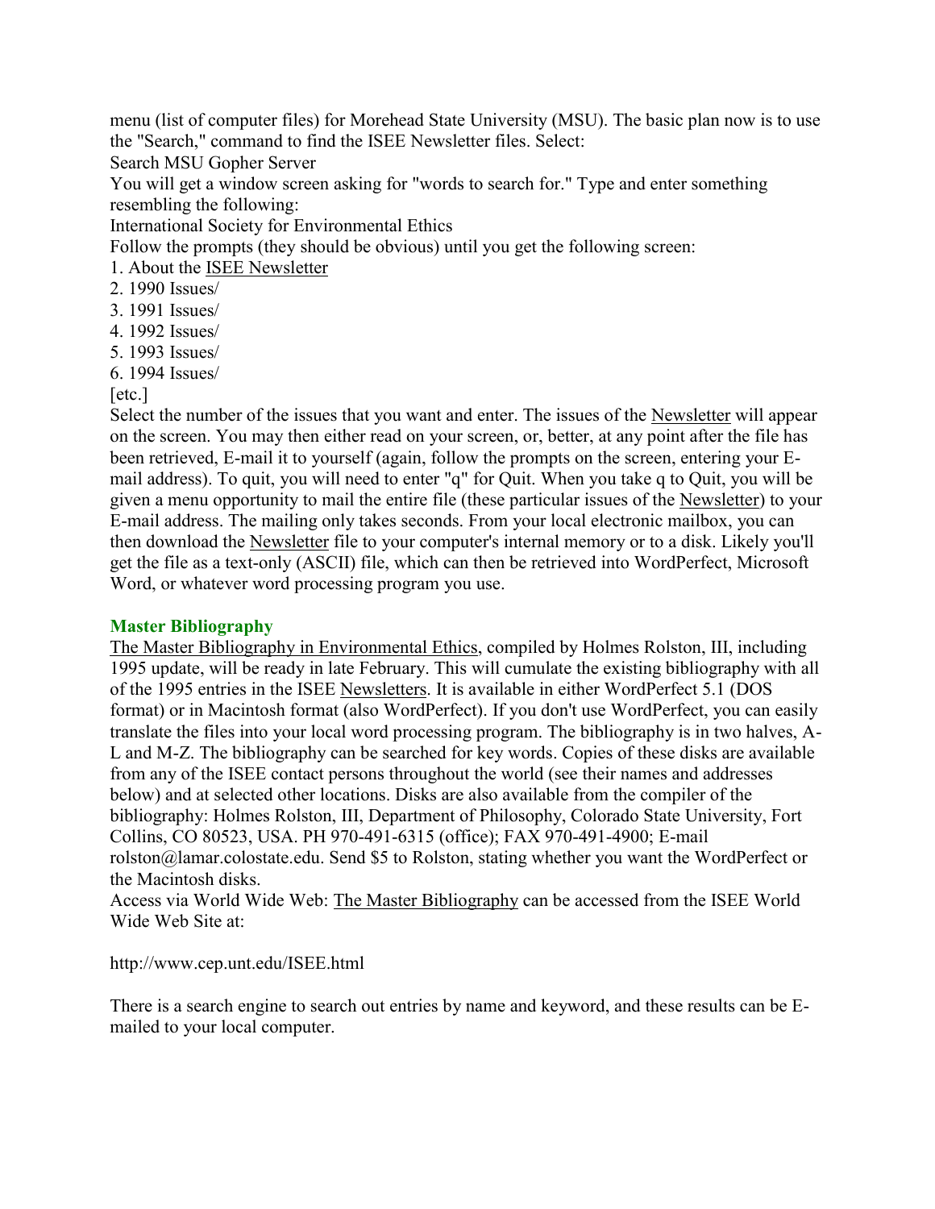menu (list of computer files) for Morehead State University (MSU). The basic plan now is to use the "Search," command to find the ISEE Newsletter files. Select:

Search MSU Gopher Server

You will get a window screen asking for "words to search for." Type and enter something resembling the following:

International Society for Environmental Ethics

Follow the prompts (they should be obvious) until you get the following screen:

1. About the ISEE Newsletter
2. 1990 Issues/
3. 1991 Issues/
4. 1992 Issues/
5. 1993 Issues/
6. 1994 Issues/

[etc.]

Select the number of the issues that you want and enter. The issues of the Newsletter will appear on the screen. You may then either read on your screen, or, better, at any point after the file has been retrieved, E-mail it to yourself (again, follow the prompts on the screen, entering your E-mail address). To quit, you will need to enter "q" for Quit. When you take q to Quit, you will be given a menu opportunity to mail the entire file (these particular issues of the Newsletter) to your E-mail address. The mailing only takes seconds. From your local electronic mailbox, you can then download the Newsletter file to your computer's internal memory or to a disk. Likely you'll get the file as a text-only (ASCII) file, which can then be retrieved into WordPerfect, Microsoft Word, or whatever word processing program you use.

### Master Bibliography

The Master Bibliography in Environmental Ethics, compiled by Holmes Rolston, III, including 1995 update, will be ready in late February. This will cumulate the existing bibliography with all of the 1995 entries in the ISEE Newsletters. It is available in either WordPerfect 5.1 (DOS format) or in Macintosh format (also WordPerfect). If you don't use WordPerfect, you can easily translate the files into your local word processing program. The bibliography is in two halves, A-L and M-Z. The bibliography can be searched for key words. Copies of these disks are available from any of the ISEE contact persons throughout the world (see their names and addresses below) and at selected other locations. Disks are also available from the compiler of the bibliography: Holmes Rolston, III, Department of Philosophy, Colorado State University, Fort Collins, CO 80523, USA. PH 970-491-6315 (office); FAX 970-491-4900; E-mail rolston@lamar.colostate.edu. Send $5 to Rolston, stating whether you want the WordPerfect or the Macintosh disks.

Access via World Wide Web: The Master Bibliography can be accessed from the ISEE World Wide Web Site at:

http://www.cep.unt.edu/ISEE.html

There is a search engine to search out entries by name and keyword, and these results can be E-mailed to your local computer.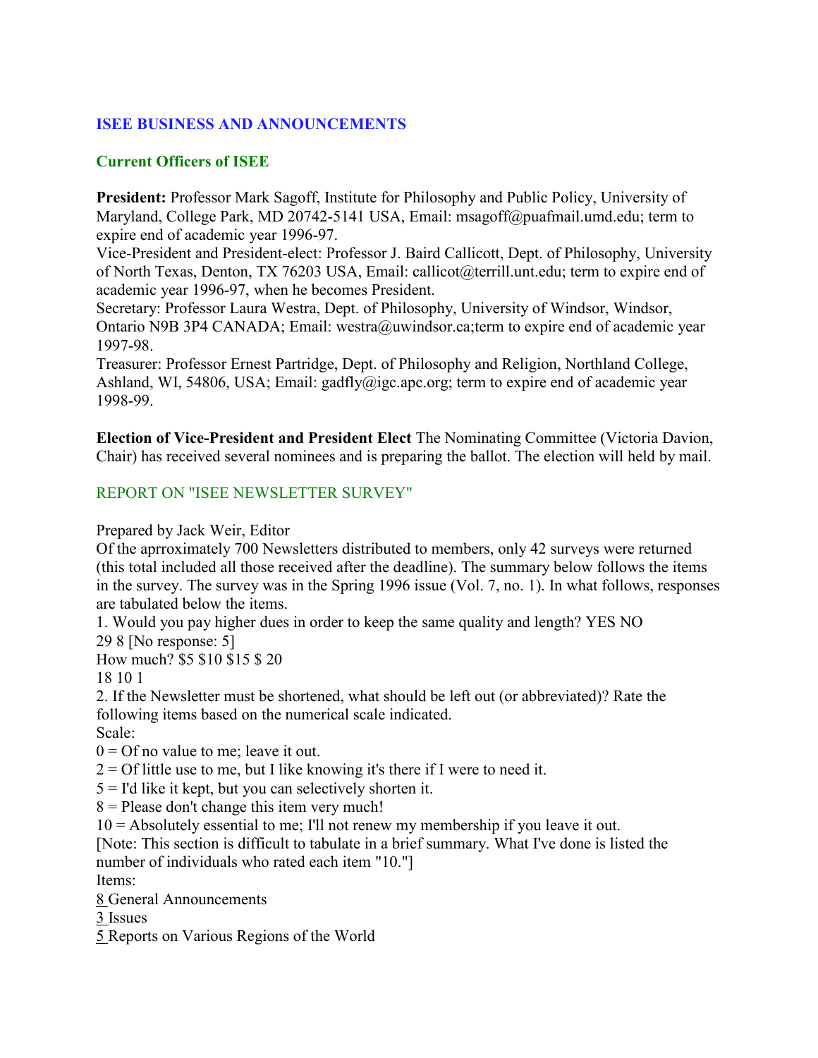## ISEE BUSINESS AND ANNOUNCEMENTS

### Current Officers of ISEE

**President:** Professor Mark Sagoff, Institute for Philosophy and Public Policy, University of Maryland, College Park, MD 20742-5141 USA, Email: msagoff@puafmail.umd.edu; term to expire end of academic year 1996-97.
Vice-President and President-elect: Professor J. Baird Callicott, Dept. of Philosophy, University of North Texas, Denton, TX 76203 USA, Email: callicot@terrill.unt.edu; term to expire end of academic year 1996-97, when he becomes President.
Secretary: Professor Laura Westra, Dept. of Philosophy, University of Windsor, Windsor, Ontario N9B 3P4 CANADA; Email: westra@uwindsor.ca;term to expire end of academic year 1997-98.
Treasurer: Professor Ernest Partridge, Dept. of Philosophy and Religion, Northland College, Ashland, WI, 54806, USA; Email: gadfly@igc.apc.org; term to expire end of academic year 1998-99.

**Election of Vice-President and President Elect** The Nominating Committee (Victoria Davion, Chair) has received several nominees and is preparing the ballot. The election will held by mail.

### REPORT ON "ISEE NEWSLETTER SURVEY"

Prepared by Jack Weir, Editor
Of the aprroximately 700 Newsletters distributed to members, only 42 surveys were returned (this total included all those received after the deadline). The summary below follows the items in the survey. The survey was in the Spring 1996 issue (Vol. 7, no. 1). In what follows, responses are tabulated below the items.
1. Would you pay higher dues in order to keep the same quality and length? YES NO
29 8 [No response: 5]
How much? $5 $10 $15 $ 20
18 10 1
2. If the Newsletter must be shortened, what should be left out (or abbreviated)? Rate the following items based on the numerical scale indicated.
Scale:
0 = Of no value to me; leave it out.
2 = Of little use to me, but I like knowing it's there if I were to need it.
5 = I'd like it kept, but you can selectively shorten it.
8 = Please don't change this item very much!
10 = Absolutely essential to me; I'll not renew my membership if you leave it out.
[Note: This section is difficult to tabulate in a brief summary. What I've done is listed the number of individuals who rated each item "10."]
Items:
8 General Announcements
3 Issues
5 Reports on Various Regions of the World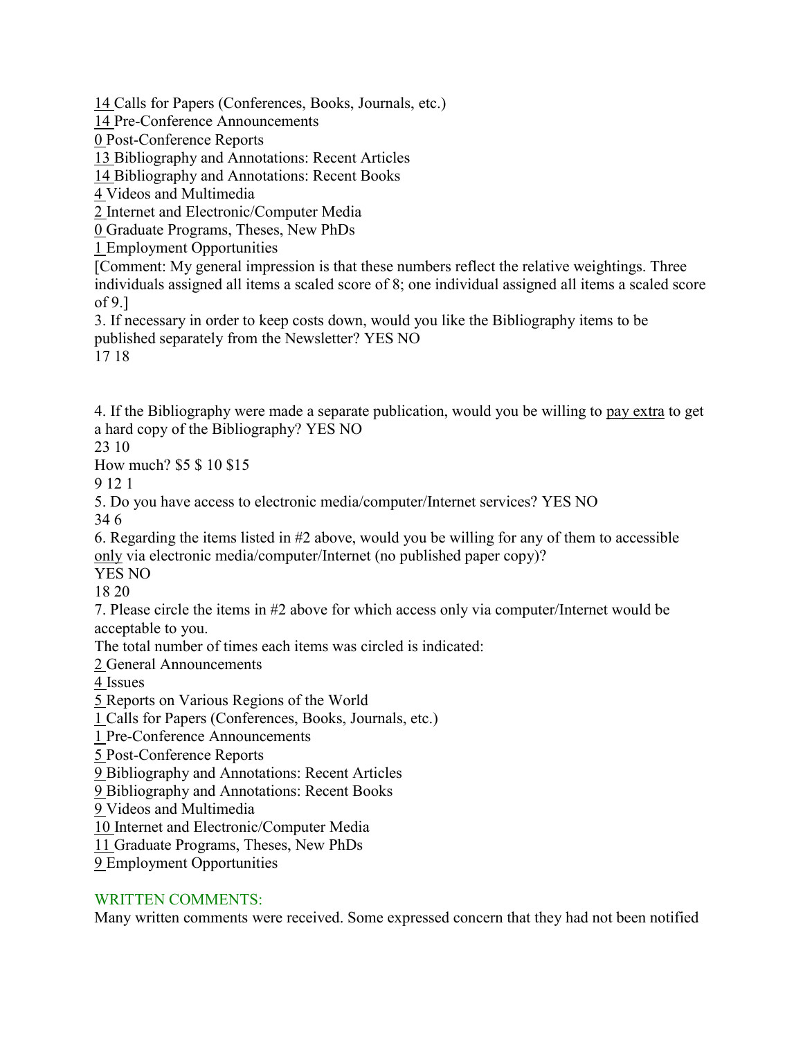14 Calls for Papers (Conferences, Books, Journals, etc.)
14 Pre-Conference Announcements
0 Post-Conference Reports
13 Bibliography and Annotations: Recent Articles
14 Bibliography and Annotations: Recent Books
4 Videos and Multimedia
2 Internet and Electronic/Computer Media
0 Graduate Programs, Theses, New PhDs
1 Employment Opportunities
[Comment: My general impression is that these numbers reflect the relative weightings. Three individuals assigned all items a scaled score of 8; one individual assigned all items a scaled score of 9.]

3. If necessary in order to keep costs down, would you like the Bibliography items to be published separately from the Newsletter? YES NO
17 18

4. If the Bibliography were made a separate publication, would you be willing to pay extra to get a hard copy of the Bibliography? YES NO
23 10
How much? $5 $ 10 $15
9 12 1

5. Do you have access to electronic media/computer/Internet services? YES NO
34 6

6. Regarding the items listed in #2 above, would you be willing for any of them to accessible only via electronic media/computer/Internet (no published paper copy)?
YES NO
18 20

7. Please circle the items in #2 above for which access only via computer/Internet would be acceptable to you.
The total number of times each items was circled is indicated:
2 General Announcements
4 Issues
5 Reports on Various Regions of the World
1 Calls for Papers (Conferences, Books, Journals, etc.)
1 Pre-Conference Announcements
5 Post-Conference Reports
9 Bibliography and Annotations: Recent Articles
9 Bibliography and Annotations: Recent Books
9 Videos and Multimedia
10 Internet and Electronic/Computer Media
11 Graduate Programs, Theses, New PhDs
9 Employment Opportunities

WRITTEN COMMENTS:
Many written comments were received. Some expressed concern that they had not been notified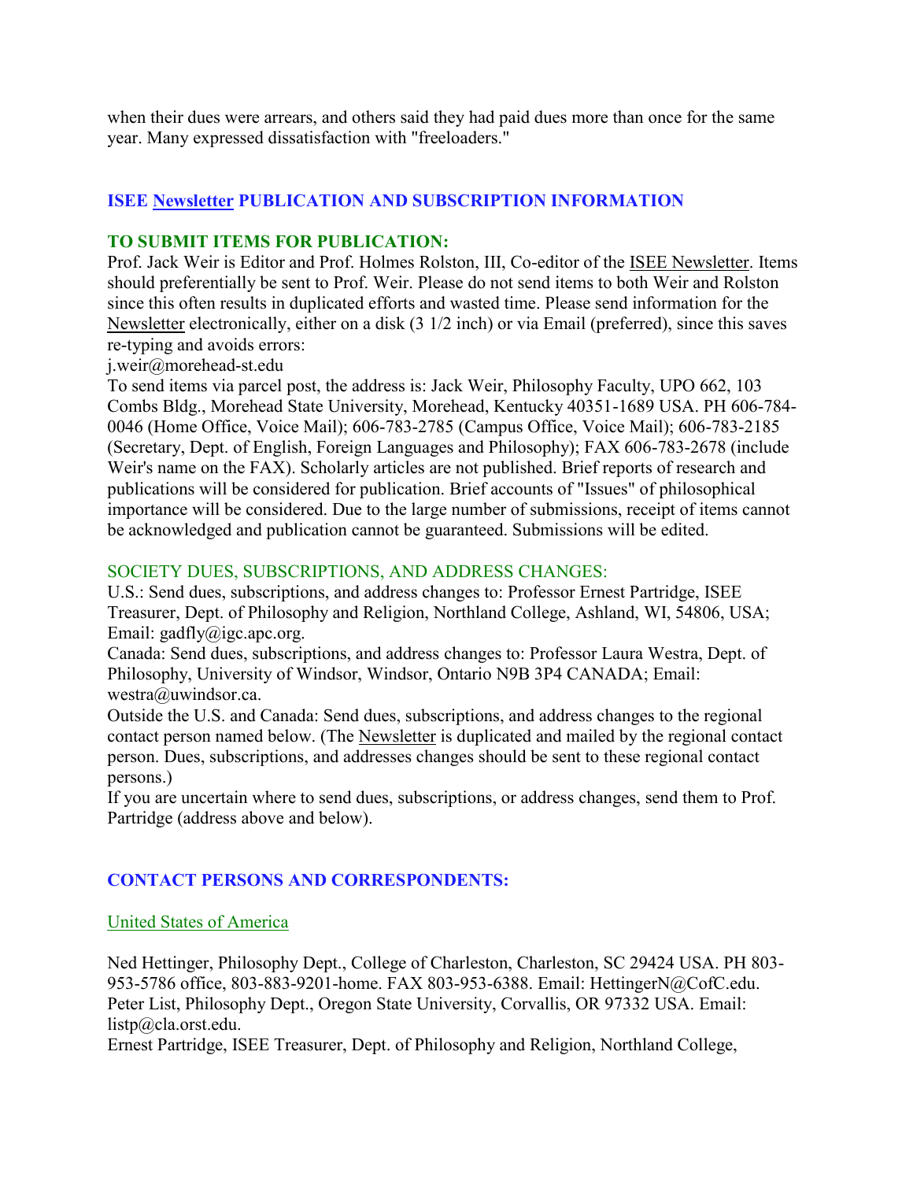when their dues were arrears, and others said they had paid dues more than once for the same year. Many expressed dissatisfaction with "freeloaders."

## ISEE Newsletter PUBLICATION AND SUBSCRIPTION INFORMATION

### TO SUBMIT ITEMS FOR PUBLICATION:

Prof. Jack Weir is Editor and Prof. Holmes Rolston, III, Co-editor of the ISEE Newsletter. Items should preferentially be sent to Prof. Weir. Please do not send items to both Weir and Rolston since this often results in duplicated efforts and wasted time. Please send information for the Newsletter electronically, either on a disk (3 1/2 inch) or via Email (preferred), since this saves re-typing and avoids errors:
j.weir@morehead-st.edu
To send items via parcel post, the address is: Jack Weir, Philosophy Faculty, UPO 662, 103 Combs Bldg., Morehead State University, Morehead, Kentucky 40351-1689 USA. PH 606-784-0046 (Home Office, Voice Mail); 606-783-2785 (Campus Office, Voice Mail); 606-783-2185 (Secretary, Dept. of English, Foreign Languages and Philosophy); FAX 606-783-2678 (include Weir's name on the FAX). Scholarly articles are not published. Brief reports of research and publications will be considered for publication. Brief accounts of "Issues" of philosophical importance will be considered. Due to the large number of submissions, receipt of items cannot be acknowledged and publication cannot be guaranteed. Submissions will be edited.

### SOCIETY DUES, SUBSCRIPTIONS, AND ADDRESS CHANGES:

U.S.: Send dues, subscriptions, and address changes to: Professor Ernest Partridge, ISEE Treasurer, Dept. of Philosophy and Religion, Northland College, Ashland, WI, 54806, USA; Email: gadfly@igc.apc.org.
Canada: Send dues, subscriptions, and address changes to: Professor Laura Westra, Dept. of Philosophy, University of Windsor, Windsor, Ontario N9B 3P4 CANADA; Email: westra@uwindsor.ca.
Outside the U.S. and Canada: Send dues, subscriptions, and address changes to the regional contact person named below. (The Newsletter is duplicated and mailed by the regional contact person. Dues, subscriptions, and addresses changes should be sent to these regional contact persons.)
If you are uncertain where to send dues, subscriptions, or address changes, send them to Prof. Partridge (address above and below).

## CONTACT PERSONS AND CORRESPONDENTS:

### United States of America

Ned Hettinger, Philosophy Dept., College of Charleston, Charleston, SC 29424 USA. PH 803-953-5786 office, 803-883-9201-home. FAX 803-953-6388. Email: HettingerN@CofC.edu.
Peter List, Philosophy Dept., Oregon State University, Corvallis, OR 97332 USA. Email: listp@cla.orst.edu.
Ernest Partridge, ISEE Treasurer, Dept. of Philosophy and Religion, Northland College,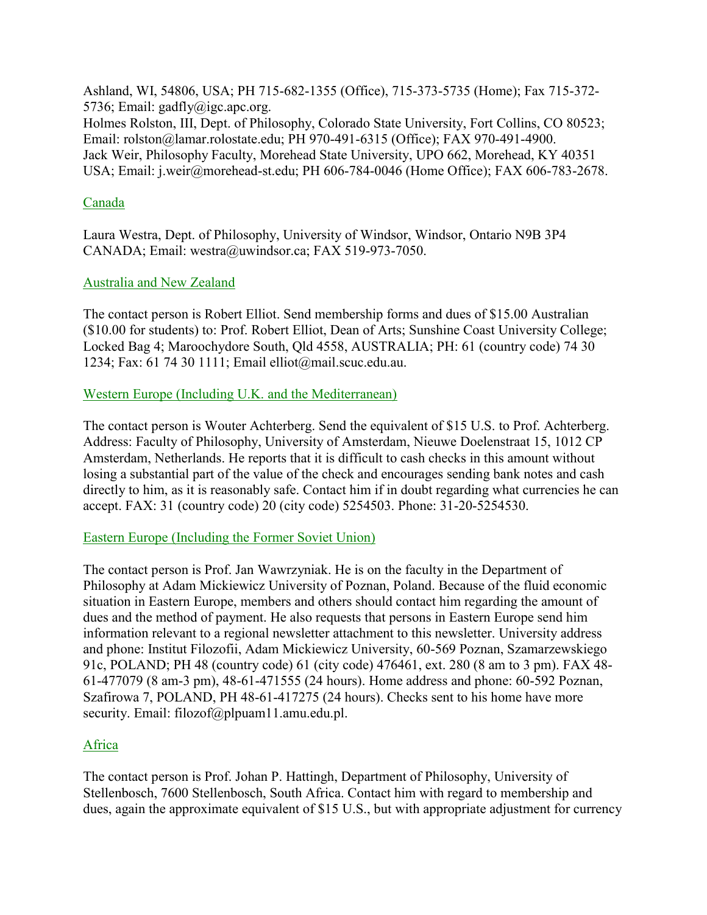Ashland, WI, 54806, USA; PH 715-682-1355 (Office), 715-373-5735 (Home); Fax 715-372-5736; Email: gadfly@igc.apc.org.
Holmes Rolston, III, Dept. of Philosophy, Colorado State University, Fort Collins, CO 80523; Email: rolston@lamar.rolostate.edu; PH 970-491-6315 (Office); FAX 970-491-4900.
Jack Weir, Philosophy Faculty, Morehead State University, UPO 662, Morehead, KY 40351 USA; Email: j.weir@morehead-st.edu; PH 606-784-0046 (Home Office); FAX 606-783-2678.

## Canada

Laura Westra, Dept. of Philosophy, University of Windsor, Windsor, Ontario N9B 3P4 CANADA; Email: westra@uwindsor.ca; FAX 519-973-7050.

## Australia and New Zealand

The contact person is Robert Elliot. Send membership forms and dues of $15.00 Australian ($10.00 for students) to: Prof. Robert Elliot, Dean of Arts; Sunshine Coast University College; Locked Bag 4; Maroochydore South, Qld 4558, AUSTRALIA; PH: 61 (country code) 74 30 1234; Fax: 61 74 30 1111; Email elliot@mail.scuc.edu.au.

## Western Europe (Including U.K. and the Mediterranean)

The contact person is Wouter Achterberg. Send the equivalent of $15 U.S. to Prof. Achterberg. Address: Faculty of Philosophy, University of Amsterdam, Nieuwe Doelenstraat 15, 1012 CP Amsterdam, Netherlands. He reports that it is difficult to cash checks in this amount without losing a substantial part of the value of the check and encourages sending bank notes and cash directly to him, as it is reasonably safe. Contact him if in doubt regarding what currencies he can accept. FAX: 31 (country code) 20 (city code) 5254503. Phone: 31-20-5254530.

## Eastern Europe (Including the Former Soviet Union)

The contact person is Prof. Jan Wawrzyniak. He is on the faculty in the Department of Philosophy at Adam Mickiewicz University of Poznan, Poland. Because of the fluid economic situation in Eastern Europe, members and others should contact him regarding the amount of dues and the method of payment. He also requests that persons in Eastern Europe send him information relevant to a regional newsletter attachment to this newsletter. University address and phone: Institut Filozofii, Adam Mickiewicz University, 60-569 Poznan, Szamarzewskiego 91c, POLAND; PH 48 (country code) 61 (city code) 476461, ext. 280 (8 am to 3 pm). FAX 48-61-477079 (8 am-3 pm), 48-61-471555 (24 hours). Home address and phone: 60-592 Poznan, Szafirowa 7, POLAND, PH 48-61-417275 (24 hours). Checks sent to his home have more security. Email: filozof@plpuam11.amu.edu.pl.

## Africa

The contact person is Prof. Johan P. Hattingh, Department of Philosophy, University of Stellenbosch, 7600 Stellenbosch, South Africa. Contact him with regard to membership and dues, again the approximate equivalent of $15 U.S., but with appropriate adjustment for currency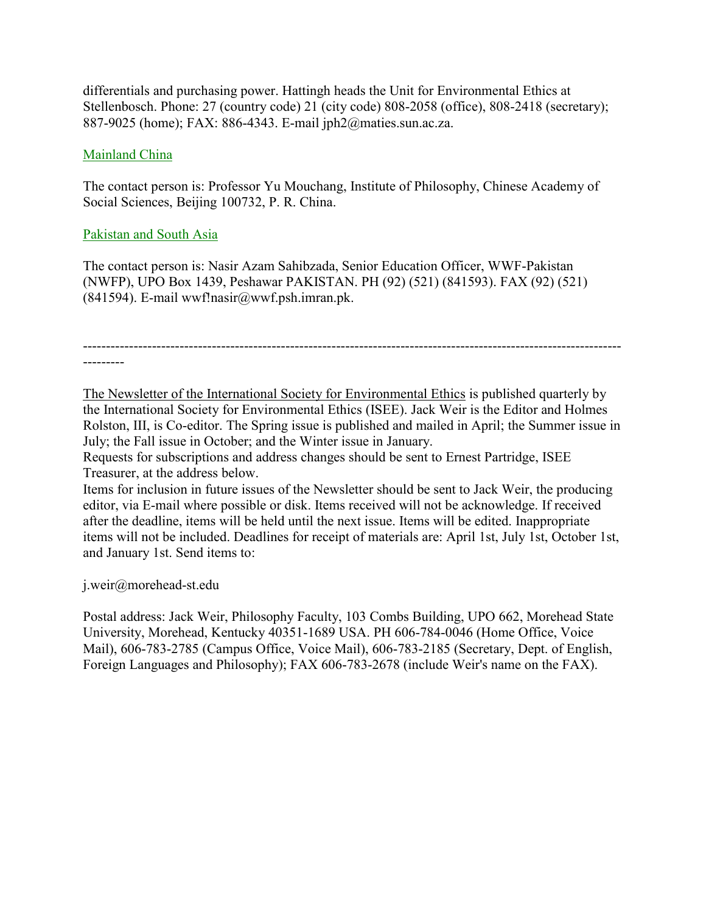differentials and purchasing power. Hattingh heads the Unit for Environmental Ethics at Stellenbosch. Phone: 27 (country code) 21 (city code) 808-2058 (office), 808-2418 (secretary); 887-9025 (home); FAX: 886-4343. E-mail jph2@maties.sun.ac.za.

## Mainland China

The contact person is: Professor Yu Mouchang, Institute of Philosophy, Chinese Academy of Social Sciences, Beijing 100732, P. R. China.

## Pakistan and South Asia

The contact person is: Nasir Azam Sahibzada, Senior Education Officer, WWF-Pakistan (NWFP), UPO Box 1439, Peshawar PAKISTAN. PH (92) (521) (841593). FAX (92) (521) (841594). E-mail wwf!nasir@wwf.psh.imran.pk.

---

The Newsletter of the International Society for Environmental Ethics is published quarterly by the International Society for Environmental Ethics (ISEE). Jack Weir is the Editor and Holmes Rolston, III, is Co-editor. The Spring issue is published and mailed in April; the Summer issue in July; the Fall issue in October; and the Winter issue in January.
Requests for subscriptions and address changes should be sent to Ernest Partridge, ISEE Treasurer, at the address below.
Items for inclusion in future issues of the Newsletter should be sent to Jack Weir, the producing editor, via E-mail where possible or disk. Items received will not be acknowledge. If received after the deadline, items will be held until the next issue. Items will be edited. Inappropriate items will not be included. Deadlines for receipt of materials are: April 1st, July 1st, October 1st, and January 1st. Send items to:

j.weir@morehead-st.edu

Postal address: Jack Weir, Philosophy Faculty, 103 Combs Building, UPO 662, Morehead State University, Morehead, Kentucky 40351-1689 USA. PH 606-784-0046 (Home Office, Voice Mail), 606-783-2785 (Campus Office, Voice Mail), 606-783-2185 (Secretary, Dept. of English, Foreign Languages and Philosophy); FAX 606-783-2678 (include Weir's name on the FAX).